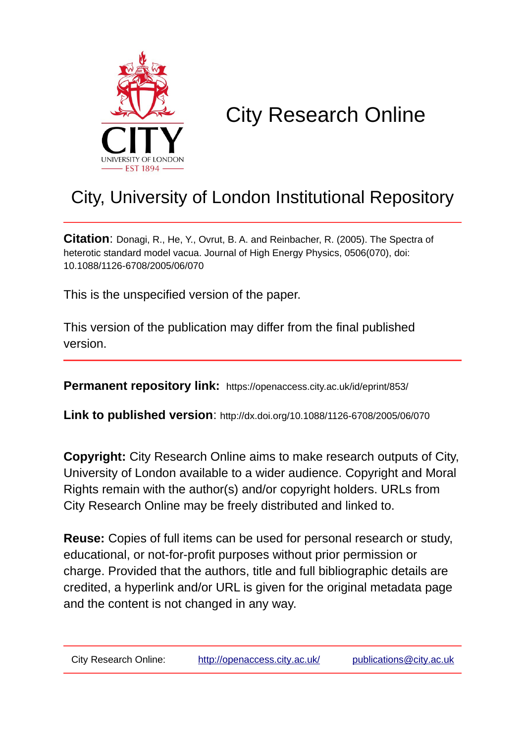# City Research Online

## City, University of London Institutional Repository

**Citation**: Donagi, R., He, Y., Ovrut, B. A. and Reinbacher, R. (2005). The Spectra of heterotic standard model vacua. Journal of High Energy Physics, 0506(070), doi: 10.1088/1126-6708/2005/06/070

This is the unspecified version of the paper.

This version of the publication may differ from the final published version.

---

**Permanent repository link:** https://openaccess.city.ac.uk/id/eprint/853/

**Link to published version**: http://dx.doi.org/10.1088/1126-6708/2005/06/070

**Copyright:** City Research Online aims to make research outputs of City, University of London available to a wider audience. Copyright and Moral Rights remain with the author(s) and/or copyright holders. URLs from City Research Online may be freely distributed and linked to.

**Reuse:** Copies of full items can be used for personal research or study, educational, or not-for-profit purposes without prior permission or charge. Provided that the authors, title and full bibliographic details are credited, a hyperlink and/or URL is given for the original metadata page and the content is not changed in any way.

---

City Research Online: http://openaccess.city.ac.uk/ publications@city.ac.uk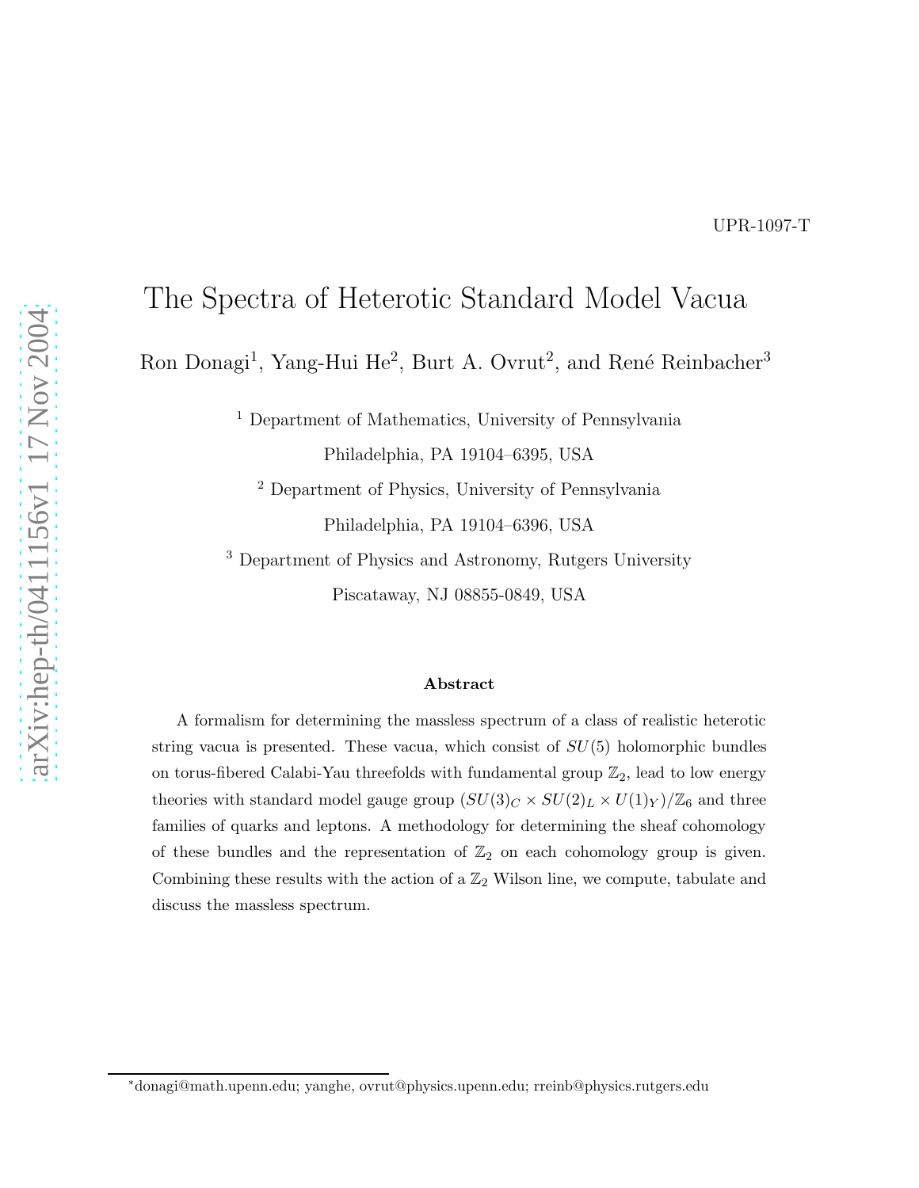UPR-1097-T

# The Spectra of Heterotic Standard Model Vacua

Ron Donagi[1], Yang-Hui He[2], Burt A. Ovrut[2], and René Reinbacher[3]

[1] Department of Mathematics, University of Pennsylvania

Philadelphia, PA 19104–6395, USA

[2] Department of Physics, University of Pennsylvania

Philadelphia, PA 19104–6396, USA

[3] Department of Physics and Astronomy, Rutgers University

Piscataway, NJ 08855-0849, USA

### Abstract

A formalism for determining the massless spectrum of a class of realistic heterotic string vacua is presented. These vacua, which consist of $SU(5)$ holomorphic bundles on torus-fibered Calabi-Yau threefolds with fundamental group $\mathbb{Z}_2$, lead to low energy theories with standard model gauge group $(SU(3)_C \times SU(2)_L \times U(1)_Y)/\mathbb{Z}_6$ and three families of quarks and leptons. A methodology for determining the sheaf cohomology of these bundles and the representation of $\mathbb{Z}_2$ on each cohomology group is given. Combining these results with the action of a $\mathbb{Z}_2$ Wilson line, we compute, tabulate and discuss the massless spectrum.

*donagi@math.upenn.edu; yanghe, ovrut@physics.upenn.edu; rreinb@physics.rutgers.edu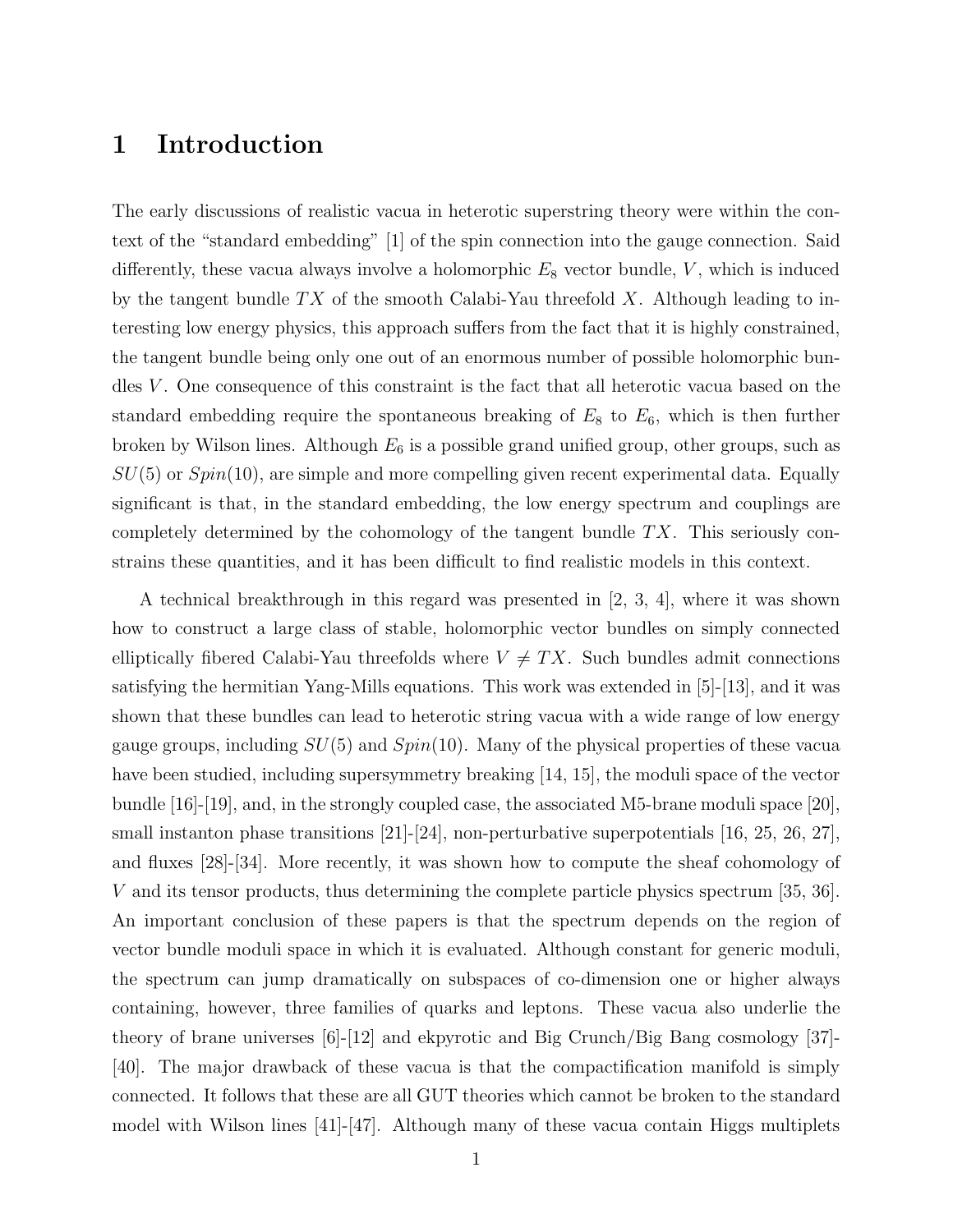# 1 Introduction

The early discussions of realistic vacua in heterotic superstring theory were within the context of the "standard embedding" [1] of the spin connection into the gauge connection. Said differently, these vacua always involve a holomorphic $E_8$ vector bundle, $V$, which is induced by the tangent bundle $TX$ of the smooth Calabi-Yau threefold $X$. Although leading to interesting low energy physics, this approach suffers from the fact that it is highly constrained, the tangent bundle being only one out of an enormous number of possible holomorphic bundles $V$. One consequence of this constraint is the fact that all heterotic vacua based on the standard embedding require the spontaneous breaking of $E_8$ to $E_6$, which is then further broken by Wilson lines. Although $E_6$ is a possible grand unified group, other groups, such as $SU(5)$ or $Spin(10)$, are simple and more compelling given recent experimental data. Equally significant is that, in the standard embedding, the low energy spectrum and couplings are completely determined by the cohomology of the tangent bundle $TX$. This seriously constrains these quantities, and it has been difficult to find realistic models in this context.

A technical breakthrough in this regard was presented in [2, 3, 4], where it was shown how to construct a large class of stable, holomorphic vector bundles on simply connected elliptically fibered Calabi-Yau threefolds where $V \neq TX$. Such bundles admit connections satisfying the hermitian Yang-Mills equations. This work was extended in [5]-[13], and it was shown that these bundles can lead to heterotic string vacua with a wide range of low energy gauge groups, including $SU(5)$ and $Spin(10)$. Many of the physical properties of these vacua have been studied, including supersymmetry breaking [14, 15], the moduli space of the vector bundle [16]-[19], and, in the strongly coupled case, the associated M5-brane moduli space [20], small instanton phase transitions [21]-[24], non-perturbative superpotentials [16, 25, 26, 27], and fluxes [28]-[34]. More recently, it was shown how to compute the sheaf cohomology of $V$ and its tensor products, thus determining the complete particle physics spectrum [35, 36]. An important conclusion of these papers is that the spectrum depends on the region of vector bundle moduli space in which it is evaluated. Although constant for generic moduli, the spectrum can jump dramatically on subspaces of co-dimension one or higher always containing, however, three families of quarks and leptons. These vacua also underlie the theory of brane universes [6]-[12] and ekpyrotic and Big Crunch/Big Bang cosmology [37]-[40]. The major drawback of these vacua is that the compactification manifold is simply connected. It follows that these are all GUT theories which cannot be broken to the standard model with Wilson lines [41]-[47]. Although many of these vacua contain Higgs multiplets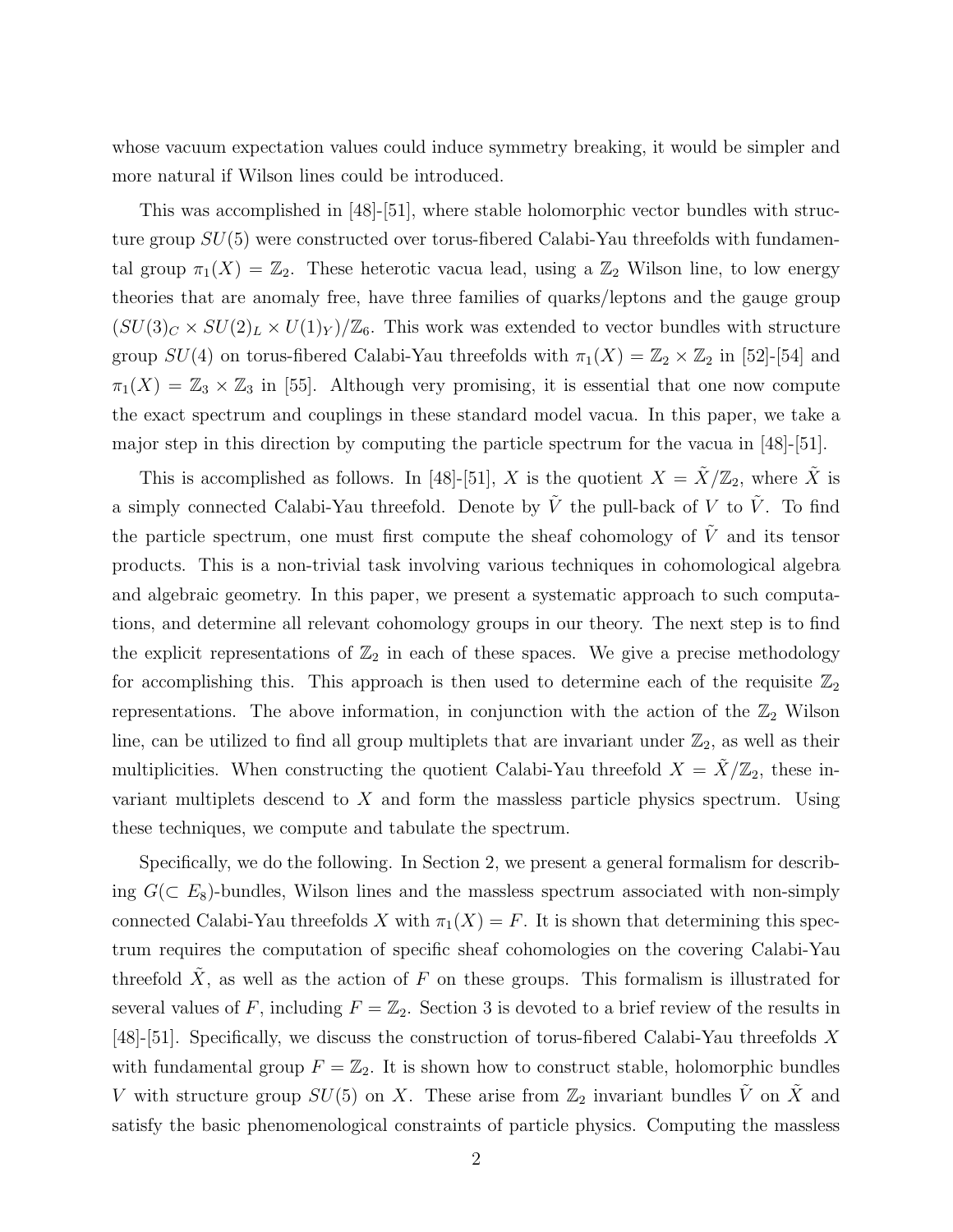whose vacuum expectation values could induce symmetry breaking, it would be simpler and more natural if Wilson lines could be introduced.

This was accomplished in [48]-[51], where stable holomorphic vector bundles with structure group $SU(5)$ were constructed over torus-fibered Calabi-Yau threefolds with fundamental group $\pi_1(X) = \mathbb{Z}_2$. These heterotic vacua lead, using a $\mathbb{Z}_2$ Wilson line, to low energy theories that are anomaly free, have three families of quarks/leptons and the gauge group $(SU(3)_C \times SU(2)_L \times U(1)_Y)/\mathbb{Z}_6$. This work was extended to vector bundles with structure group $SU(4)$ on torus-fibered Calabi-Yau threefolds with $\pi_1(X) = \mathbb{Z}_2 \times \mathbb{Z}_2$ in [52]-[54] and $\pi_1(X) = \mathbb{Z}_3 \times \mathbb{Z}_3$ in [55]. Although very promising, it is essential that one now compute the exact spectrum and couplings in these standard model vacua. In this paper, we take a major step in this direction by computing the particle spectrum for the vacua in [48]-[51].

This is accomplished as follows. In [48]-[51], $X$ is the quotient $X = \tilde{X}/\mathbb{Z}_2$, where $\tilde{X}$ is a simply connected Calabi-Yau threefold. Denote by $\tilde{V}$ the pull-back of $V$ to $\tilde{V}$. To find the particle spectrum, one must first compute the sheaf cohomology of $\tilde{V}$ and its tensor products. This is a non-trivial task involving various techniques in cohomological algebra and algebraic geometry. In this paper, we present a systematic approach to such computations, and determine all relevant cohomology groups in our theory. The next step is to find the explicit representations of $\mathbb{Z}_2$ in each of these spaces. We give a precise methodology for accomplishing this. This approach is then used to determine each of the requisite $\mathbb{Z}_2$ representations. The above information, in conjunction with the action of the $\mathbb{Z}_2$ Wilson line, can be utilized to find all group multiplets that are invariant under $\mathbb{Z}_2$, as well as their multiplicities. When constructing the quotient Calabi-Yau threefold $X = \tilde{X}/\mathbb{Z}_2$, these invariant multiplets descend to $X$ and form the massless particle physics spectrum. Using these techniques, we compute and tabulate the spectrum.

Specifically, we do the following. In Section 2, we present a general formalism for describing $G(\subset E_8)$-bundles, Wilson lines and the massless spectrum associated with non-simply connected Calabi-Yau threefolds $X$ with $\pi_1(X) = F$. It is shown that determining this spectrum requires the computation of specific sheaf cohomologies on the covering Calabi-Yau threefold $\tilde{X}$, as well as the action of $F$ on these groups. This formalism is illustrated for several values of $F$, including $F = \mathbb{Z}_2$. Section 3 is devoted to a brief review of the results in [48]-[51]. Specifically, we discuss the construction of torus-fibered Calabi-Yau threefolds $X$ with fundamental group $F = \mathbb{Z}_2$. It is shown how to construct stable, holomorphic bundles $V$ with structure group $SU(5)$ on $X$. These arise from $\mathbb{Z}_2$ invariant bundles $\tilde{V}$ on $\tilde{X}$ and satisfy the basic phenomenological constraints of particle physics. Computing the massless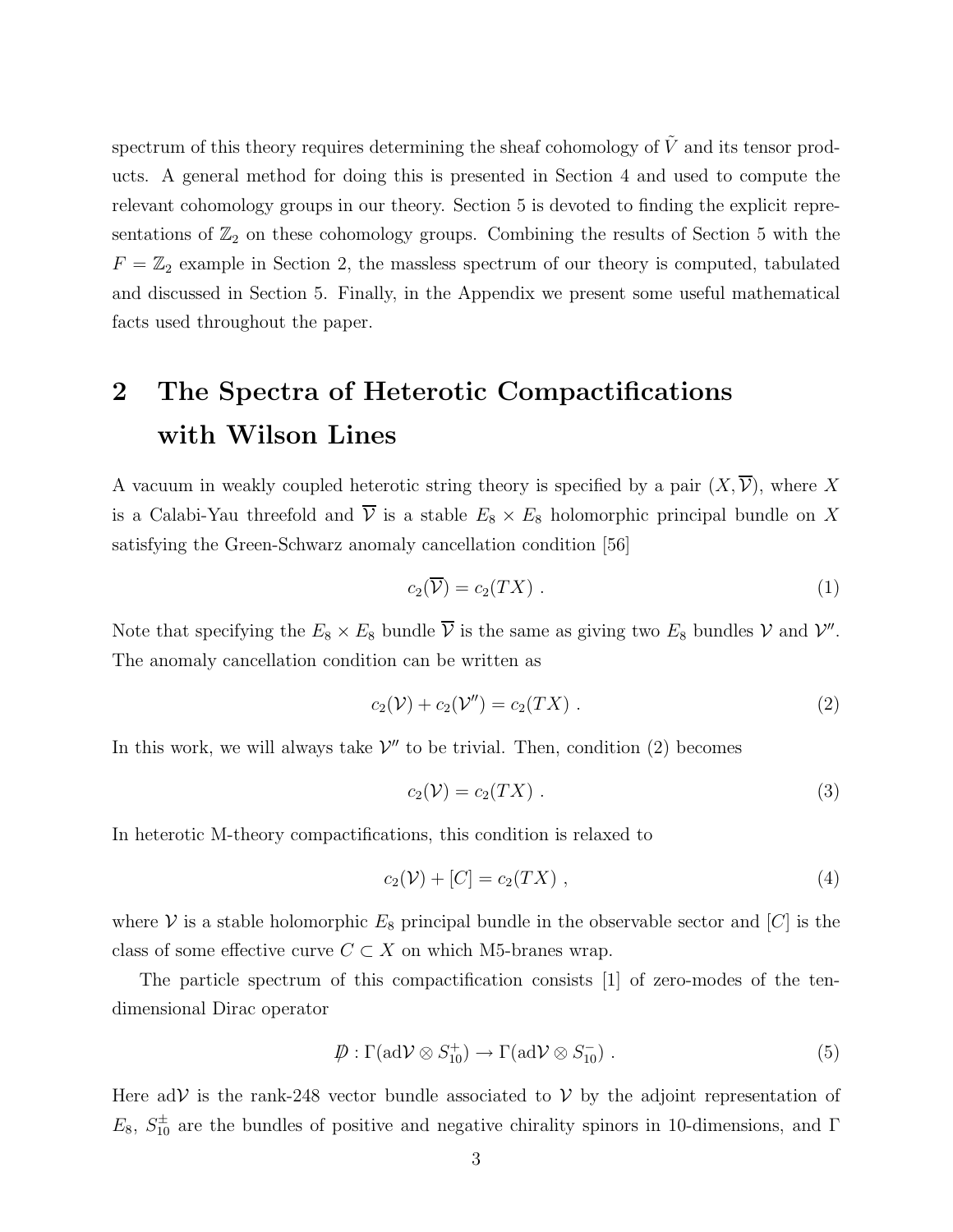spectrum of this theory requires determining the sheaf cohomology of $\tilde{V}$ and its tensor products. A general method for doing this is presented in Section 4 and used to compute the relevant cohomology groups in our theory. Section 5 is devoted to finding the explicit representations of $\mathbb{Z}_2$ on these cohomology groups. Combining the results of Section 5 with the $F = \mathbb{Z}_2$ example in Section 2, the massless spectrum of our theory is computed, tabulated and discussed in Section 5. Finally, in the Appendix we present some useful mathematical facts used throughout the paper.

# 2 The Spectra of Heterotic Compactifications with Wilson Lines

A vacuum in weakly coupled heterotic string theory is specified by a pair $(X, \overline{\mathcal{V}})$, where $X$ is a Calabi-Yau threefold and $\overline{\mathcal{V}}$ is a stable $E_8 \times E_8$ holomorphic principal bundle on $X$ satisfying the Green-Schwarz anomaly cancellation condition [56]

$$c_2(\overline{\mathcal{V}}) = c_2(TX) \ . \tag{1}$$

Note that specifying the $E_8 \times E_8$ bundle $\overline{\mathcal{V}}$ is the same as giving two $E_8$ bundles $\mathcal{V}$ and $\mathcal{V}''$. The anomaly cancellation condition can be written as

$$c_2(\mathcal{V}) + c_2(\mathcal{V}'') = c_2(TX) \ . \tag{2}$$

In this work, we will always take $\mathcal{V}''$ to be trivial. Then, condition (2) becomes

$$c_2(\mathcal{V}) = c_2(TX) \ . \tag{3}$$

In heterotic M-theory compactifications, this condition is relaxed to

$$c_2(\mathcal{V}) + [C] = c_2(TX) \ , \tag{4}$$

where $\mathcal{V}$ is a stable holomorphic $E_8$ principal bundle in the observable sector and $[C]$ is the class of some effective curve $C \subset X$ on which M5-branes wrap.

The particle spectrum of this compactification consists [1] of zero-modes of the ten-dimensional Dirac operator

$$\not{D} : \Gamma(\mathrm{ad}\mathcal{V} \otimes S_{10}^{+}) \to \Gamma(\mathrm{ad}\mathcal{V} \otimes S_{10}^{-}) \ . \tag{5}$$

Here $\mathrm{ad}\mathcal{V}$ is the rank-248 vector bundle associated to $\mathcal{V}$ by the adjoint representation of $E_8$, $S_{10}^{\pm}$ are the bundles of positive and negative chirality spinors in 10-dimensions, and $\Gamma$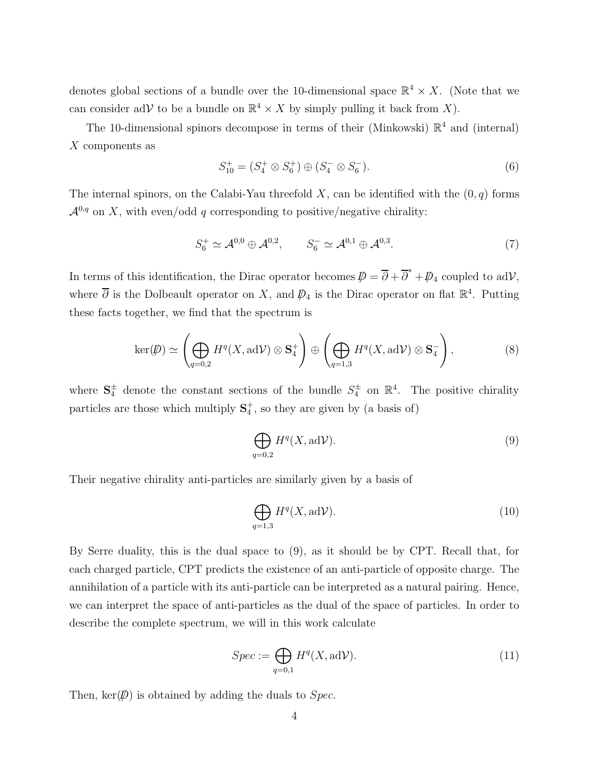denotes global sections of a bundle over the 10-dimensional space $\mathbb{R}^4 \times X$. (Note that we can consider $\mathrm{ad}\mathcal{V}$ to be a bundle on $\mathbb{R}^4 \times X$ by simply pulling it back from $X$).

The 10-dimensional spinors decompose in terms of their (Minkowski) $\mathbb{R}^4$ and (internal) $X$ components as

$$S_{10}^{+} = (S_4^{+} \otimes S_6^{+}) \oplus (S_4^{-} \otimes S_6^{-}). \tag{6}$$

The internal spinors, on the Calabi-Yau threefold $X$, can be identified with the $(0,q)$ forms $\mathcal{A}^{0,q}$ on $X$, with even/odd $q$ corresponding to positive/negative chirality:

$$S_6^{+} \simeq \mathcal{A}^{0,0} \oplus \mathcal{A}^{0,2}, \qquad S_6^{-} \simeq \mathcal{A}^{0,1} \oplus \mathcal{A}^{0,3}. \tag{7}$$

In terms of this identification, the Dirac operator becomes $\not{D} = \overline{\partial} + \overline{\partial}^{*} + \not{D}_4$ coupled to $\mathrm{ad}\mathcal{V}$, where $\overline{\partial}$ is the Dolbeault operator on $X$, and $\not{D}_4$ is the Dirac operator on flat $\mathbb{R}^4$. Putting these facts together, we find that the spectrum is

$$\ker(\not{D}) \simeq \left( \bigoplus_{q=0,2} H^q(X, \mathrm{ad}\mathcal{V}) \otimes \mathbf{S}_4^{+} \right) \oplus \left( \bigoplus_{q=1,3} H^q(X, \mathrm{ad}\mathcal{V}) \otimes \mathbf{S}_4^{-} \right), \tag{8}$$

where $\mathbf{S}_4^{\pm}$ denote the constant sections of the bundle $S_4^{\pm}$ on $\mathbb{R}^4$. The positive chirality particles are those which multiply $\mathbf{S}_4^{+}$, so they are given by (a basis of)

$$\bigoplus_{q=0,2} H^q(X, \mathrm{ad}\mathcal{V}). \tag{9}$$

Their negative chirality anti-particles are similarly given by a basis of

$$\bigoplus_{q=1,3} H^q(X, \mathrm{ad}\mathcal{V}). \tag{10}$$

By Serre duality, this is the dual space to (9), as it should be by CPT. Recall that, for each charged particle, CPT predicts the existence of an anti-particle of opposite charge. The annihilation of a particle with its anti-particle can be interpreted as a natural pairing. Hence, we can interpret the space of anti-particles as the dual of the space of particles. In order to describe the complete spectrum, we will in this work calculate

$$Spec := \bigoplus_{q=0,1} H^q(X, \mathrm{ad}\mathcal{V}). \tag{11}$$

Then, $\ker(\not{D})$ is obtained by adding the duals to *Spec*.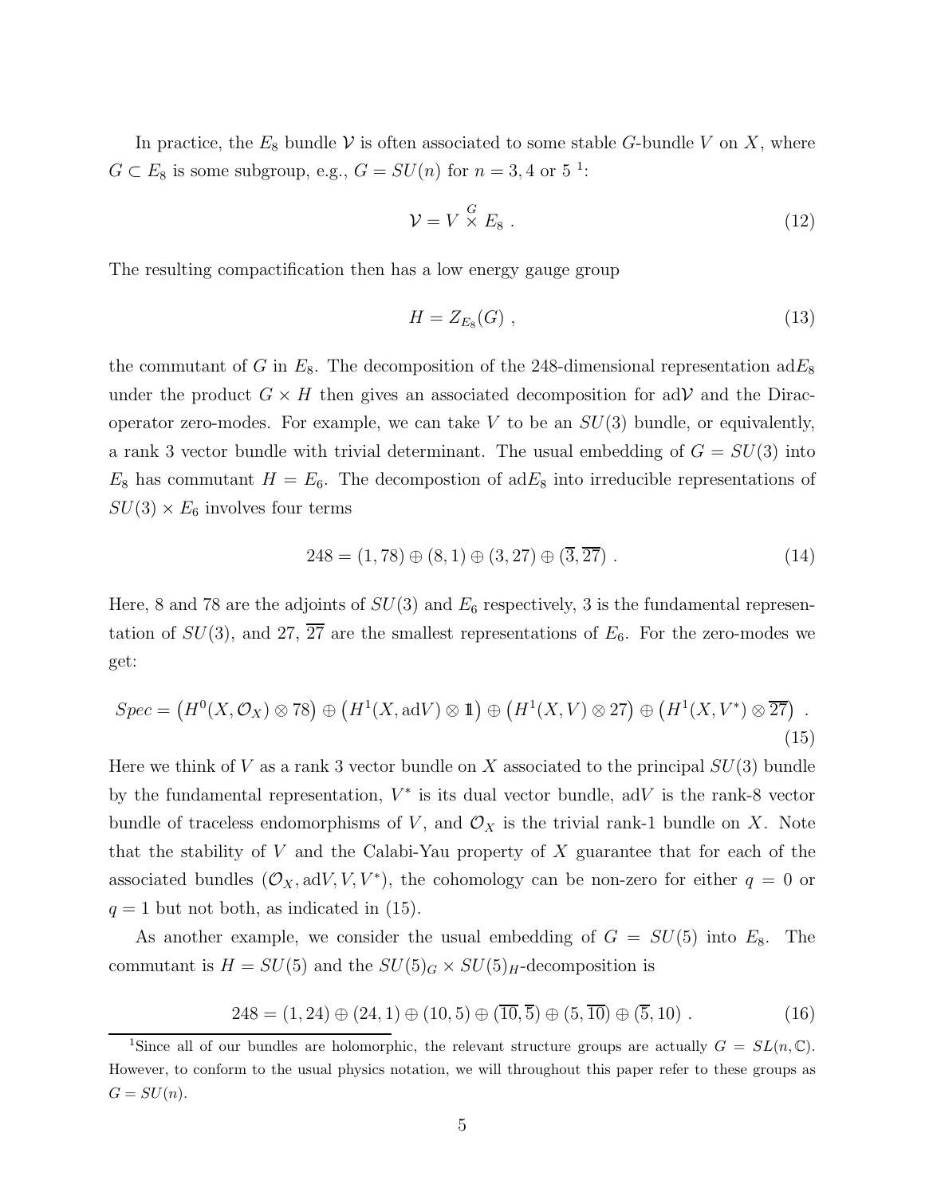In practice, the $E_8$ bundle $\mathcal{V}$ is often associated to some stable $G$-bundle $V$ on $X$, where $G \subset E_8$ is some subgroup, e.g., $G = SU(n)$ for $n = 3, 4$ or $5$ [1]:

$$\mathcal{V} = V \overset{G}{\times} E_8 \ . \tag{12}$$

The resulting compactification then has a low energy gauge group

$$H = Z_{E_8}(G) \ , \tag{13}$$

the commutant of $G$ in $E_8$. The decomposition of the 248-dimensional representation $\text{ad}E_8$ under the product $G \times H$ then gives an associated decomposition for $\text{ad}\mathcal{V}$ and the Dirac-operator zero-modes. For example, we can take $V$ to be an $SU(3)$ bundle, or equivalently, a rank 3 vector bundle with trivial determinant. The usual embedding of $G = SU(3)$ into $E_8$ has commutant $H = E_6$. The decompostion of $\text{ad}E_8$ into irreducible representations of $SU(3) \times E_6$ involves four terms

$$248 = (1, 78) \oplus (8, 1) \oplus (3, 27) \oplus (\overline{3}, \overline{27}) \ . \tag{14}$$

Here, 8 and 78 are the adjoints of $SU(3)$ and $E_6$ respectively, 3 is the fundamental representation of $SU(3)$, and 27, $\overline{27}$ are the smallest representations of $E_6$. For the zero-modes we get:

$$Spec = \left(H^0(X, \mathcal{O}_X) \otimes 78\right) \oplus \left(H^1(X, \text{ad}V) \otimes \mathbb{1}\right) \oplus \left(H^1(X, V) \otimes 27\right) \oplus \left(H^1(X, V^*) \otimes \overline{27}\right) \ . \tag{15}$$

Here we think of $V$ as a rank 3 vector bundle on $X$ associated to the principal $SU(3)$ bundle by the fundamental representation, $V^*$ is its dual vector bundle, $\text{ad}V$ is the rank-8 vector bundle of traceless endomorphisms of $V$, and $\mathcal{O}_X$ is the trivial rank-1 bundle on $X$. Note that the stability of $V$ and the Calabi-Yau property of $X$ guarantee that for each of the associated bundles $(\mathcal{O}_X, \text{ad}V, V, V^*)$, the cohomology can be non-zero for either $q = 0$ or $q = 1$ but not both, as indicated in (15).

As another example, we consider the usual embedding of $G = SU(5)$ into $E_8$. The commutant is $H = SU(5)$ and the $SU(5)_G \times SU(5)_H$-decomposition is

$$248 = (1, 24) \oplus (24, 1) \oplus (10, 5) \oplus (\overline{10}, \overline{5}) \oplus (5, \overline{10}) \oplus (\overline{5}, 10) \ . \tag{16}$$

[1] Since all of our bundles are holomorphic, the relevant structure groups are actually $G = SL(n, \mathbb{C})$. However, to conform to the usual physics notation, we will throughout this paper refer to these groups as $G = SU(n)$.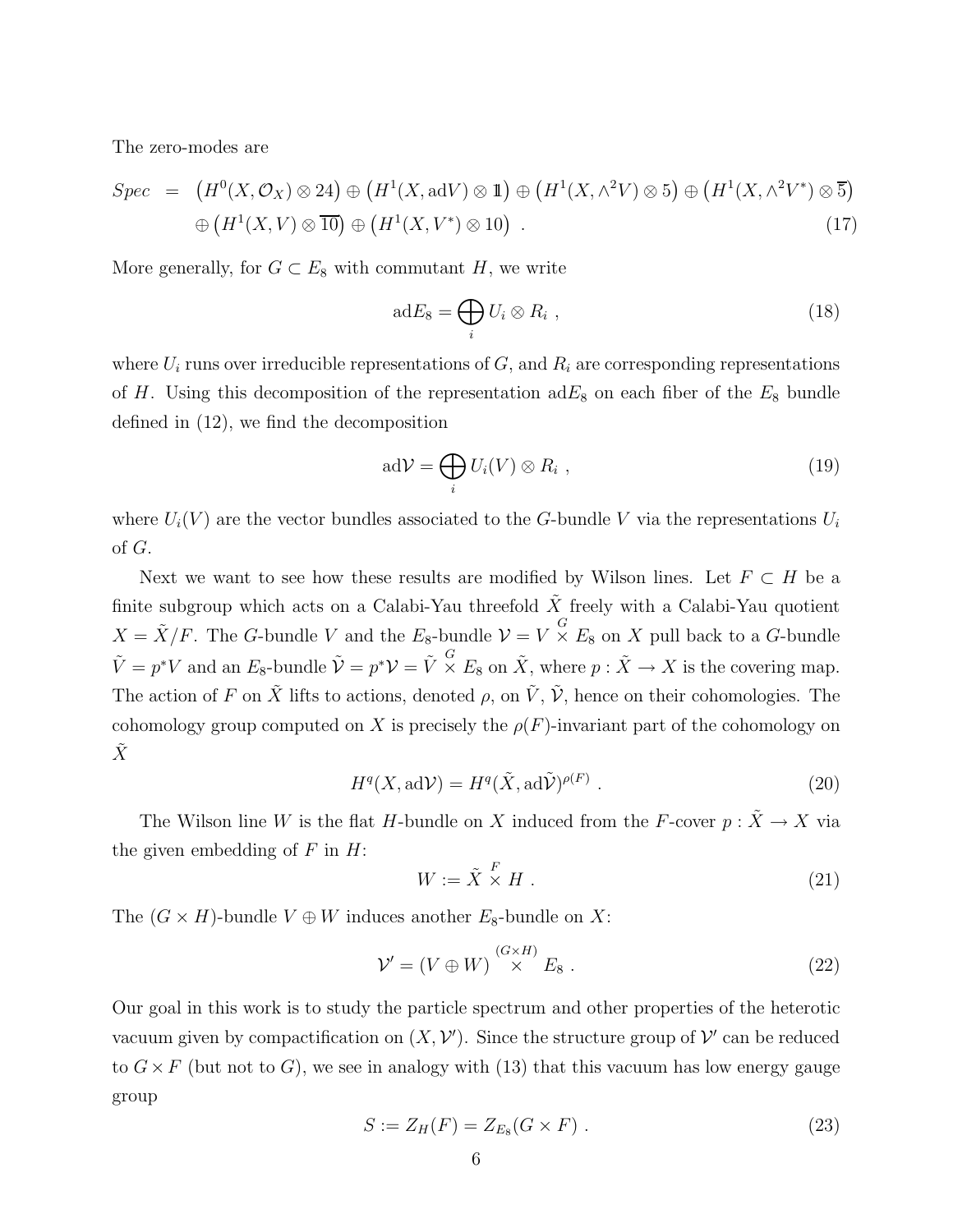The zero-modes are

$$
\begin{aligned}
Spec \;\; = \;\; & \left(H^0(X,\mathcal{O}_X)\otimes 24\right) \oplus \left(H^1(X,\mathrm{ad}V)\otimes \mathbb{1}\right) \oplus \left(H^1(X,\wedge^2 V)\otimes 5\right) \oplus \left(H^1(X,\wedge^2 V^*)\otimes \overline{5}\right) \\
& \oplus \left(H^1(X,V)\otimes \overline{10}\right) \oplus \left(H^1(X,V^*)\otimes 10\right) \; . \qquad (17)
\end{aligned}
$$

More generally, for $G \subset E_8$ with commutant $H$, we write

$$
\mathrm{ad}E_8 = \bigoplus_i U_i \otimes R_i \; , \qquad (18)
$$

where $U_i$ runs over irreducible representations of $G$, and $R_i$ are corresponding representations of $H$. Using this decomposition of the representation $\mathrm{ad}E_8$ on each fiber of the $E_8$ bundle defined in (12), we find the decomposition

$$
\mathrm{ad}\mathcal{V} = \bigoplus_i U_i(V) \otimes R_i \; , \qquad (19)
$$

where $U_i(V)$ are the vector bundles associated to the $G$-bundle $V$ via the representations $U_i$ of $G$.

Next we want to see how these results are modified by Wilson lines. Let $F \subset H$ be a finite subgroup which acts on a Calabi-Yau threefold $\tilde{X}$ freely with a Calabi-Yau quotient $X = \tilde{X}/F$. The $G$-bundle $V$ and the $E_8$-bundle $\mathcal{V} = V \overset{G}{\times} E_8$ on $X$ pull back to a $G$-bundle $\tilde{V} = p^*V$ and an $E_8$-bundle $\tilde{\mathcal{V}} = p^*\mathcal{V} = \tilde{V} \overset{G}{\times} E_8$ on $\tilde{X}$, where $p : \tilde{X} \to X$ is the covering map. The action of $F$ on $\tilde{X}$ lifts to actions, denoted $\rho$, on $\tilde{V}$, $\tilde{\mathcal{V}}$, hence on their cohomologies. The cohomology group computed on $X$ is precisely the $\rho(F)$-invariant part of the cohomology on $\tilde{X}$

$$
H^q(X, \mathrm{ad}\mathcal{V}) = H^q(\tilde{X}, \mathrm{ad}\tilde{\mathcal{V}})^{\rho(F)} \; . \qquad (20)
$$

The Wilson line $W$ is the flat $H$-bundle on $X$ induced from the $F$-cover $p : \tilde{X} \to X$ via the given embedding of $F$ in $H$:

$$
W := \tilde{X} \overset{F}{\times} H \; . \qquad (21)
$$

The $(G \times H)$-bundle $V \oplus W$ induces another $E_8$-bundle on $X$:

$$
\mathcal{V}' = (V \oplus W) \overset{(G\times H)}{\times} E_8 \; . \qquad (22)
$$

Our goal in this work is to study the particle spectrum and other properties of the heterotic vacuum given by compactification on $(X, \mathcal{V}')$. Since the structure group of $\mathcal{V}'$ can be reduced to $G \times F$ (but not to $G$), we see in analogy with (13) that this vacuum has low energy gauge group

$$
S := Z_H(F) = Z_{E_8}(G \times F) \; . \qquad (23)
$$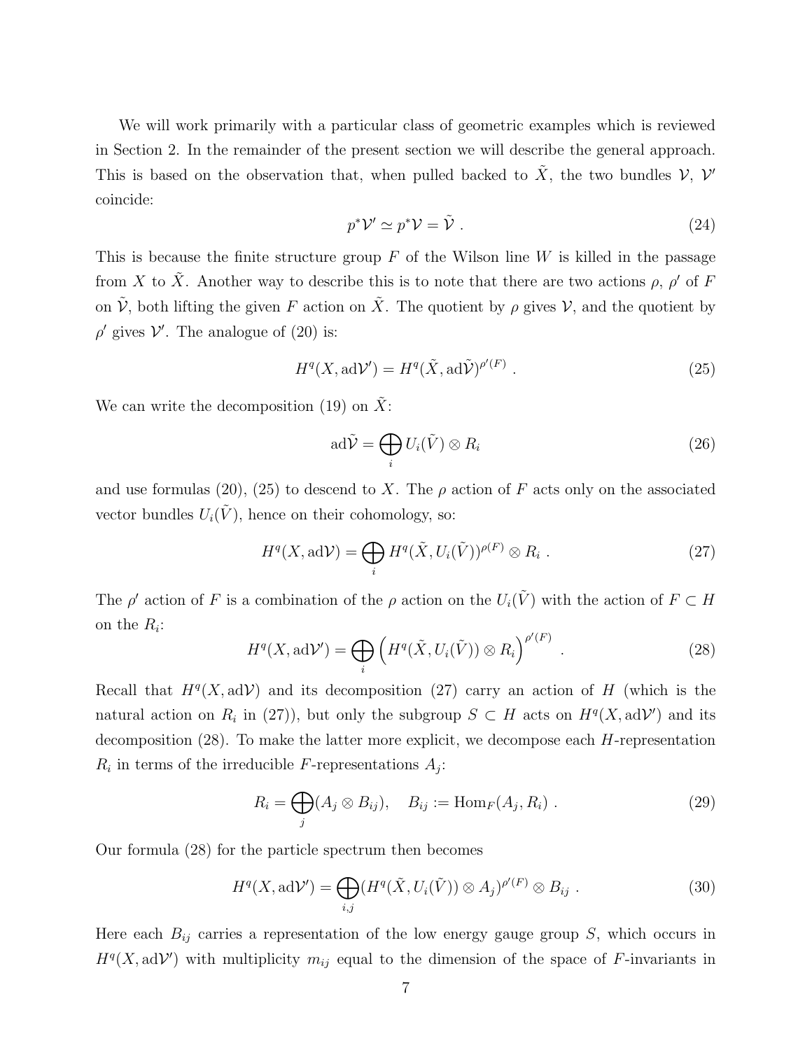We will work primarily with a particular class of geometric examples which is reviewed in Section 2. In the remainder of the present section we will describe the general approach. This is based on the observation that, when pulled backed to $\tilde{X}$, the two bundles $\mathcal{V}$, $\mathcal{V}'$ coincide:

$$p^*\mathcal{V}' \simeq p^*\mathcal{V} = \tilde{\mathcal{V}} \; . \tag{24}$$

This is because the finite structure group $F$ of the Wilson line $W$ is killed in the passage from $X$ to $\tilde{X}$. Another way to describe this is to note that there are two actions $\rho$, $\rho'$ of $F$ on $\tilde{\mathcal{V}}$, both lifting the given $F$ action on $\tilde{X}$. The quotient by $\rho$ gives $\mathcal{V}$, and the quotient by $\rho'$ gives $\mathcal{V}'$. The analogue of (20) is:

$$H^q(X, \text{ad}\mathcal{V}') = H^q(\tilde{X}, \text{ad}\tilde{\mathcal{V}})^{\rho'(F)} \; . \tag{25}$$

We can write the decomposition (19) on $\tilde{X}$:

$$\text{ad}\tilde{\mathcal{V}} = \bigoplus_i U_i(\tilde{V}) \otimes R_i \tag{26}$$

and use formulas (20), (25) to descend to $X$. The $\rho$ action of $F$ acts only on the associated vector bundles $U_i(\tilde{V})$, hence on their cohomology, so:

$$H^q(X, \text{ad}\mathcal{V}) = \bigoplus_i H^q(\tilde{X}, U_i(\tilde{V}))^{\rho(F)} \otimes R_i \; . \tag{27}$$

The $\rho'$ action of $F$ is a combination of the $\rho$ action on the $U_i(\tilde{V})$ with the action of $F \subset H$ on the $R_i$:

$$H^q(X, \text{ad}\mathcal{V}') = \bigoplus_i \left( H^q(\tilde{X}, U_i(\tilde{V})) \otimes R_i \right)^{\rho'(F)} \; . \tag{28}$$

Recall that $H^q(X, \text{ad}\mathcal{V})$ and its decomposition (27) carry an action of $H$ (which is the natural action on $R_i$ in (27)), but only the subgroup $S \subset H$ acts on $H^q(X, \text{ad}\mathcal{V}')$ and its decomposition (28). To make the latter more explicit, we decompose each $H$-representation $R_i$ in terms of the irreducible $F$-representations $A_j$:

$$R_i = \bigoplus_j (A_j \otimes B_{ij}), \quad B_{ij} := \text{Hom}_F(A_j, R_i) \; . \tag{29}$$

Our formula (28) for the particle spectrum then becomes

$$H^q(X, \text{ad}\mathcal{V}') = \bigoplus_{i,j} (H^q(\tilde{X}, U_i(\tilde{V})) \otimes A_j)^{\rho'(F)} \otimes B_{ij} \; . \tag{30}$$

Here each $B_{ij}$ carries a representation of the low energy gauge group $S$, which occurs in $H^q(X, \text{ad}\mathcal{V}')$ with multiplicity $m_{ij}$ equal to the dimension of the space of $F$-invariants in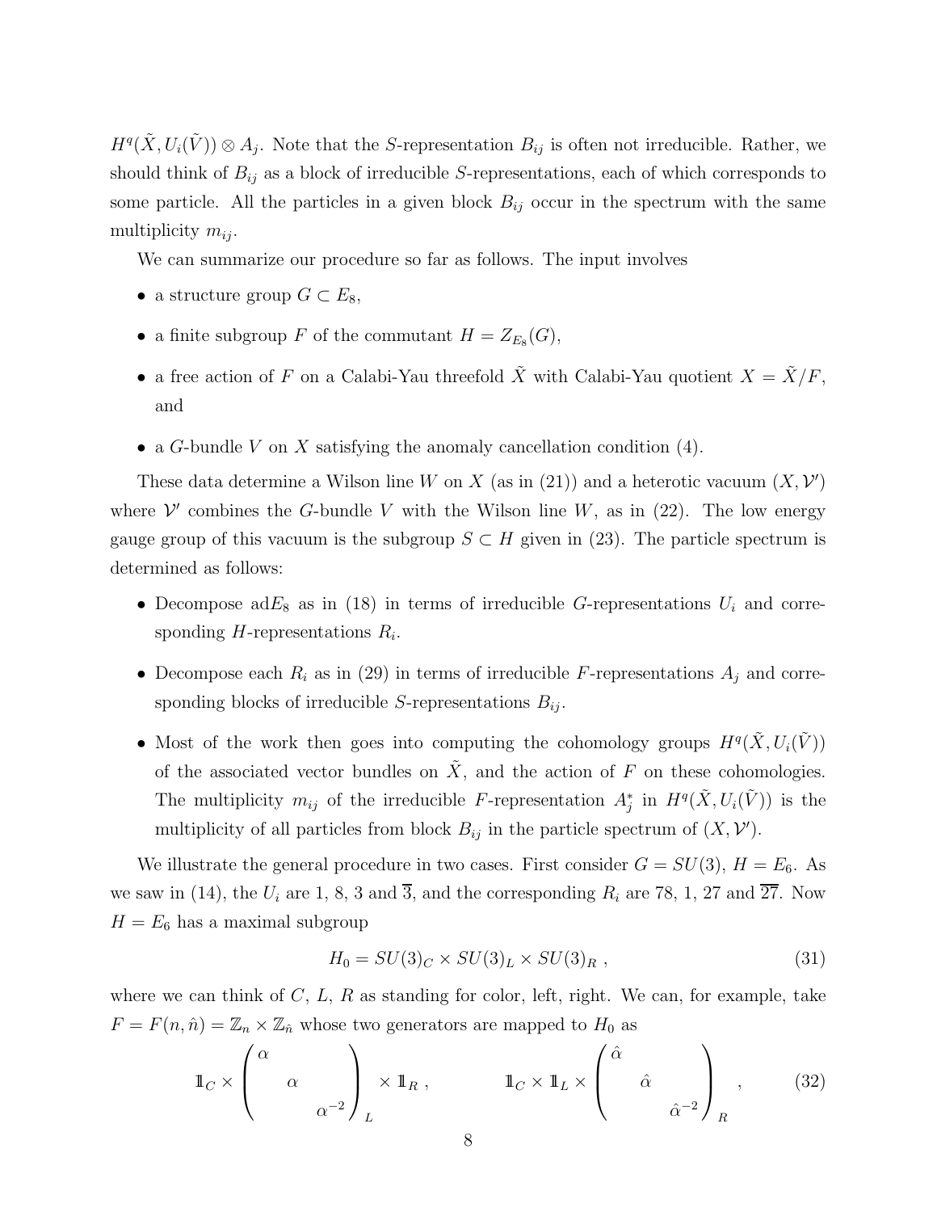$H^q(\tilde{X}, U_i(\tilde{V})) \otimes A_j$. Note that the $S$-representation $B_{ij}$ is often not irreducible. Rather, we should think of $B_{ij}$ as a block of irreducible $S$-representations, each of which corresponds to some particle. All the particles in a given block $B_{ij}$ occur in the spectrum with the same multiplicity $m_{ij}$.

We can summarize our procedure so far as follows. The input involves

- a structure group $G \subset E_8$,
- a finite subgroup $F$ of the commutant $H = Z_{E_8}(G)$,
- a free action of $F$ on a Calabi-Yau threefold $\tilde{X}$ with Calabi-Yau quotient $X = \tilde{X}/F$, and
- a $G$-bundle $V$ on $X$ satisfying the anomaly cancellation condition (4).

These data determine a Wilson line $W$ on $X$ (as in (21)) and a heterotic vacuum $(X, \mathcal{V}')$ where $\mathcal{V}'$ combines the $G$-bundle $V$ with the Wilson line $W$, as in (22). The low energy gauge group of this vacuum is the subgroup $S \subset H$ given in (23). The particle spectrum is determined as follows:

- Decompose $\mathrm{ad}E_8$ as in (18) in terms of irreducible $G$-representations $U_i$ and corresponding $H$-representations $R_i$.
- Decompose each $R_i$ as in (29) in terms of irreducible $F$-representations $A_j$ and corresponding blocks of irreducible $S$-representations $B_{ij}$.
- Most of the work then goes into computing the cohomology groups $H^q(\tilde{X}, U_i(\tilde{V}))$ of the associated vector bundles on $\tilde{X}$, and the action of $F$ on these cohomologies. The multiplicity $m_{ij}$ of the irreducible $F$-representation $A_j^*$ in $H^q(\tilde{X}, U_i(\tilde{V}))$ is the multiplicity of all particles from block $B_{ij}$ in the particle spectrum of $(X, \mathcal{V}')$.

We illustrate the general procedure in two cases. First consider $G = SU(3)$, $H = E_6$. As we saw in (14), the $U_i$ are 1, 8, 3 and $\overline{3}$, and the corresponding $R_i$ are 78, 1, 27 and $\overline{27}$. Now $H = E_6$ has a maximal subgroup

$$H_0 = SU(3)_C \times SU(3)_L \times SU(3)_R \ , \tag{31}$$

where we can think of $C$, $L$, $R$ as standing for color, left, right. We can, for example, take $F = F(n, \hat{n}) = \mathbb{Z}_n \times \mathbb{Z}_{\hat{n}}$ whose two generators are mapped to $H_0$ as

$$\mathbb{1}_C \times \begin{pmatrix} \alpha & & \\ & \alpha & \\ & & \alpha^{-2} \end{pmatrix}_L \times \mathbb{1}_R \ , \qquad \mathbb{1}_C \times \mathbb{1}_L \times \begin{pmatrix} \hat{\alpha} & & \\ & \hat{\alpha} & \\ & & \hat{\alpha}^{-2} \end{pmatrix}_R \ , \tag{32}$$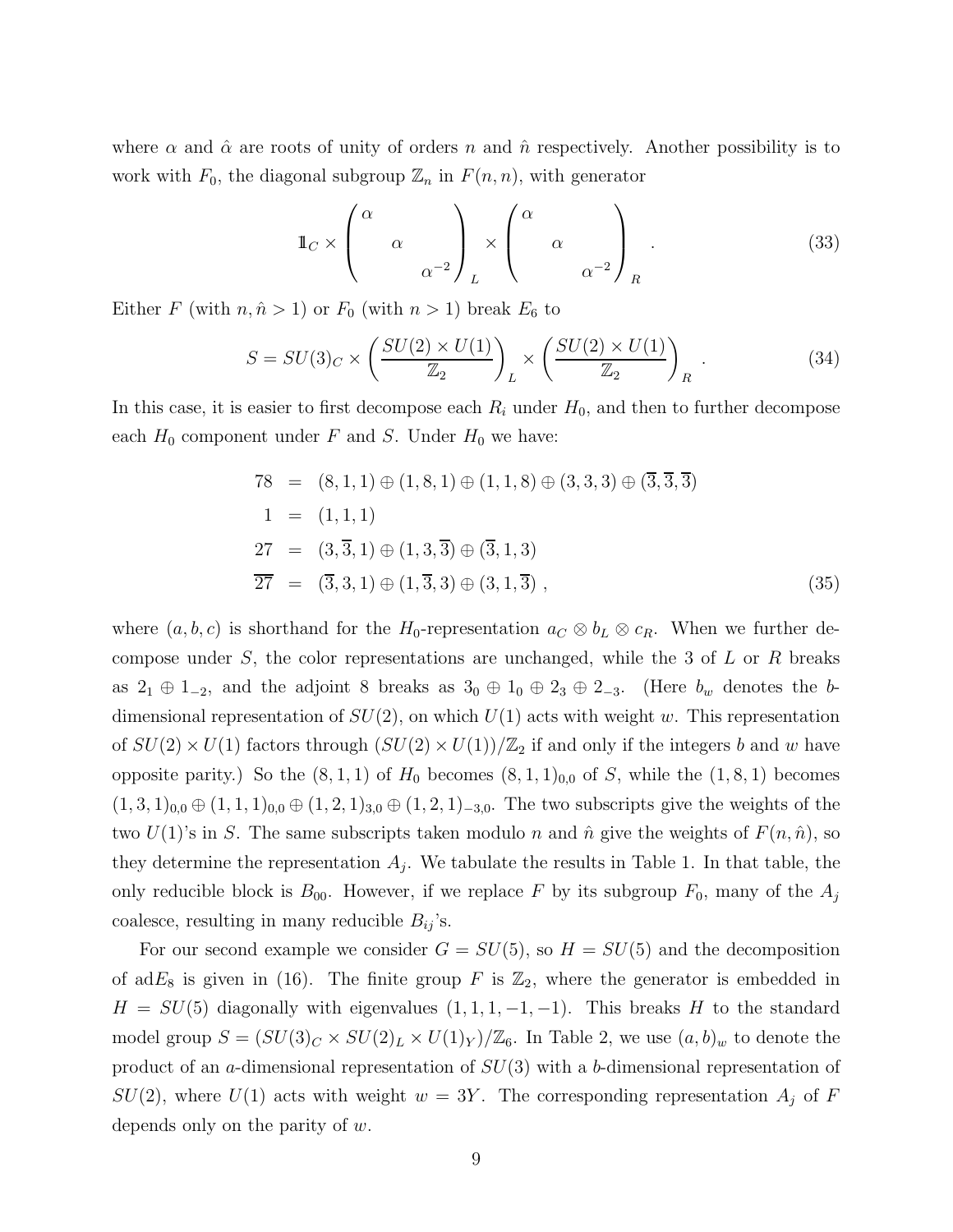where $\alpha$ and $\hat{\alpha}$ are roots of unity of orders $n$ and $\hat{n}$ respectively. Another possibility is to work with $F_0$, the diagonal subgroup $\mathbb{Z}_n$ in $F(n,n)$, with generator

$$\mathbb{1}_C \times \begin{pmatrix} \alpha & & \\ & \alpha & \\ & & \alpha^{-2} \end{pmatrix}_L \times \begin{pmatrix} \alpha & & \\ & \alpha & \\ & & \alpha^{-2} \end{pmatrix}_R . \tag{33}$$

Either $F$ (with $n, \hat{n} > 1$) or $F_0$ (with $n > 1$) break $E_6$ to

$$S = SU(3)_C \times \left(\frac{SU(2) \times U(1)}{\mathbb{Z}_2}\right)_L \times \left(\frac{SU(2) \times U(1)}{\mathbb{Z}_2}\right)_R . \tag{34}$$

In this case, it is easier to first decompose each $R_i$ under $H_0$, and then to further decompose each $H_0$ component under $F$ and $S$. Under $H_0$ we have:

$$\begin{aligned}
78 &= (8,1,1) \oplus (1,8,1) \oplus (1,1,8) \oplus (3,3,3) \oplus (\overline{3},\overline{3},\overline{3}) \\
1 &= (1,1,1) \\
27 &= (3,\overline{3},1) \oplus (1,3,\overline{3}) \oplus (\overline{3},1,3) \\
\overline{27} &= (\overline{3},3,1) \oplus (1,\overline{3},3) \oplus (3,1,\overline{3}) ,
\end{aligned} \tag{35}$$

where $(a,b,c)$ is shorthand for the $H_0$-representation $a_C \otimes b_L \otimes c_R$. When we further decompose under $S$, the color representations are unchanged, while the 3 of $L$ or $R$ breaks as $2_1 \oplus 1_{-2}$, and the adjoint 8 breaks as $3_0 \oplus 1_0 \oplus 2_3 \oplus 2_{-3}$. (Here $b_w$ denotes the $b$-dimensional representation of $SU(2)$, on which $U(1)$ acts with weight $w$. This representation of $SU(2) \times U(1)$ factors through $(SU(2) \times U(1))/\mathbb{Z}_2$ if and only if the integers $b$ and $w$ have opposite parity.) So the $(8,1,1)$ of $H_0$ becomes $(8,1,1)_{0,0}$ of $S$, while the $(1,8,1)$ becomes $(1,3,1)_{0,0} \oplus (1,1,1)_{0,0} \oplus (1,2,1)_{3,0} \oplus (1,2,1)_{-3,0}$. The two subscripts give the weights of the two $U(1)$'s in $S$. The same subscripts taken modulo $n$ and $\hat{n}$ give the weights of $F(n,\hat{n})$, so they determine the representation $A_j$. We tabulate the results in Table 1. In that table, the only reducible block is $B_{00}$. However, if we replace $F$ by its subgroup $F_0$, many of the $A_j$ coalesce, resulting in many reducible $B_{ij}$'s.

For our second example we consider $G = SU(5)$, so $H = SU(5)$ and the decomposition of ad$E_8$ is given in (16). The finite group $F$ is $\mathbb{Z}_2$, where the generator is embedded in $H = SU(5)$ diagonally with eigenvalues $(1,1,1,-1,-1)$. This breaks $H$ to the standard model group $S = (SU(3)_C \times SU(2)_L \times U(1)_Y)/\mathbb{Z}_6$. In Table 2, we use $(a,b)_w$ to denote the product of an $a$-dimensional representation of $SU(3)$ with a $b$-dimensional representation of $SU(2)$, where $U(1)$ acts with weight $w = 3Y$. The corresponding representation $A_j$ of $F$ depends only on the parity of $w$.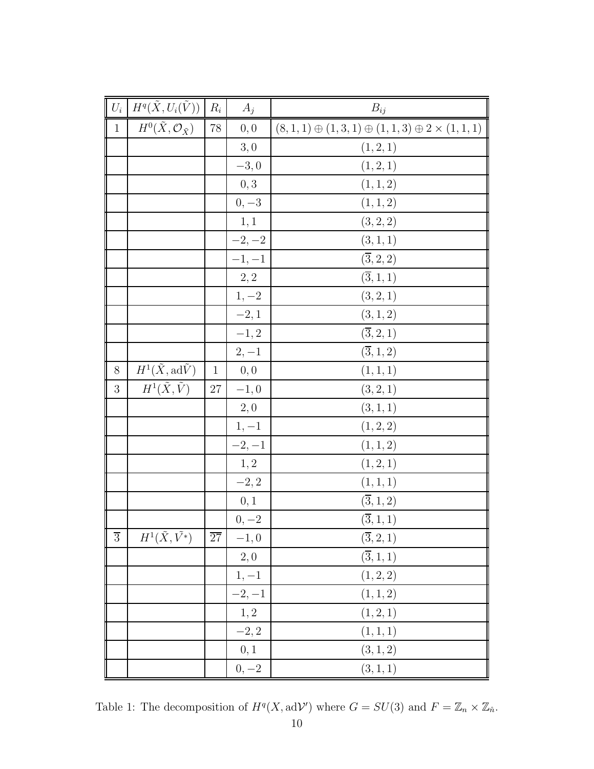| $U_i$ | $H^q(\tilde{X}, U_i(\tilde{V}))$ | $R_i$ | $A_j$ | $B_{ij}$ |
|---|---|---|---|---|
| 1 | $H^0(\tilde{X}, \mathcal{O}_{\tilde{X}})$ | 78 | $0, 0$ | $(8,1,1) \oplus (1,3,1) \oplus (1,1,3) \oplus 2 \times (1,1,1)$ |
| | | | $3, 0$ | $(1,2,1)$ |
| | | | $-3, 0$ | $(1,2,1)$ |
| | | | $0, 3$ | $(1,1,2)$ |
| | | | $0, -3$ | $(1,1,2)$ |
| | | | $1, 1$ | $(3,2,2)$ |
| | | | $-2, -2$ | $(3,1,1)$ |
| | | | $-1, -1$ | $(\overline{3},2,2)$ |
| | | | $2, 2$ | $(\overline{3},1,1)$ |
| | | | $1, -2$ | $(3,2,1)$ |
| | | | $-2, 1$ | $(3,1,2)$ |
| | | | $-1, 2$ | $(\overline{3},2,1)$ |
| | | | $2, -1$ | $(\overline{3},1,2)$ |
| 8 | $H^1(\tilde{X}, \mathrm{ad}\tilde{V})$ | 1 | $0, 0$ | $(1,1,1)$ |
| 3 | $H^1(\tilde{X}, \tilde{V})$ | 27 | $-1, 0$ | $(3,2,1)$ |
| | | | $2, 0$ | $(3,1,1)$ |
| | | | $1, -1$ | $(1,2,2)$ |
| | | | $-2, -1$ | $(1,1,2)$ |
| | | | $1, 2$ | $(1,2,1)$ |
| | | | $-2, 2$ | $(1,1,1)$ |
| | | | $0, 1$ | $(\overline{3},1,2)$ |
| | | | $0, -2$ | $(\overline{3},1,1)$ |
| $\overline{3}$ | $H^1(\tilde{X}, \tilde{V^*})$ | $\overline{27}$ | $-1, 0$ | $(\overline{3},2,1)$ |
| | | | $2, 0$ | $(\overline{3},1,1)$ |
| | | | $1, -1$ | $(1,2,2)$ |
| | | | $-2, -1$ | $(1,1,2)$ |
| | | | $1, 2$ | $(1,2,1)$ |
| | | | $-2, 2$ | $(1,1,1)$ |
| | | | $0, 1$ | $(3,1,2)$ |
| | | | $0, -2$ | $(3,1,1)$ |

Table 1: The decomposition of $H^q(X, \mathrm{ad}\mathcal{V}')$ where $G = SU(3)$ and $F = \mathbb{Z}_n \times \mathbb{Z}_{\hat{n}}$.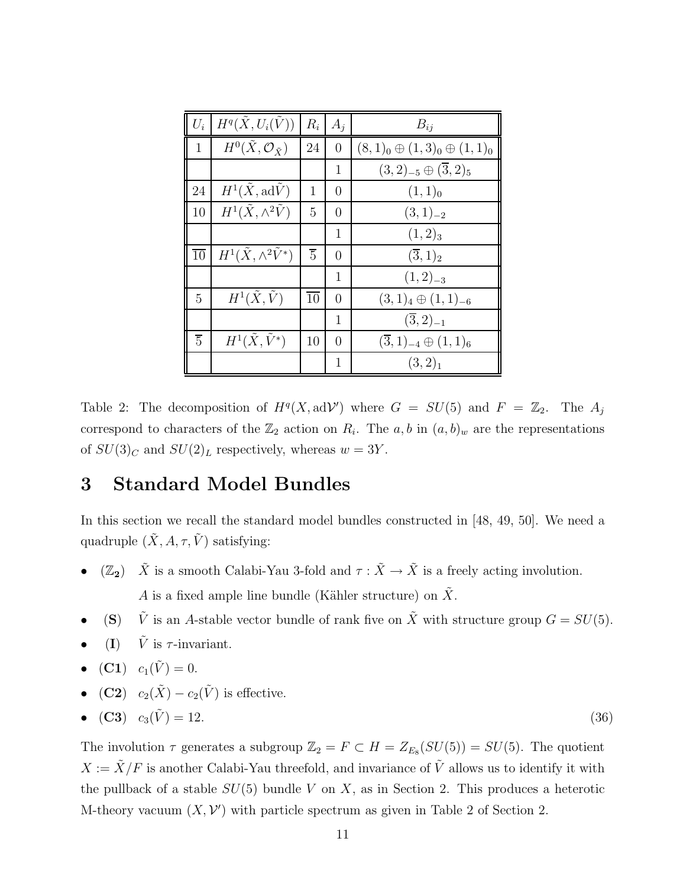| $U_i$ | $H^q(\tilde{X}, U_i(\tilde{V}))$ | $R_i$ | $A_j$ | $B_{ij}$ |
|---|---|---|---|---|
| 1 | $H^0(\tilde{X}, \mathcal{O}_{\tilde{X}})$ | 24 | 0 | $(8,1)_0 \oplus (1,3)_0 \oplus (1,1)_0$ |
| | | | 1 | $(3,2)_{-5} \oplus (\overline{3},2)_5$ |
| 24 | $H^1(\tilde{X}, \mathrm{ad}\tilde{V})$ | 1 | 0 | $(1,1)_0$ |
| 10 | $H^1(\tilde{X}, \wedge^2\tilde{V})$ | 5 | 0 | $(3,1)_{-2}$ |
| | | | 1 | $(1,2)_3$ |
| $\overline{10}$ | $H^1(\tilde{X}, \wedge^2\tilde{V}^*)$ | $\overline{5}$ | 0 | $(\overline{3},1)_2$ |
| | | | 1 | $(1,2)_{-3}$ |
| 5 | $H^1(\tilde{X}, \tilde{V})$ | $\overline{10}$ | 0 | $(3,1)_4 \oplus (1,1)_{-6}$ |
| | | | 1 | $(\overline{3},2)_{-1}$ |
| $\overline{5}$ | $H^1(\tilde{X}, \tilde{V}^*)$ | 10 | 0 | $(\overline{3},1)_{-4} \oplus (1,1)_6$ |
| | | | 1 | $(3,2)_1$ |

Table 2: The decomposition of $H^q(X, \mathrm{ad}\mathcal{V}')$ where $G = SU(5)$ and $F = \mathbb{Z}_2$. The $A_j$ correspond to characters of the $\mathbb{Z}_2$ action on $R_i$. The $a, b$ in $(a, b)_w$ are the representations of $SU(3)_C$ and $SU(2)_L$ respectively, whereas $w = 3Y$.

# 3 Standard Model Bundles

In this section we recall the standard model bundles constructed in [48, 49, 50]. We need a quadruple $(\tilde{X}, A, \tau, \tilde{V})$ satisfying:

- $(\mathbb{Z}_2)$ $\tilde{X}$ is a smooth Calabi-Yau 3-fold and $\tau : \tilde{X} \to \tilde{X}$ is a freely acting involution. $A$ is a fixed ample line bundle (Kähler structure) on $\tilde{X}$.
- **(S)** $\tilde{V}$ is an $A$-stable vector bundle of rank five on $\tilde{X}$ with structure group $G = SU(5)$.
- **(I)** $\tilde{V}$ is $\tau$-invariant.
- **(C1)** $c_1(\tilde{V}) = 0$.
- **(C2)** $c_2(\tilde{X}) - c_2(\tilde{V})$ is effective.
- **(C3)** $c_3(\tilde{V}) = 12$. (36)

The involution $\tau$ generates a subgroup $\mathbb{Z}_2 = F \subset H = Z_{E_8}(SU(5)) = SU(5)$. The quotient $X := \tilde{X}/F$ is another Calabi-Yau threefold, and invariance of $\tilde{V}$ allows us to identify it with the pullback of a stable $SU(5)$ bundle $V$ on $X$, as in Section 2. This produces a heterotic M-theory vacuum $(X, \mathcal{V}')$ with particle spectrum as given in Table 2 of Section 2.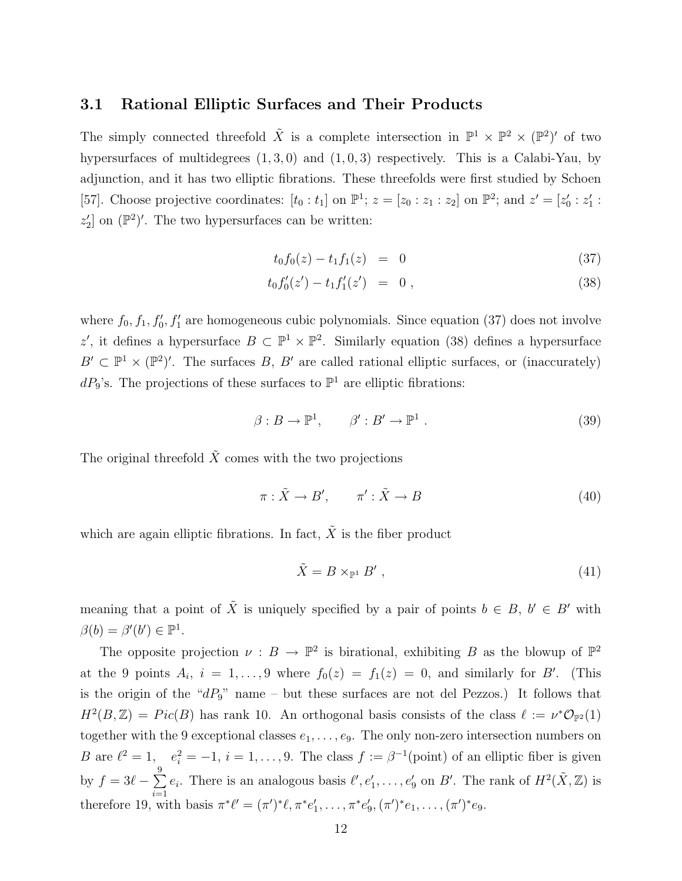### 3.1 Rational Elliptic Surfaces and Their Products

The simply connected threefold $\tilde{X}$ is a complete intersection in $\mathbb{P}^1 \times \mathbb{P}^2 \times (\mathbb{P}^2)'$ of two hypersurfaces of multidegrees $(1,3,0)$ and $(1,0,3)$ respectively. This is a Calabi-Yau, by adjunction, and it has two elliptic fibrations. These threefolds were first studied by Schoen [57]. Choose projective coordinates: $[t_0 : t_1]$ on $\mathbb{P}^1$; $z = [z_0 : z_1 : z_2]$ on $\mathbb{P}^2$; and $z' = [z'_0 : z'_1 : z'_2]$ on $(\mathbb{P}^2)'$. The two hypersurfaces can be written:

$$t_0 f_0(z) - t_1 f_1(z) = 0 \tag{37}$$

$$t_0 f'_0(z') - t_1 f'_1(z') = 0 \,, \tag{38}$$

where $f_0, f_1, f'_0, f'_1$ are homogeneous cubic polynomials. Since equation (37) does not involve $z'$, it defines a hypersurface $B \subset \mathbb{P}^1 \times \mathbb{P}^2$. Similarly equation (38) defines a hypersurface $B' \subset \mathbb{P}^1 \times (\mathbb{P}^2)'$. The surfaces $B$, $B'$ are called rational elliptic surfaces, or (inaccurately) $dP_9$'s. The projections of these surfaces to $\mathbb{P}^1$ are elliptic fibrations:

$$\beta : B \to \mathbb{P}^1, \qquad \beta' : B' \to \mathbb{P}^1 \,. \tag{39}$$

The original threefold $\tilde{X}$ comes with the two projections

$$\pi : \tilde{X} \to B', \qquad \pi' : \tilde{X} \to B \tag{40}$$

which are again elliptic fibrations. In fact, $\tilde{X}$ is the fiber product

$$\tilde{X} = B \times_{\mathbb{P}^1} B' \,, \tag{41}$$

meaning that a point of $\tilde{X}$ is uniquely specified by a pair of points $b \in B$, $b' \in B'$ with $\beta(b) = \beta'(b') \in \mathbb{P}^1$.

The opposite projection $\nu : B \to \mathbb{P}^2$ is birational, exhibiting $B$ as the blowup of $\mathbb{P}^2$ at the 9 points $A_i$, $i = 1, \ldots, 9$ where $f_0(z) = f_1(z) = 0$, and similarly for $B'$. (This is the origin of the "$dP_9$" name – but these surfaces are not del Pezzos.) It follows that $H^2(B, \mathbb{Z}) = Pic(B)$ has rank 10. An orthogonal basis consists of the class $\ell := \nu^* \mathcal{O}_{\mathbb{P}^2}(1)$ together with the 9 exceptional classes $e_1, \ldots, e_9$. The only non-zero intersection numbers on $B$ are $\ell^2 = 1$, $e_i^2 = -1$, $i = 1, \ldots, 9$. The class $f := \beta^{-1}(\text{point})$ of an elliptic fiber is given by $f = 3\ell - \sum_{i=1}^{9} e_i$. There is an analogous basis $\ell', e'_1, \ldots, e'_9$ on $B'$. The rank of $H^2(\tilde{X}, \mathbb{Z})$ is therefore 19, with basis $\pi^* \ell' = (\pi')^* \ell, \pi^* e'_1, \ldots, \pi^* e'_9, (\pi')^* e_1, \ldots, (\pi')^* e_9$.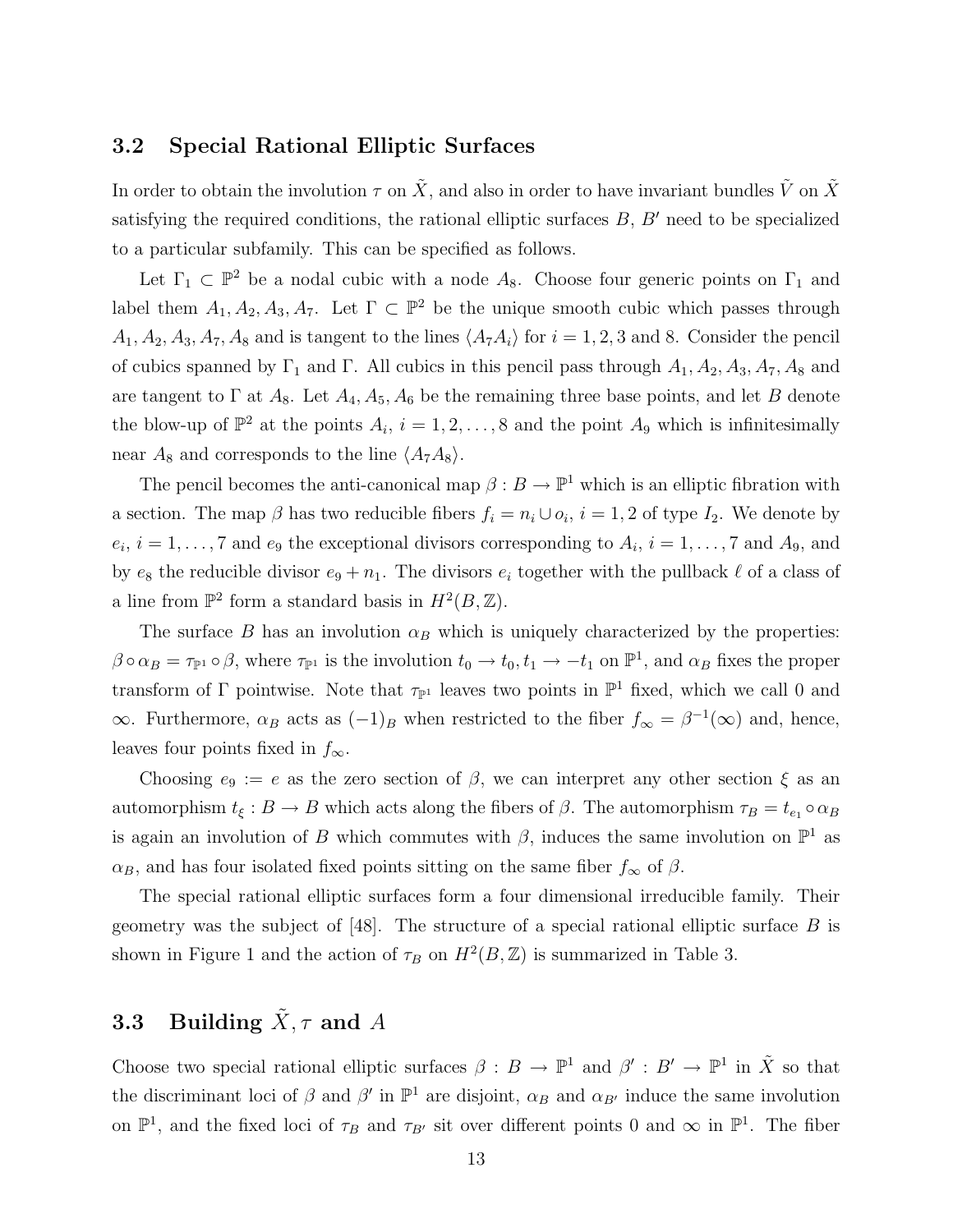### 3.2 Special Rational Elliptic Surfaces

In order to obtain the involution $\tau$ on $\tilde{X}$, and also in order to have invariant bundles $\tilde{V}$ on $\tilde{X}$ satisfying the required conditions, the rational elliptic surfaces $B$, $B'$ need to be specialized to a particular subfamily. This can be specified as follows.

Let $\Gamma_1 \subset \mathbb{P}^2$ be a nodal cubic with a node $A_8$. Choose four generic points on $\Gamma_1$ and label them $A_1, A_2, A_3, A_7$. Let $\Gamma \subset \mathbb{P}^2$ be the unique smooth cubic which passes through $A_1, A_2, A_3, A_7, A_8$ and is tangent to the lines $\langle A_7 A_i \rangle$ for $i = 1, 2, 3$ and 8. Consider the pencil of cubics spanned by $\Gamma_1$ and $\Gamma$. All cubics in this pencil pass through $A_1, A_2, A_3, A_7, A_8$ and are tangent to $\Gamma$ at $A_8$. Let $A_4, A_5, A_6$ be the remaining three base points, and let $B$ denote the blow-up of $\mathbb{P}^2$ at the points $A_i$, $i = 1, 2, \ldots, 8$ and the point $A_9$ which is infinitesimally near $A_8$ and corresponds to the line $\langle A_7 A_8 \rangle$.

The pencil becomes the anti-canonical map $\beta : B \to \mathbb{P}^1$ which is an elliptic fibration with a section. The map $\beta$ has two reducible fibers $f_i = n_i \cup o_i$, $i = 1, 2$ of type $I_2$. We denote by $e_i$, $i = 1, \ldots, 7$ and $e_9$ the exceptional divisors corresponding to $A_i$, $i = 1, \ldots, 7$ and $A_9$, and by $e_8$ the reducible divisor $e_9 + n_1$. The divisors $e_i$ together with the pullback $\ell$ of a class of a line from $\mathbb{P}^2$ form a standard basis in $H^2(B, \mathbb{Z})$.

The surface $B$ has an involution $\alpha_B$ which is uniquely characterized by the properties: $\beta \circ \alpha_B = \tau_{\mathbb{P}^1} \circ \beta$, where $\tau_{\mathbb{P}^1}$ is the involution $t_0 \to t_0, t_1 \to -t_1$ on $\mathbb{P}^1$, and $\alpha_B$ fixes the proper transform of $\Gamma$ pointwise. Note that $\tau_{\mathbb{P}^1}$ leaves two points in $\mathbb{P}^1$ fixed, which we call 0 and $\infty$. Furthermore, $\alpha_B$ acts as $(-1)_B$ when restricted to the fiber $f_\infty = \beta^{-1}(\infty)$ and, hence, leaves four points fixed in $f_\infty$.

Choosing $e_9 := e$ as the zero section of $\beta$, we can interpret any other section $\xi$ as an automorphism $t_\xi : B \to B$ which acts along the fibers of $\beta$. The automorphism $\tau_B = t_{e_1} \circ \alpha_B$ is again an involution of $B$ which commutes with $\beta$, induces the same involution on $\mathbb{P}^1$ as $\alpha_B$, and has four isolated fixed points sitting on the same fiber $f_\infty$ of $\beta$.

The special rational elliptic surfaces form a four dimensional irreducible family. Their geometry was the subject of [48]. The structure of a special rational elliptic surface $B$ is shown in Figure 1 and the action of $\tau_B$ on $H^2(B, \mathbb{Z})$ is summarized in Table 3.

### 3.3 Building $\tilde{X}, \tau$ and $A$

Choose two special rational elliptic surfaces $\beta : B \to \mathbb{P}^1$ and $\beta' : B' \to \mathbb{P}^1$ in $\tilde{X}$ so that the discriminant loci of $\beta$ and $\beta'$ in $\mathbb{P}^1$ are disjoint, $\alpha_B$ and $\alpha_{B'}$ induce the same involution on $\mathbb{P}^1$, and the fixed loci of $\tau_B$ and $\tau_{B'}$ sit over different points 0 and $\infty$ in $\mathbb{P}^1$. The fiber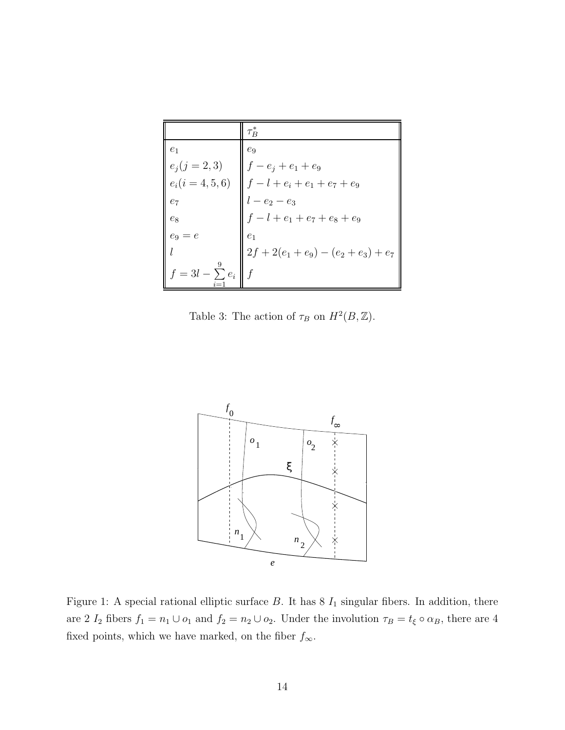|  | $\tau_B^*$ |
|---|---|
| $e_1$ | $e_9$ |
| $e_j (j = 2, 3)$ | $f - e_j + e_1 + e_9$ |
| $e_i (i = 4, 5, 6)$ | $f - l + e_i + e_1 + e_7 + e_9$ |
| $e_7$ | $l - e_2 - e_3$ |
| $e_8$ | $f - l + e_1 + e_7 + e_8 + e_9$ |
| $e_9 = e$ | $e_1$ |
| $l$ | $2f + 2(e_1 + e_9) - (e_2 + e_3) + e_7$ |
| $f = 3l - \sum_{i=1}^{9} e_i$ | $f$ |

Table 3: The action of $\tau_B$ on $H^2(B, \mathbb{Z})$.

Figure 1: A special rational elliptic surface $B$. It has 8 $I_1$ singular fibers. In addition, there are 2 $I_2$ fibers $f_1 = n_1 \cup o_1$ and $f_2 = n_2 \cup o_2$. Under the involution $\tau_B = t_\xi \circ \alpha_B$, there are 4 fixed points, which we have marked, on the fiber $f_\infty$.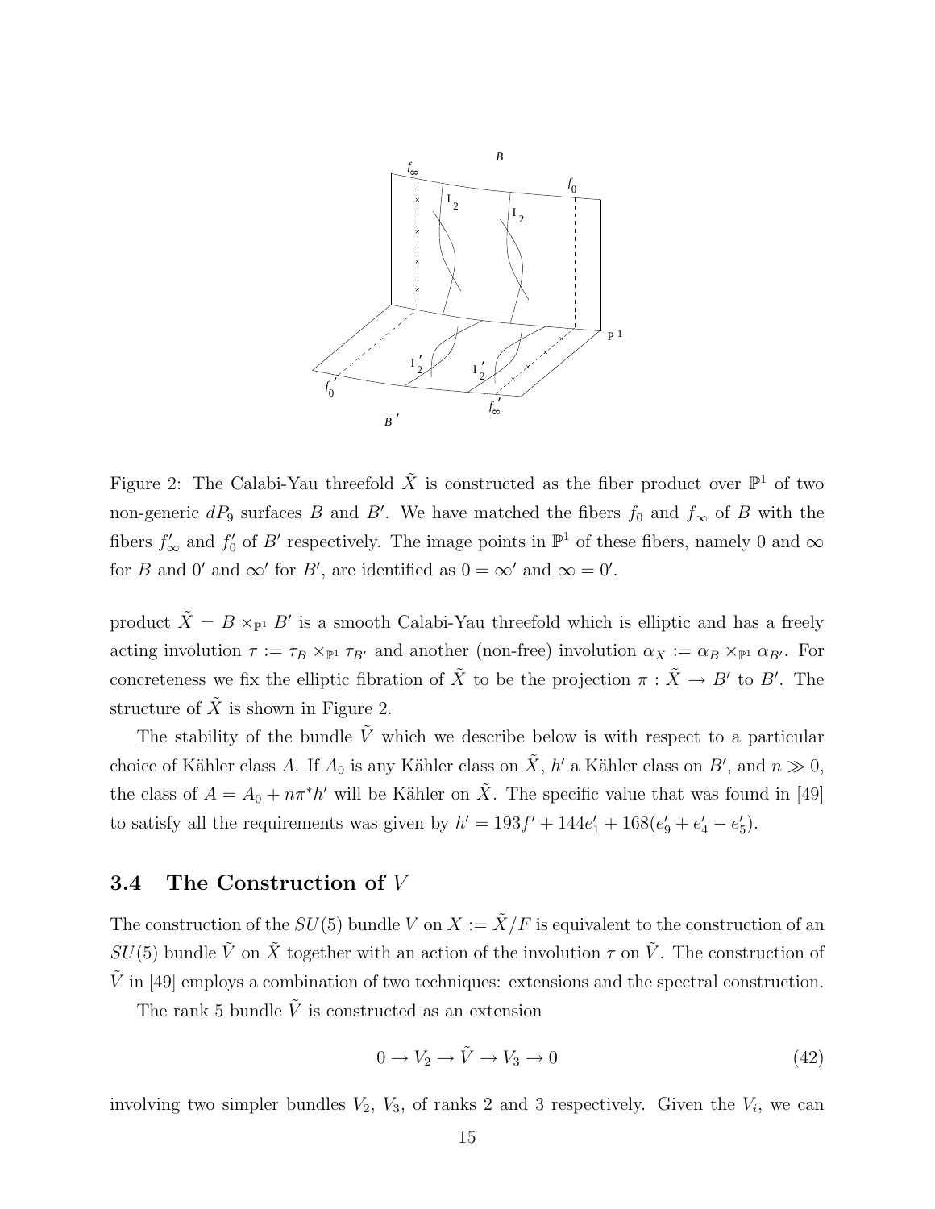Figure 2: The Calabi-Yau threefold $\tilde{X}$ is constructed as the fiber product over $\mathbb{P}^1$ of two non-generic $dP_9$ surfaces $B$ and $B'$. We have matched the fibers $f_0$ and $f_\infty$ of $B$ with the fibers $f'_\infty$ and $f'_0$ of $B'$ respectively. The image points in $\mathbb{P}^1$ of these fibers, namely 0 and $\infty$ for $B$ and $0'$ and $\infty'$ for $B'$, are identified as $0 = \infty'$ and $\infty = 0'$.

product $\tilde{X} = B \times_{\mathbb{P}^1} B'$ is a smooth Calabi-Yau threefold which is elliptic and has a freely acting involution $\tau := \tau_B \times_{\mathbb{P}^1} \tau_{B'}$ and another (non-free) involution $\alpha_X := \alpha_B \times_{\mathbb{P}^1} \alpha_{B'}$. For concreteness we fix the elliptic fibration of $\tilde{X}$ to be the projection $\pi : \tilde{X} \to B'$ to $B'$. The structure of $\tilde{X}$ is shown in Figure 2.

The stability of the bundle $\tilde{V}$ which we describe below is with respect to a particular choice of Kähler class $A$. If $A_0$ is any Kähler class on $\tilde{X}$, $h'$ a Kähler class on $B'$, and $n \gg 0$, the class of $A = A_0 + n\pi^* h'$ will be Kähler on $\tilde{X}$. The specific value that was found in [49] to satisfy all the requirements was given by $h' = 193f' + 144e'_1 + 168(e'_9 + e'_4 - e'_5)$.

### 3.4 The Construction of $V$

The construction of the $SU(5)$ bundle $V$ on $X := \tilde{X}/F$ is equivalent to the construction of an $SU(5)$ bundle $\tilde{V}$ on $\tilde{X}$ together with an action of the involution $\tau$ on $\tilde{V}$. The construction of $\tilde{V}$ in [49] employs a combination of two techniques: extensions and the spectral construction.

The rank 5 bundle $\tilde{V}$ is constructed as an extension

$$0 \to V_2 \to \tilde{V} \to V_3 \to 0 \tag{42}$$

involving two simpler bundles $V_2$, $V_3$, of ranks 2 and 3 respectively. Given the $V_i$, we can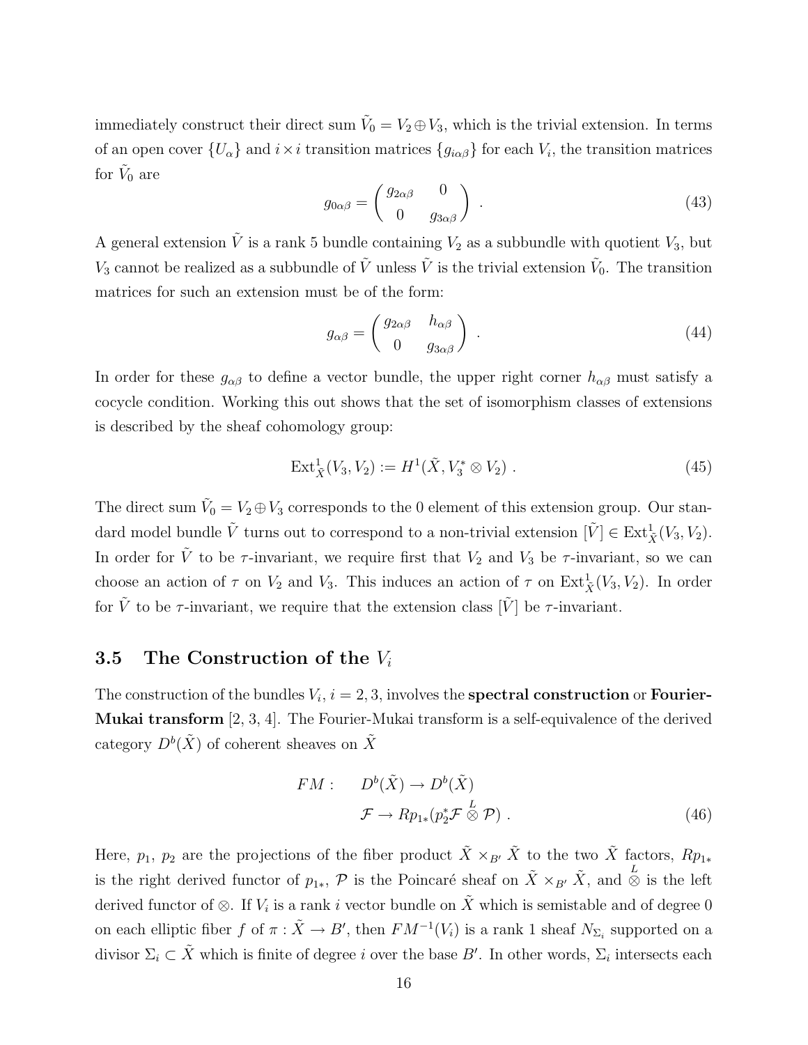immediately construct their direct sum $\tilde{V}_0 = V_2 \oplus V_3$, which is the trivial extension. In terms of an open cover $\{U_\alpha\}$ and $i \times i$ transition matrices $\{g_{i\alpha\beta}\}$ for each $V_i$, the transition matrices for $\tilde{V}_0$ are

$$g_{0\alpha\beta} = \begin{pmatrix} g_{2\alpha\beta} & 0 \\ 0 & g_{3\alpha\beta} \end{pmatrix} . \tag{43}$$

A general extension $\tilde{V}$ is a rank 5 bundle containing $V_2$ as a subbundle with quotient $V_3$, but $V_3$ cannot be realized as a subbundle of $\tilde{V}$ unless $\tilde{V}$ is the trivial extension $\tilde{V}_0$. The transition matrices for such an extension must be of the form:

$$g_{\alpha\beta} = \begin{pmatrix} g_{2\alpha\beta} & h_{\alpha\beta} \\ 0 & g_{3\alpha\beta} \end{pmatrix} . \tag{44}$$

In order for these $g_{\alpha\beta}$ to define a vector bundle, the upper right corner $h_{\alpha\beta}$ must satisfy a cocycle condition. Working this out shows that the set of isomorphism classes of extensions is described by the sheaf cohomology group:

$$\mathrm{Ext}^1_{\tilde{X}}(V_3, V_2) := H^1(\tilde{X}, V_3^* \otimes V_2) . \tag{45}$$

The direct sum $\tilde{V}_0 = V_2 \oplus V_3$ corresponds to the 0 element of this extension group. Our standard model bundle $\tilde{V}$ turns out to correspond to a non-trivial extension $[\tilde{V}] \in \mathrm{Ext}^1_{\tilde{X}}(V_3, V_2)$. In order for $\tilde{V}$ to be $\tau$-invariant, we require first that $V_2$ and $V_3$ be $\tau$-invariant, so we can choose an action of $\tau$ on $V_2$ and $V_3$. This induces an action of $\tau$ on $\mathrm{Ext}^1_{\tilde{X}}(V_3, V_2)$. In order for $\tilde{V}$ to be $\tau$-invariant, we require that the extension class $[\tilde{V}]$ be $\tau$-invariant.

### 3.5 The Construction of the $V_i$

The construction of the bundles $V_i$, $i = 2, 3$, involves the **spectral construction** or **Fourier-Mukai transform** [2, 3, 4]. The Fourier-Mukai transform is a self-equivalence of the derived category $D^b(\tilde{X})$ of coherent sheaves on $\tilde{X}$

$$\begin{aligned} FM: \quad & D^b(\tilde{X}) \to D^b(\tilde{X}) \\ & \mathcal{F} \to Rp_{1*}(p_2^*\mathcal{F} \overset{L}{\otimes} \mathcal{P}) . \end{aligned} \tag{46}$$

Here, $p_1$, $p_2$ are the projections of the fiber product $\tilde{X} \times_{B'} \tilde{X}$ to the two $\tilde{X}$ factors, $Rp_{1*}$ is the right derived functor of $p_{1*}$, $\mathcal{P}$ is the Poincaré sheaf on $\tilde{X} \times_{B'} \tilde{X}$, and $\overset{L}{\otimes}$ is the left derived functor of $\otimes$. If $V_i$ is a rank $i$ vector bundle on $\tilde{X}$ which is semistable and of degree 0 on each elliptic fiber $f$ of $\pi : \tilde{X} \to B'$, then $FM^{-1}(V_i)$ is a rank 1 sheaf $N_{\Sigma_i}$ supported on a divisor $\Sigma_i \subset \tilde{X}$ which is finite of degree $i$ over the base $B'$. In other words, $\Sigma_i$ intersects each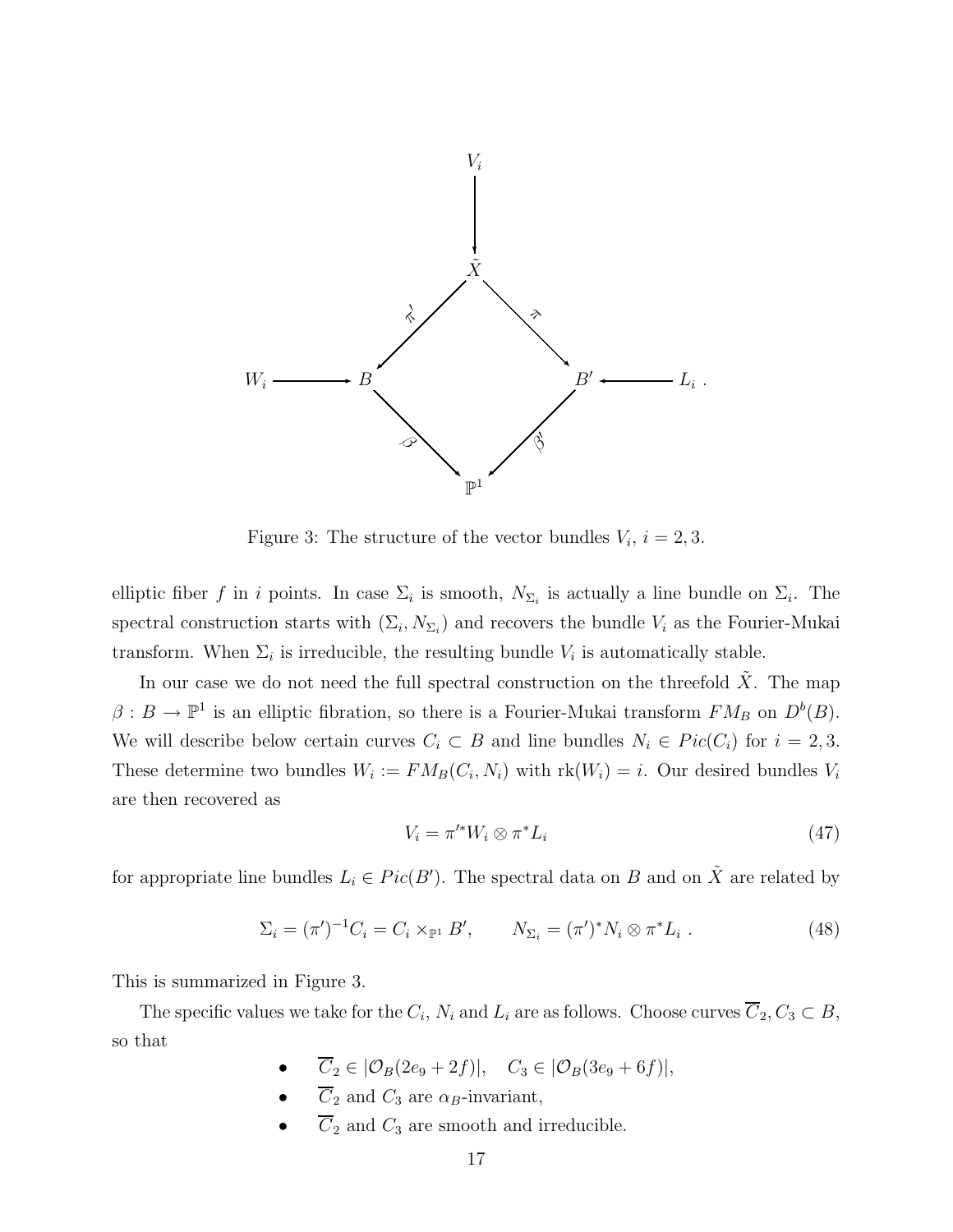$$
\begin{array}{ccccccc}
 & & & V_i & & & \\
 & & & \downarrow & & & \\
 & & & \tilde{X} & & & \\
 & & \pi' \swarrow & & \searrow \pi & & \\
W_i & \longrightarrow & B & & B' & \longleftarrow & L_i \; . \\
 & & \beta \searrow & & \swarrow \beta' & & \\
 & & & \mathbb{P}^1 & & &
\end{array}
$$

Figure 3: The structure of the vector bundles $V_i$, $i = 2, 3$.

elliptic fiber $f$ in $i$ points. In case $\Sigma_i$ is smooth, $N_{\Sigma_i}$ is actually a line bundle on $\Sigma_i$. The spectral construction starts with $(\Sigma_i, N_{\Sigma_i})$ and recovers the bundle $V_i$ as the Fourier-Mukai transform. When $\Sigma_i$ is irreducible, the resulting bundle $V_i$ is automatically stable.

In our case we do not need the full spectral construction on the threefold $\tilde{X}$. The map $\beta : B \to \mathbb{P}^1$ is an elliptic fibration, so there is a Fourier-Mukai transform $FM_B$ on $D^b(B)$. We will describe below certain curves $C_i \subset B$ and line bundles $N_i \in Pic(C_i)$ for $i = 2, 3$. These determine two bundles $W_i := FM_B(C_i, N_i)$ with $\text{rk}(W_i) = i$. Our desired bundles $V_i$ are then recovered as

$$
V_i = \pi'^* W_i \otimes \pi^* L_i \tag{47}
$$

for appropriate line bundles $L_i \in Pic(B')$. The spectral data on $B$ and on $\tilde{X}$ are related by

$$
\Sigma_i = (\pi')^{-1} C_i = C_i \times_{\mathbb{P}^1} B', \qquad N_{\Sigma_i} = (\pi')^* N_i \otimes \pi^* L_i \; . \tag{48}
$$

This is summarized in Figure 3.

The specific values we take for the $C_i$, $N_i$ and $L_i$ are as follows. Choose curves $\overline{C}_2, C_3 \subset B$, so that

- $\overline{C}_2 \in |\mathcal{O}_B(2e_9 + 2f)|, \quad C_3 \in |\mathcal{O}_B(3e_9 + 6f)|,$
- $\overline{C}_2$ and $C_3$ are $\alpha_B$-invariant,
- $\overline{C}_2$ and $C_3$ are smooth and irreducible.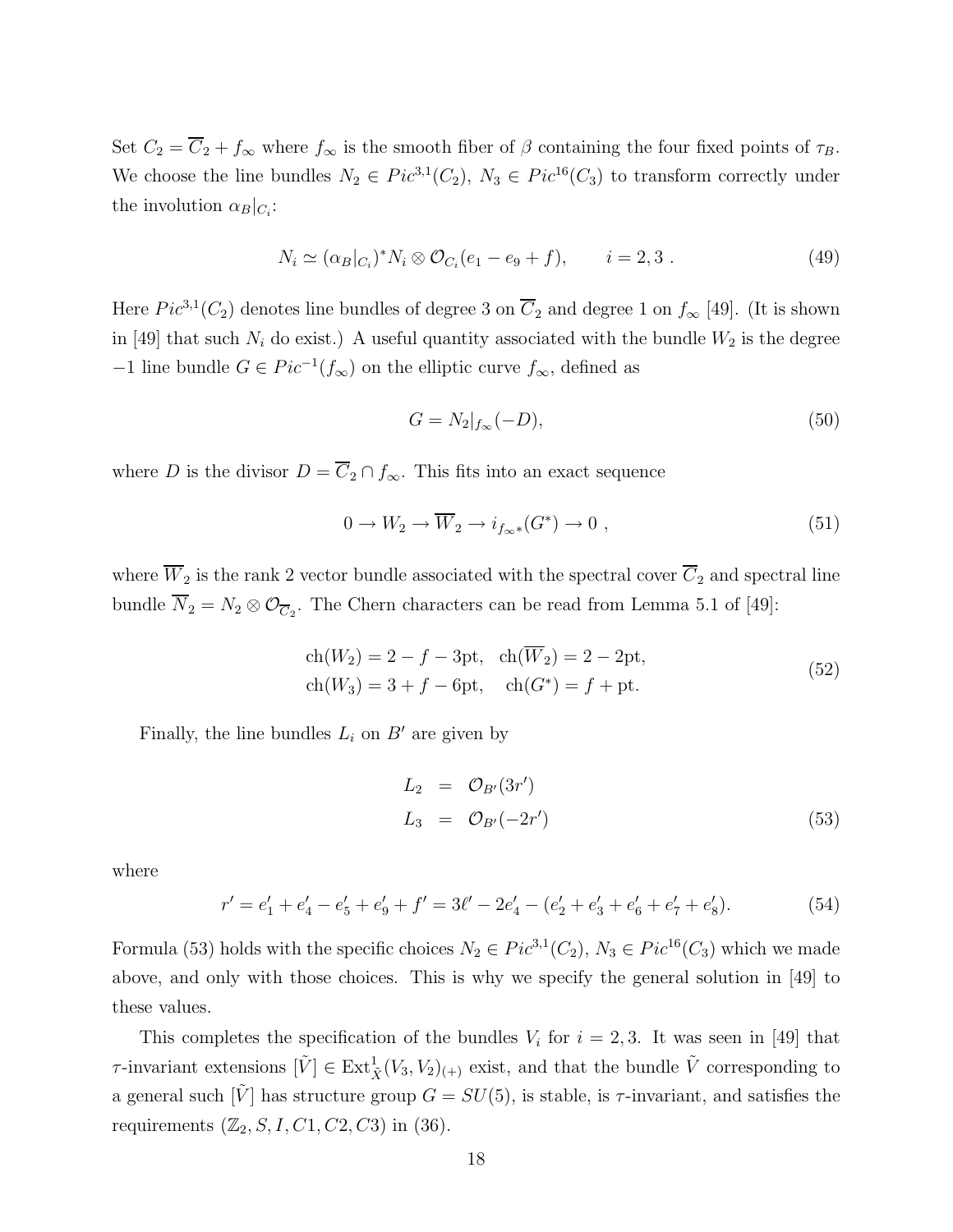Set $C_2 = \overline{C}_2 + f_\infty$ where $f_\infty$ is the smooth fiber of $\beta$ containing the four fixed points of $\tau_B$. We choose the line bundles $N_2 \in Pic^{3,1}(C_2)$, $N_3 \in Pic^{16}(C_3)$ to transform correctly under the involution $\alpha_B|_{C_i}$:

$$
N_i \simeq (\alpha_B|_{C_i})^* N_i \otimes \mathcal{O}_{C_i}(e_1 - e_9 + f), \qquad i = 2, 3 \; . \tag{49}
$$

Here $Pic^{3,1}(C_2)$ denotes line bundles of degree 3 on $\overline{C}_2$ and degree 1 on $f_\infty$ [49]. (It is shown in [49] that such $N_i$ do exist.) A useful quantity associated with the bundle $W_2$ is the degree $-1$ line bundle $G \in Pic^{-1}(f_\infty)$ on the elliptic curve $f_\infty$, defined as

$$
G = N_2|_{f_\infty}(-D), \tag{50}
$$

where $D$ is the divisor $D = \overline{C}_2 \cap f_\infty$. This fits into an exact sequence

$$
0 \to W_2 \to \overline{W}_2 \to i_{f_\infty *}(G^*) \to 0 \; , \tag{51}
$$

where $\overline{W}_2$ is the rank 2 vector bundle associated with the spectral cover $\overline{C}_2$ and spectral line bundle $\overline{N}_2 = N_2 \otimes \mathcal{O}_{\overline{C}_2}$. The Chern characters can be read from Lemma 5.1 of [49]:

$$
\begin{aligned}
&\mathrm{ch}(W_2) = 2 - f - 3\mathrm{pt}, \quad \mathrm{ch}(\overline{W}_2) = 2 - 2\mathrm{pt}, \\
&\mathrm{ch}(W_3) = 3 + f - 6\mathrm{pt}, \quad\; \mathrm{ch}(G^*) = f + \mathrm{pt}.
\end{aligned} \tag{52}
$$

Finally, the line bundles $L_i$ on $B'$ are given by

$$
\begin{aligned}
L_2 &= \mathcal{O}_{B'}(3r') \\
L_3 &= \mathcal{O}_{B'}(-2r')
\end{aligned} \tag{53}
$$

where

$$
r' = e_1' + e_4' - e_5' + e_9' + f' = 3\ell' - 2e_4' - (e_2' + e_3' + e_6' + e_7' + e_8'). \tag{54}
$$

Formula (53) holds with the specific choices $N_2 \in Pic^{3,1}(C_2)$, $N_3 \in Pic^{16}(C_3)$ which we made above, and only with those choices. This is why we specify the general solution in [49] to these values.

This completes the specification of the bundles $V_i$ for $i = 2, 3$. It was seen in [49] that $\tau$-invariant extensions $[\tilde{V}] \in \mathrm{Ext}^1_{\tilde{X}}(V_3, V_2)_{(+)}$ exist, and that the bundle $\tilde{V}$ corresponding to a general such $[\tilde{V}]$ has structure group $G = SU(5)$, is stable, is $\tau$-invariant, and satisfies the requirements $(\mathbb{Z}_2, S, I, C1, C2, C3)$ in (36).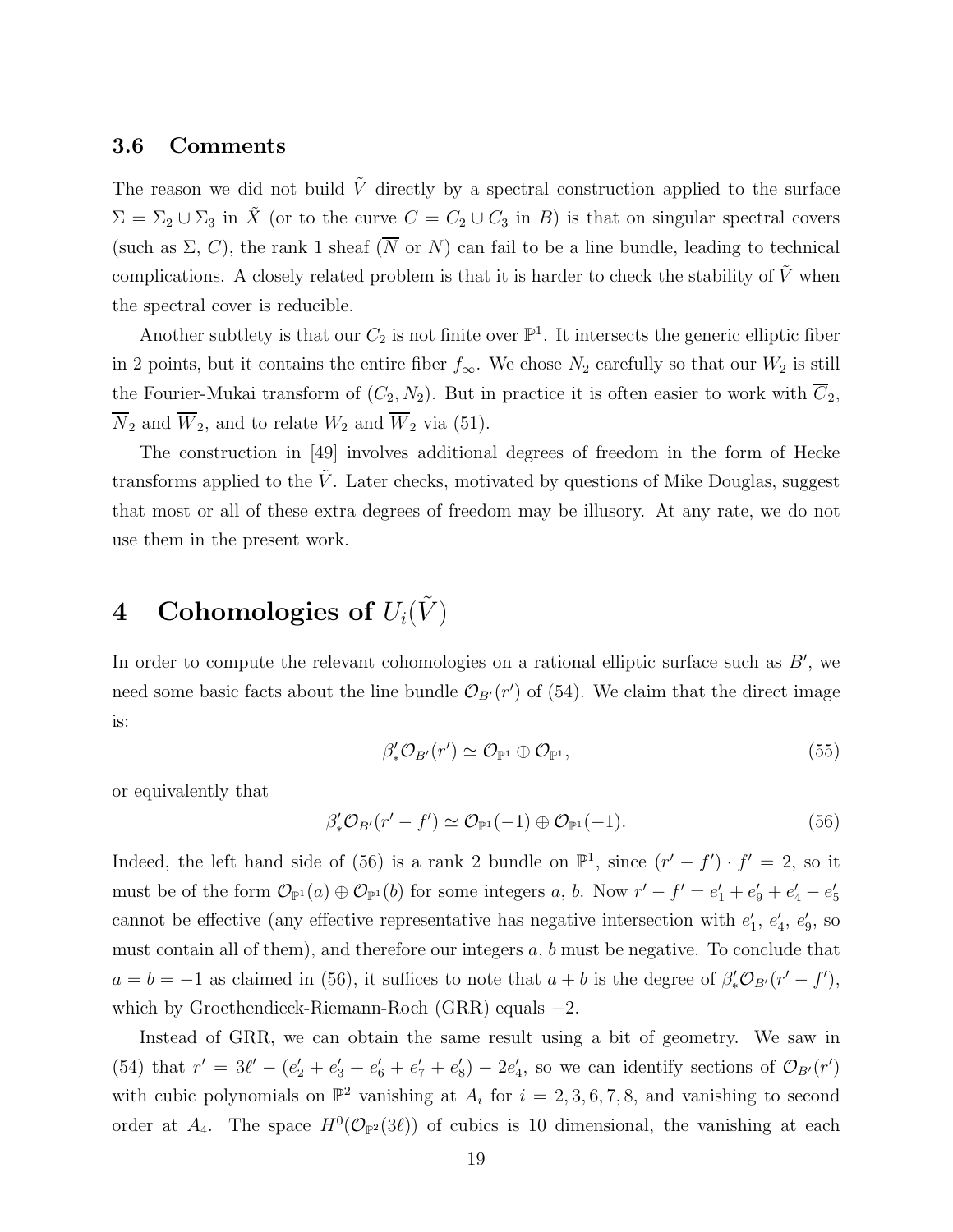### 3.6 Comments

The reason we did not build $\tilde{V}$ directly by a spectral construction applied to the surface $\Sigma = \Sigma_2 \cup \Sigma_3$ in $\tilde{X}$ (or to the curve $C = C_2 \cup C_3$ in $B$) is that on singular spectral covers (such as $\Sigma$, $C$), the rank 1 sheaf ($\overline{N}$ or $N$) can fail to be a line bundle, leading to technical complications. A closely related problem is that it is harder to check the stability of $\tilde{V}$ when the spectral cover is reducible.

Another subtlety is that our $C_2$ is not finite over $\mathbb{P}^1$. It intersects the generic elliptic fiber in 2 points, but it contains the entire fiber $f_\infty$. We chose $N_2$ carefully so that our $W_2$ is still the Fourier-Mukai transform of $(C_2, N_2)$. But in practice it is often easier to work with $\overline{C}_2$, $\overline{N}_2$ and $\overline{W}_2$, and to relate $W_2$ and $\overline{W}_2$ via (51).

The construction in [49] involves additional degrees of freedom in the form of Hecke transforms applied to the $\tilde{V}$. Later checks, motivated by questions of Mike Douglas, suggest that most or all of these extra degrees of freedom may be illusory. At any rate, we do not use them in the present work.

# 4 Cohomologies of $U_i(\tilde{V})$

In order to compute the relevant cohomologies on a rational elliptic surface such as $B'$, we need some basic facts about the line bundle $\mathcal{O}_{B'}(r')$ of (54). We claim that the direct image is:

$$\beta'_* \mathcal{O}_{B'}(r') \simeq \mathcal{O}_{\mathbb{P}^1} \oplus \mathcal{O}_{\mathbb{P}^1}, \tag{55}$$

or equivalently that

$$\beta'_* \mathcal{O}_{B'}(r' - f') \simeq \mathcal{O}_{\mathbb{P}^1}(-1) \oplus \mathcal{O}_{\mathbb{P}^1}(-1). \tag{56}$$

Indeed, the left hand side of (56) is a rank 2 bundle on $\mathbb{P}^1$, since $(r' - f') \cdot f' = 2$, so it must be of the form $\mathcal{O}_{\mathbb{P}^1}(a) \oplus \mathcal{O}_{\mathbb{P}^1}(b)$ for some integers $a$, $b$. Now $r' - f' = e'_1 + e'_9 + e'_4 - e'_5$ cannot be effective (any effective representative has negative intersection with $e'_1$, $e'_4$, $e'_9$, so must contain all of them), and therefore our integers $a$, $b$ must be negative. To conclude that $a = b = -1$ as claimed in (56), it suffices to note that $a + b$ is the degree of $\beta'_* \mathcal{O}_{B'}(r' - f')$, which by Groethendieck-Riemann-Roch (GRR) equals $-2$.

Instead of GRR, we can obtain the same result using a bit of geometry. We saw in (54) that $r' = 3\ell' - (e'_2 + e'_3 + e'_6 + e'_7 + e'_8) - 2e'_4$, so we can identify sections of $\mathcal{O}_{B'}(r')$ with cubic polynomials on $\mathbb{P}^2$ vanishing at $A_i$ for $i = 2, 3, 6, 7, 8$, and vanishing to second order at $A_4$. The space $H^0(\mathcal{O}_{\mathbb{P}^2}(3\ell))$ of cubics is 10 dimensional, the vanishing at each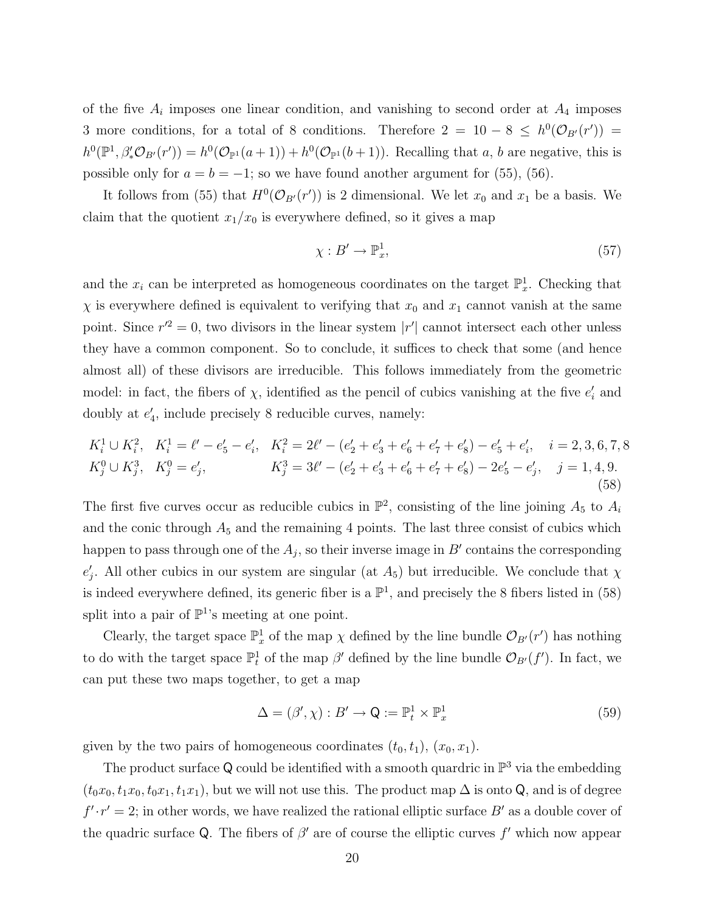of the five $A_i$ imposes one linear condition, and vanishing to second order at $A_4$ imposes 3 more conditions, for a total of 8 conditions. Therefore $2 = 10 - 8 \leq h^0(\mathcal{O}_{B'}(r')) = h^0(\mathbb{P}^1, \beta'_*\mathcal{O}_{B'}(r')) = h^0(\mathcal{O}_{\mathbb{P}^1}(a+1)) + h^0(\mathcal{O}_{\mathbb{P}^1}(b+1))$. Recalling that $a, b$ are negative, this is possible only for $a = b = -1$; so we have found another argument for (55), (56).

It follows from (55) that $H^0(\mathcal{O}_{B'}(r'))$ is 2 dimensional. We let $x_0$ and $x_1$ be a basis. We claim that the quotient $x_1/x_0$ is everywhere defined, so it gives a map

$$\chi : B' \to \mathbb{P}^1_x, \tag{57}$$

and the $x_i$ can be interpreted as homogeneous coordinates on the target $\mathbb{P}^1_x$. Checking that $\chi$ is everywhere defined is equivalent to verifying that $x_0$ and $x_1$ cannot vanish at the same point. Since $r'^2 = 0$, two divisors in the linear system $|r'|$ cannot intersect each other unless they have a common component. So to conclude, it suffices to check that some (and hence almost all) of these divisors are irreducible. This follows immediately from the geometric model: in fact, the fibers of $\chi$, identified as the pencil of cubics vanishing at the five $e'_i$ and doubly at $e'_4$, include precisely 8 reducible curves, namely:

$$\begin{array}{llll} K^1_i \cup K^2_i, & K^1_i = \ell' - e'_5 - e'_i, & K^2_i = 2\ell' - (e'_2 + e'_3 + e'_6 + e'_7 + e'_8) - e'_5 + e'_i, & i = 2, 3, 6, 7, 8 \\ K^0_j \cup K^3_j, & K^0_j = e'_j, & K^3_j = 3\ell' - (e'_2 + e'_3 + e'_6 + e'_7 + e'_8) - 2e'_5 - e'_j, & j = 1, 4, 9. \end{array} \tag{58}$$

The first five curves occur as reducible cubics in $\mathbb{P}^2$, consisting of the line joining $A_5$ to $A_i$ and the conic through $A_5$ and the remaining 4 points. The last three consist of cubics which happen to pass through one of the $A_j$, so their inverse image in $B'$ contains the corresponding $e'_j$. All other cubics in our system are singular (at $A_5$) but irreducible. We conclude that $\chi$ is indeed everywhere defined, its generic fiber is a $\mathbb{P}^1$, and precisely the 8 fibers listed in (58) split into a pair of $\mathbb{P}^1$'s meeting at one point.

Clearly, the target space $\mathbb{P}^1_x$ of the map $\chi$ defined by the line bundle $\mathcal{O}_{B'}(r')$ has nothing to do with the target space $\mathbb{P}^1_t$ of the map $\beta'$ defined by the line bundle $\mathcal{O}_{B'}(f')$. In fact, we can put these two maps together, to get a map

$$\Delta = (\beta', \chi) : B' \to \mathsf{Q} := \mathbb{P}^1_t \times \mathbb{P}^1_x \tag{59}$$

given by the two pairs of homogeneous coordinates $(t_0, t_1)$, $(x_0, x_1)$.

The product surface $\mathsf{Q}$ could be identified with a smooth quardric in $\mathbb{P}^3$ via the embedding $(t_0x_0, t_1x_0, t_0x_1, t_1x_1)$, but we will not use this. The product map $\Delta$ is onto $\mathsf{Q}$, and is of degree $f' \cdot r' = 2$; in other words, we have realized the rational elliptic surface $B'$ as a double cover of the quadric surface $\mathsf{Q}$. The fibers of $\beta'$ are of course the elliptic curves $f'$ which now appear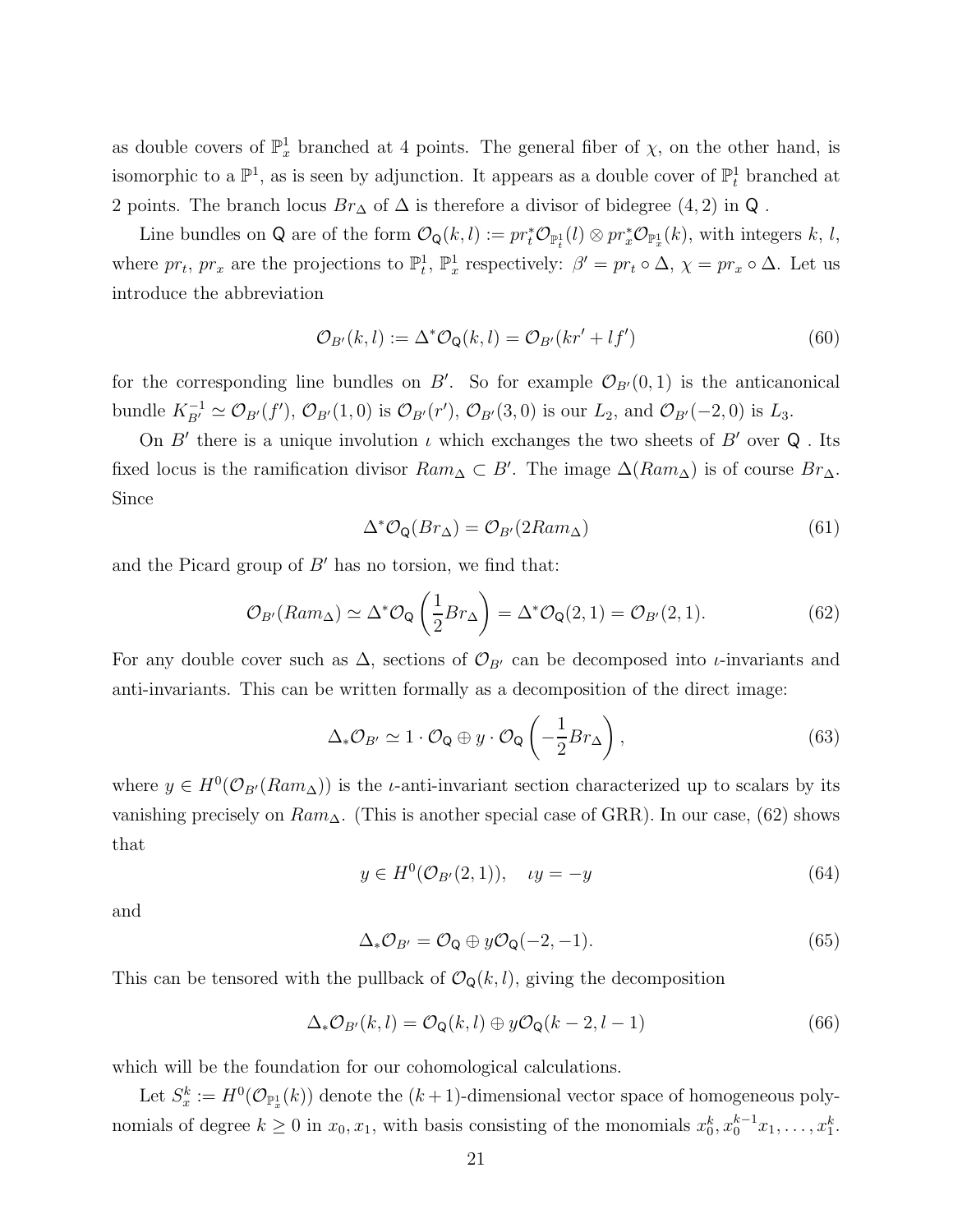as double covers of $\mathbb{P}^1_x$ branched at 4 points. The general fiber of $\chi$, on the other hand, is isomorphic to a $\mathbb{P}^1$, as is seen by adjunction. It appears as a double cover of $\mathbb{P}^1_t$ branched at 2 points. The branch locus $Br_\Delta$ of $\Delta$ is therefore a divisor of bidegree $(4, 2)$ in $\mathsf{Q}$ .

Line bundles on $\mathsf{Q}$ are of the form $\mathcal{O}_{\mathsf{Q}}(k, l) := pr_t^* \mathcal{O}_{\mathbb{P}^1_t}(l) \otimes pr_x^* \mathcal{O}_{\mathbb{P}^1_x}(k)$, with integers $k$, $l$, where $pr_t$, $pr_x$ are the projections to $\mathbb{P}^1_t$, $\mathbb{P}^1_x$ respectively: $\beta' = pr_t \circ \Delta$, $\chi = pr_x \circ \Delta$. Let us introduce the abbreviation

$$\mathcal{O}_{B'}(k, l) := \Delta^* \mathcal{O}_{\mathsf{Q}}(k, l) = \mathcal{O}_{B'}(kr' + lf') \tag{60}$$

for the corresponding line bundles on $B'$. So for example $\mathcal{O}_{B'}(0, 1)$ is the anticanonical bundle $K_{B'}^{-1} \simeq \mathcal{O}_{B'}(f')$, $\mathcal{O}_{B'}(1, 0)$ is $\mathcal{O}_{B'}(r')$, $\mathcal{O}_{B'}(3, 0)$ is our $L_2$, and $\mathcal{O}_{B'}(-2, 0)$ is $L_3$.

On $B'$ there is a unique involution $\iota$ which exchanges the two sheets of $B'$ over $\mathsf{Q}$ . Its fixed locus is the ramification divisor $Ram_\Delta \subset B'$. The image $\Delta(Ram_\Delta)$ is of course $Br_\Delta$. Since

$$\Delta^* \mathcal{O}_{\mathsf{Q}}(Br_\Delta) = \mathcal{O}_{B'}(2 Ram_\Delta) \tag{61}$$

and the Picard group of $B'$ has no torsion, we find that:

$$\mathcal{O}_{B'}(Ram_\Delta) \simeq \Delta^* \mathcal{O}_{\mathsf{Q}} \left( \frac{1}{2} Br_\Delta \right) = \Delta^* \mathcal{O}_{\mathsf{Q}}(2, 1) = \mathcal{O}_{B'}(2, 1). \tag{62}$$

For any double cover such as $\Delta$, sections of $\mathcal{O}_{B'}$ can be decomposed into $\iota$-invariants and anti-invariants. This can be written formally as a decomposition of the direct image:

$$\Delta_* \mathcal{O}_{B'} \simeq 1 \cdot \mathcal{O}_{\mathsf{Q}} \oplus y \cdot \mathcal{O}_{\mathsf{Q}} \left( -\frac{1}{2} Br_\Delta \right), \tag{63}$$

where $y \in H^0(\mathcal{O}_{B'}(Ram_\Delta))$ is the $\iota$-anti-invariant section characterized up to scalars by its vanishing precisely on $Ram_\Delta$. (This is another special case of GRR). In our case, (62) shows that

$$y \in H^0(\mathcal{O}_{B'}(2, 1)), \quad \iota y = -y \tag{64}$$

and

$$\Delta_* \mathcal{O}_{B'} = \mathcal{O}_{\mathsf{Q}} \oplus y \mathcal{O}_{\mathsf{Q}}(-2, -1). \tag{65}$$

This can be tensored with the pullback of $\mathcal{O}_{\mathsf{Q}}(k, l)$, giving the decomposition

$$\Delta_* \mathcal{O}_{B'}(k, l) = \mathcal{O}_{\mathsf{Q}}(k, l) \oplus y \mathcal{O}_{\mathsf{Q}}(k - 2, l - 1) \tag{66}$$

which will be the foundation for our cohomological calculations.

Let $S_x^k := H^0(\mathcal{O}_{\mathbb{P}^1_x}(k))$ denote the $(k+1)$-dimensional vector space of homogeneous polynomials of degree $k \geq 0$ in $x_0, x_1$, with basis consisting of the monomials $x_0^k, x_0^{k-1} x_1, \ldots, x_1^k$.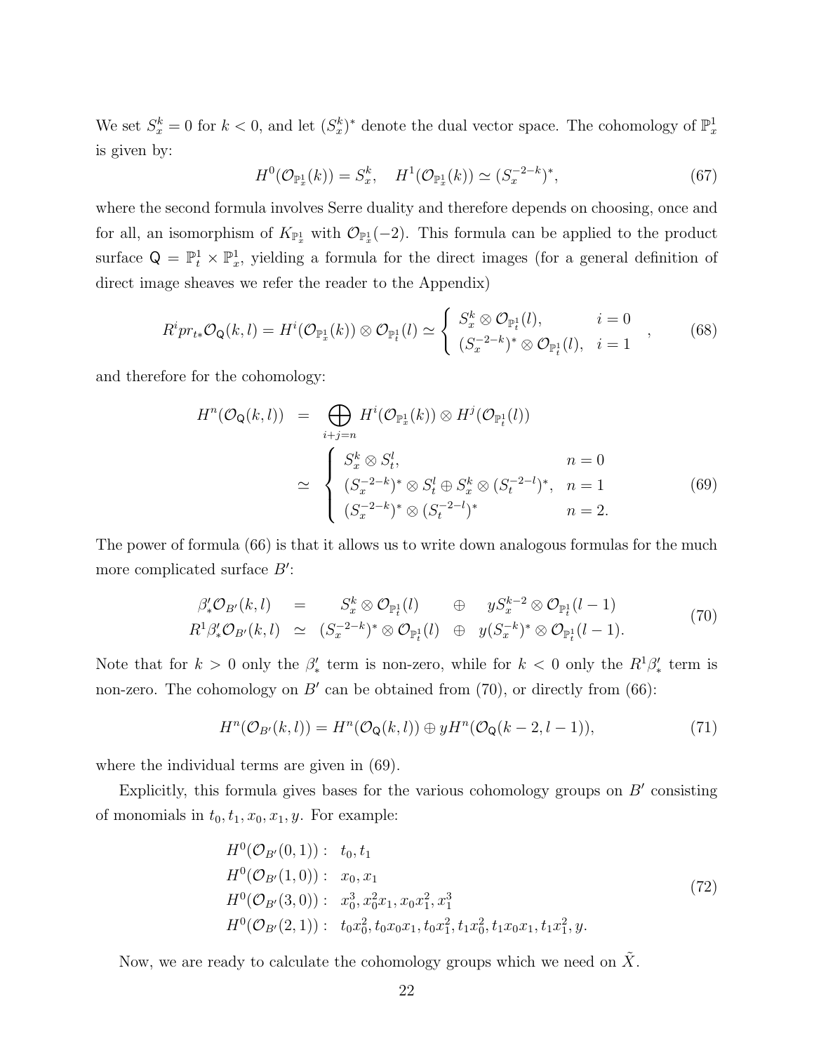We set $S_x^k = 0$ for $k < 0$, and let $(S_x^k)^*$ denote the dual vector space. The cohomology of $\mathbb{P}^1_x$ is given by:

$$H^0(\mathcal{O}_{\mathbb{P}^1_x}(k)) = S_x^k, \quad H^1(\mathcal{O}_{\mathbb{P}^1_x}(k)) \simeq (S_x^{-2-k})^*, \tag{67}$$

where the second formula involves Serre duality and therefore depends on choosing, once and for all, an isomorphism of $K_{\mathbb{P}^1_x}$ with $\mathcal{O}_{\mathbb{P}^1_x}(-2)$. This formula can be applied to the product surface $\mathsf{Q} = \mathbb{P}^1_t \times \mathbb{P}^1_x$, yielding a formula for the direct images (for a general definition of direct image sheaves we refer the reader to the Appendix)

$$R^i pr_{t*}\mathcal{O}_{\mathsf{Q}}(k,l) = H^i(\mathcal{O}_{\mathbb{P}^1_x}(k)) \otimes \mathcal{O}_{\mathbb{P}^1_t}(l) \simeq \begin{cases} S_x^k \otimes \mathcal{O}_{\mathbb{P}^1_t}(l), & i = 0 \\ (S_x^{-2-k})^* \otimes \mathcal{O}_{\mathbb{P}^1_t}(l), & i = 1 \end{cases}, \tag{68}$$

and therefore for the cohomology:

$$\begin{aligned} H^n(\mathcal{O}_{\mathsf{Q}}(k,l)) &= \bigoplus_{i+j=n} H^i(\mathcal{O}_{\mathbb{P}^1_x}(k)) \otimes H^j(\mathcal{O}_{\mathbb{P}^1_t}(l)) \\ &\simeq \begin{cases} S_x^k \otimes S_t^l, & n = 0 \\ (S_x^{-2-k})^* \otimes S_t^l \oplus S_x^k \otimes (S_t^{-2-l})^*, & n = 1 \\ (S_x^{-2-k})^* \otimes (S_t^{-2-l})^* & n = 2. \end{cases} \end{aligned} \tag{69}$$

The power of formula (66) is that it allows us to write down analogous formulas for the much more complicated surface $B'$:

$$\begin{aligned} \beta'_*\mathcal{O}_{B'}(k,l) &= S_x^k \otimes \mathcal{O}_{\mathbb{P}^1_t}(l) \quad \oplus \quad yS_x^{k-2} \otimes \mathcal{O}_{\mathbb{P}^1_t}(l-1) \\ R^1\beta'_*\mathcal{O}_{B'}(k,l) &\simeq (S_x^{-2-k})^* \otimes \mathcal{O}_{\mathbb{P}^1_t}(l) \quad \oplus \quad y(S_x^{-k})^* \otimes \mathcal{O}_{\mathbb{P}^1_t}(l-1). \end{aligned} \tag{70}$$

Note that for $k > 0$ only the $\beta'_*$ term is non-zero, while for $k < 0$ only the $R^1\beta'_*$ term is non-zero. The cohomology on $B'$ can be obtained from (70), or directly from (66):

$$H^n(\mathcal{O}_{B'}(k,l)) = H^n(\mathcal{O}_{\mathsf{Q}}(k,l)) \oplus yH^n(\mathcal{O}_{\mathsf{Q}}(k-2,l-1)), \tag{71}$$

where the individual terms are given in (69).

Explicitly, this formula gives bases for the various cohomology groups on $B'$ consisting of monomials in $t_0, t_1, x_0, x_1, y$. For example:

$$\begin{aligned} &H^0(\mathcal{O}_{B'}(0,1)): \;\; t_0, t_1 \\ &H^0(\mathcal{O}_{B'}(1,0)): \;\; x_0, x_1 \\ &H^0(\mathcal{O}_{B'}(3,0)): \;\; x_0^3, x_0^2x_1, x_0x_1^2, x_1^3 \\ &H^0(\mathcal{O}_{B'}(2,1)): \;\; t_0x_0^2, t_0x_0x_1, t_0x_1^2, t_1x_0^2, t_1x_0x_1, t_1x_1^2, y. \end{aligned} \tag{72}$$

Now, we are ready to calculate the cohomology groups which we need on $\tilde{X}$.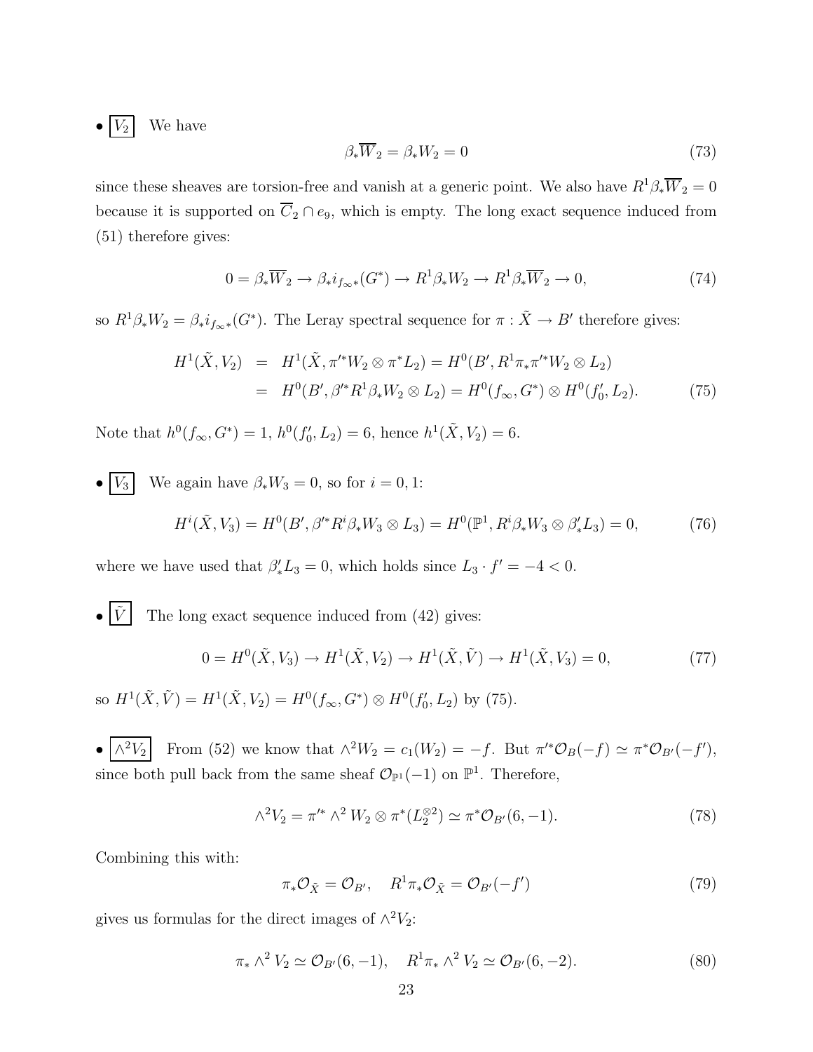- $\boxed{V_2}$ We have

$$\beta_* \overline{W}_2 = \beta_* W_2 = 0 \tag{73}$$

since these sheaves are torsion-free and vanish at a generic point. We also have $R^1\beta_*\overline{W}_2 = 0$ because it is supported on $\overline{C}_2 \cap e_9$, which is empty. The long exact sequence induced from (51) therefore gives:

$$0 = \beta_*\overline{W}_2 \to \beta_* i_{f_\infty *}(G^*) \to R^1\beta_* W_2 \to R^1\beta_*\overline{W}_2 \to 0, \tag{74}$$

so $R^1\beta_* W_2 = \beta_* i_{f_\infty *}(G^*)$. The Leray spectral sequence for $\pi : \tilde{X} \to B'$ therefore gives:

$$\begin{aligned} H^1(\tilde{X}, V_2) &= H^1(\tilde{X}, \pi'^* W_2 \otimes \pi^* L_2) = H^0(B', R^1\pi_*\pi'^* W_2 \otimes L_2) \\ &= H^0(B', \beta'^* R^1\beta_* W_2 \otimes L_2) = H^0(f_\infty, G^*) \otimes H^0(f'_0, L_2). \end{aligned} \tag{75}$$

Note that $h^0(f_\infty, G^*) = 1$, $h^0(f'_0, L_2) = 6$, hence $h^1(\tilde{X}, V_2) = 6$.

- $\boxed{V_3}$ We again have $\beta_* W_3 = 0$, so for $i = 0, 1$:

$$H^i(\tilde{X}, V_3) = H^0(B', \beta'^* R^i\beta_* W_3 \otimes L_3) = H^0(\mathbb{P}^1, R^i\beta_* W_3 \otimes \beta'_* L_3) = 0, \tag{76}$$

where we have used that $\beta'_* L_3 = 0$, which holds since $L_3 \cdot f' = -4 < 0$.

- $\boxed{\tilde{V}}$ The long exact sequence induced from (42) gives:

$$0 = H^0(\tilde{X}, V_3) \to H^1(\tilde{X}, V_2) \to H^1(\tilde{X}, \tilde{V}) \to H^1(\tilde{X}, V_3) = 0, \tag{77}$$

so $H^1(\tilde{X}, \tilde{V}) = H^1(\tilde{X}, V_2) = H^0(f_\infty, G^*) \otimes H^0(f'_0, L_2)$ by (75).

- $\boxed{\wedge^2 V_2}$ From (52) we know that $\wedge^2 W_2 = c_1(W_2) = -f$. But $\pi'^*\mathcal{O}_B(-f) \simeq \pi^*\mathcal{O}_{B'}(-f')$, since both pull back from the same sheaf $\mathcal{O}_{\mathbb{P}^1}(-1)$ on $\mathbb{P}^1$. Therefore,

$$\wedge^2 V_2 = \pi'^* \wedge^2 W_2 \otimes \pi^*(L_2^{\otimes 2}) \simeq \pi^*\mathcal{O}_{B'}(6, -1). \tag{78}$$

Combining this with:

$$\pi_*\mathcal{O}_{\tilde{X}} = \mathcal{O}_{B'}, \quad R^1\pi_*\mathcal{O}_{\tilde{X}} = \mathcal{O}_{B'}(-f') \tag{79}$$

gives us formulas for the direct images of $\wedge^2 V_2$:

$$\pi_* \wedge^2 V_2 \simeq \mathcal{O}_{B'}(6, -1), \quad R^1\pi_* \wedge^2 V_2 \simeq \mathcal{O}_{B'}(6, -2). \tag{80}$$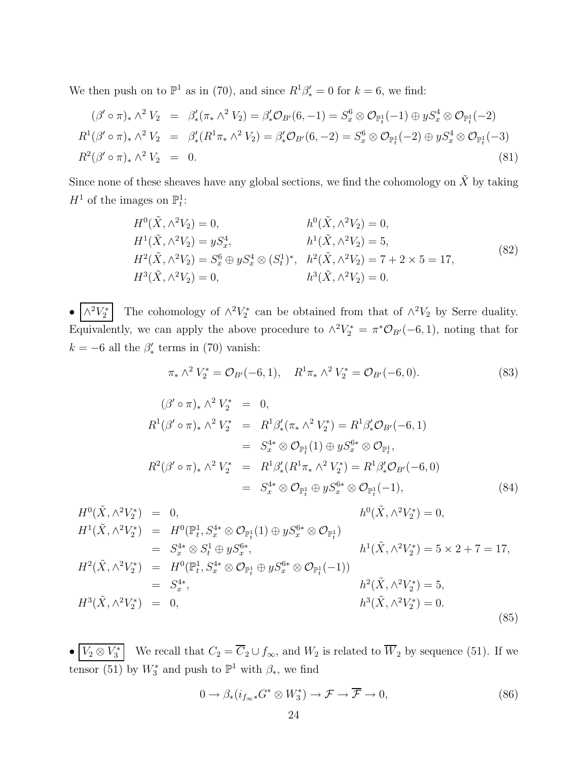We then push on to $\mathbb{P}^1$ as in (70), and since $R^1\beta'_* = 0$ for $k = 6$, we find:

$$
\begin{aligned}
(\beta' \circ \pi)_* \wedge^2 V_2 &= \beta'_*(\pi_* \wedge^2 V_2) = \beta'_* \mathcal{O}_{B'}(6,-1) = S_x^6 \otimes \mathcal{O}_{\mathbb{P}^1_t}(-1) \oplus y S_x^4 \otimes \mathcal{O}_{\mathbb{P}^1_t}(-2) \\
R^1(\beta' \circ \pi)_* \wedge^2 V_2 &= \beta'_*(R^1\pi_* \wedge^2 V_2) = \beta'_* \mathcal{O}_{B'}(6,-2) = S_x^6 \otimes \mathcal{O}_{\mathbb{P}^1_t}(-2) \oplus y S_x^4 \otimes \mathcal{O}_{\mathbb{P}^1_t}(-3) \\
R^2(\beta' \circ \pi)_* \wedge^2 V_2 &= 0.
\end{aligned} \tag{81}
$$

Since none of these sheaves have any global sections, we find the cohomology on $\tilde{X}$ by taking $H^1$ of the images on $\mathbb{P}^1_t$:

$$
\begin{array}{ll}
H^0(\tilde{X}, \wedge^2 V_2) = 0, & h^0(\tilde{X}, \wedge^2 V_2) = 0, \\
H^1(\tilde{X}, \wedge^2 V_2) = y S_x^4, & h^1(\tilde{X}, \wedge^2 V_2) = 5, \\
H^2(\tilde{X}, \wedge^2 V_2) = S_x^6 \oplus y S_x^4 \otimes (S_t^1)^*, & h^2(\tilde{X}, \wedge^2 V_2) = 7 + 2 \times 5 = 17, \\
H^3(\tilde{X}, \wedge^2 V_2) = 0, & h^3(\tilde{X}, \wedge^2 V_2) = 0.
\end{array} \tag{82}
$$

• $\boxed{\wedge^2 V_2^*}$ The cohomology of $\wedge^2 V_2^*$ can be obtained from that of $\wedge^2 V_2$ by Serre duality. Equivalently, we can apply the above procedure to $\wedge^2 V_2^* = \pi^* \mathcal{O}_{B'}(-6, 1)$, noting that for $k = -6$ all the $\beta'_*$ terms in (70) vanish:

$$
\pi_* \wedge^2 V_2^* = \mathcal{O}_{B'}(-6, 1), \quad R^1\pi_* \wedge^2 V_2^* = \mathcal{O}_{B'}(-6, 0). \tag{83}
$$

$$
\begin{aligned}
(\beta' \circ \pi)_* \wedge^2 V_2^* &= 0, \\
R^1(\beta' \circ \pi)_* \wedge^2 V_2^* &= R^1\beta'_*(\pi_* \wedge^2 V_2^*) = R^1\beta'_* \mathcal{O}_{B'}(-6, 1) \\
&= S_x^{4*} \otimes \mathcal{O}_{\mathbb{P}^1_t}(1) \oplus y S_x^{6*} \otimes \mathcal{O}_{\mathbb{P}^1_t}, \\
R^2(\beta' \circ \pi)_* \wedge^2 V_2^* &= R^1\beta'_*(R^1\pi_* \wedge^2 V_2^*) = R^1\beta'_* \mathcal{O}_{B'}(-6, 0) \\
&= S_x^{4*} \otimes \mathcal{O}_{\mathbb{P}^1_t} \oplus y S_x^{6*} \otimes \mathcal{O}_{\mathbb{P}^1_t}(-1),
\end{aligned} \tag{84}
$$

$$
\begin{array}{lll}
H^0(\tilde{X}, \wedge^2 V_2^*) &= 0, & h^0(\tilde{X}, \wedge^2 V_2^*) = 0, \\
H^1(\tilde{X}, \wedge^2 V_2^*) &= H^0(\mathbb{P}^1_t, S_x^{4*} \otimes \mathcal{O}_{\mathbb{P}^1_t}(1) \oplus y S_x^{6*} \otimes \mathcal{O}_{\mathbb{P}^1_t}) & \\
&= S_x^{4*} \otimes S_t^1 \oplus y S_x^{6*}, & h^1(\tilde{X}, \wedge^2 V_2^*) = 5 \times 2 + 7 = 17, \\
H^2(\tilde{X}, \wedge^2 V_2^*) &= H^0(\mathbb{P}^1_t, S_x^{4*} \otimes \mathcal{O}_{\mathbb{P}^1_t} \oplus y S_x^{6*} \otimes \mathcal{O}_{\mathbb{P}^1_t}(-1)) & \\
&= S_x^{4*}, & h^2(\tilde{X}, \wedge^2 V_2^*) = 5, \\
H^3(\tilde{X}, \wedge^2 V_2^*) &= 0, & h^3(\tilde{X}, \wedge^2 V_2^*) = 0.
\end{array} \tag{85}
$$

• $\boxed{V_2 \otimes V_3^*}$ We recall that $C_2 = \overline{C}_2 \cup f_\infty$, and $W_2$ is related to $\overline{W}_2$ by sequence (51). If we tensor (51) by $W_3^*$ and push to $\mathbb{P}^1$ with $\beta_*$, we find

$$
0 \to \beta_*(i_{f_\infty *} G^* \otimes W_3^*) \to \mathcal{F} \to \overline{\mathcal{F}} \to 0, \tag{86}
$$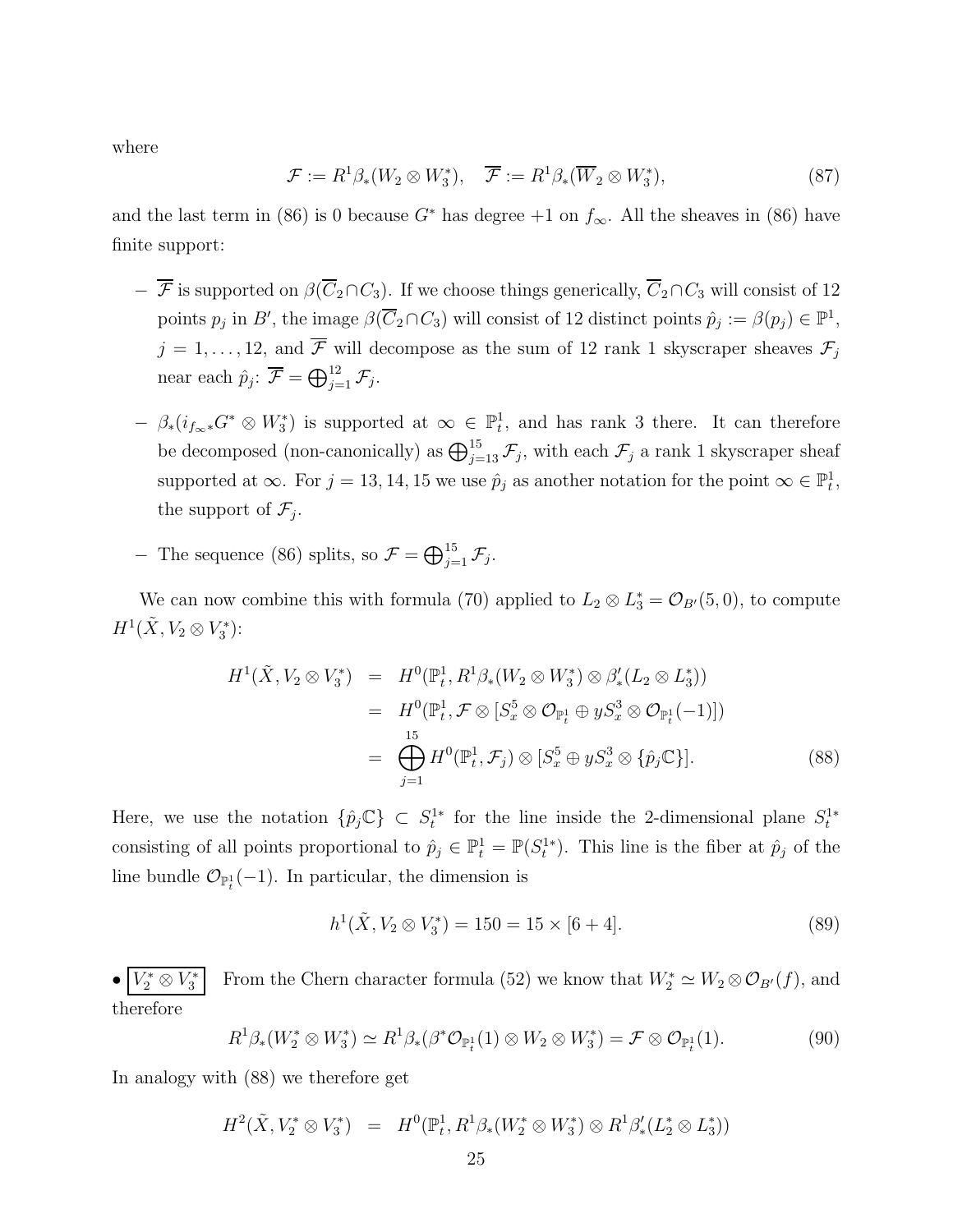where

$$\mathcal{F} := R^1\beta_*(W_2 \otimes W_3^*), \quad \overline{\mathcal{F}} := R^1\beta_*(\overline{W}_2 \otimes W_3^*), \tag{87}$$

and the last term in (86) is 0 because $G^*$ has degree +1 on $f_\infty$. All the sheaves in (86) have finite support:

- $\overline{\mathcal{F}}$ is supported on $\beta(\overline{C}_2 \cap C_3)$. If we choose things generically, $\overline{C}_2 \cap C_3$ will consist of 12 points $p_j$ in $B'$, the image $\beta(\overline{C}_2 \cap C_3)$ will consist of 12 distinct points $\hat{p}_j := \beta(p_j) \in \mathbb{P}^1$, $j = 1, \ldots, 12$, and $\overline{\mathcal{F}}$ will decompose as the sum of 12 rank 1 skyscraper sheaves $\mathcal{F}_j$ near each $\hat{p}_j$: $\overline{\mathcal{F}} = \bigoplus_{j=1}^{12} \mathcal{F}_j$.
- $\beta_*(i_{f_\infty *}G^* \otimes W_3^*)$ is supported at $\infty \in \mathbb{P}^1_t$, and has rank 3 there. It can therefore be decomposed (non-canonically) as $\bigoplus_{j=13}^{15} \mathcal{F}_j$, with each $\mathcal{F}_j$ a rank 1 skyscraper sheaf supported at $\infty$. For $j = 13, 14, 15$ we use $\hat{p}_j$ as another notation for the point $\infty \in \mathbb{P}^1_t$, the support of $\mathcal{F}_j$.
- The sequence (86) splits, so $\mathcal{F} = \bigoplus_{j=1}^{15} \mathcal{F}_j$.

We can now combine this with formula (70) applied to $L_2 \otimes L_3^* = \mathcal{O}_{B'}(5, 0)$, to compute $H^1(\tilde{X}, V_2 \otimes V_3^*)$:

$$\begin{aligned}
H^1(\tilde{X}, V_2 \otimes V_3^*) &= H^0(\mathbb{P}^1_t, R^1\beta_*(W_2 \otimes W_3^*) \otimes \beta'_*(L_2 \otimes L_3^*)) \\
&= H^0(\mathbb{P}^1_t, \mathcal{F} \otimes [S^5_x \otimes \mathcal{O}_{\mathbb{P}^1_t} \oplus yS^3_x \otimes \mathcal{O}_{\mathbb{P}^1_t}(-1)]) \\
&= \bigoplus_{j=1}^{15} H^0(\mathbb{P}^1_t, \mathcal{F}_j) \otimes [S^5_x \oplus yS^3_x \otimes \{\hat{p}_j\mathbb{C}\}].
\end{aligned} \tag{88}$$

Here, we use the notation $\{\hat{p}_j\mathbb{C}\} \subset S^{1*}_t$ for the line inside the 2-dimensional plane $S^{1*}_t$ consisting of all points proportional to $\hat{p}_j \in \mathbb{P}^1_t = \mathbb{P}(S^{1*}_t)$. This line is the fiber at $\hat{p}_j$ of the line bundle $\mathcal{O}_{\mathbb{P}^1_t}(-1)$. In particular, the dimension is

$$h^1(\tilde{X}, V_2 \otimes V_3^*) = 150 = 15 \times [6 + 4]. \tag{89}$$

• $\boxed{V_2^* \otimes V_3^*}$ From the Chern character formula (52) we know that $W_2^* \simeq W_2 \otimes \mathcal{O}_{B'}(f)$, and therefore

$$R^1\beta_*(W_2^* \otimes W_3^*) \simeq R^1\beta_*(\beta^*\mathcal{O}_{\mathbb{P}^1_t}(1) \otimes W_2 \otimes W_3^*) = \mathcal{F} \otimes \mathcal{O}_{\mathbb{P}^1_t}(1). \tag{90}$$

In analogy with (88) we therefore get

$$H^2(\tilde{X}, V_2^* \otimes V_3^*) = H^0(\mathbb{P}^1_t, R^1\beta_*(W_2^* \otimes W_3^*) \otimes R^1\beta'_*(L_2^* \otimes L_3^*))$$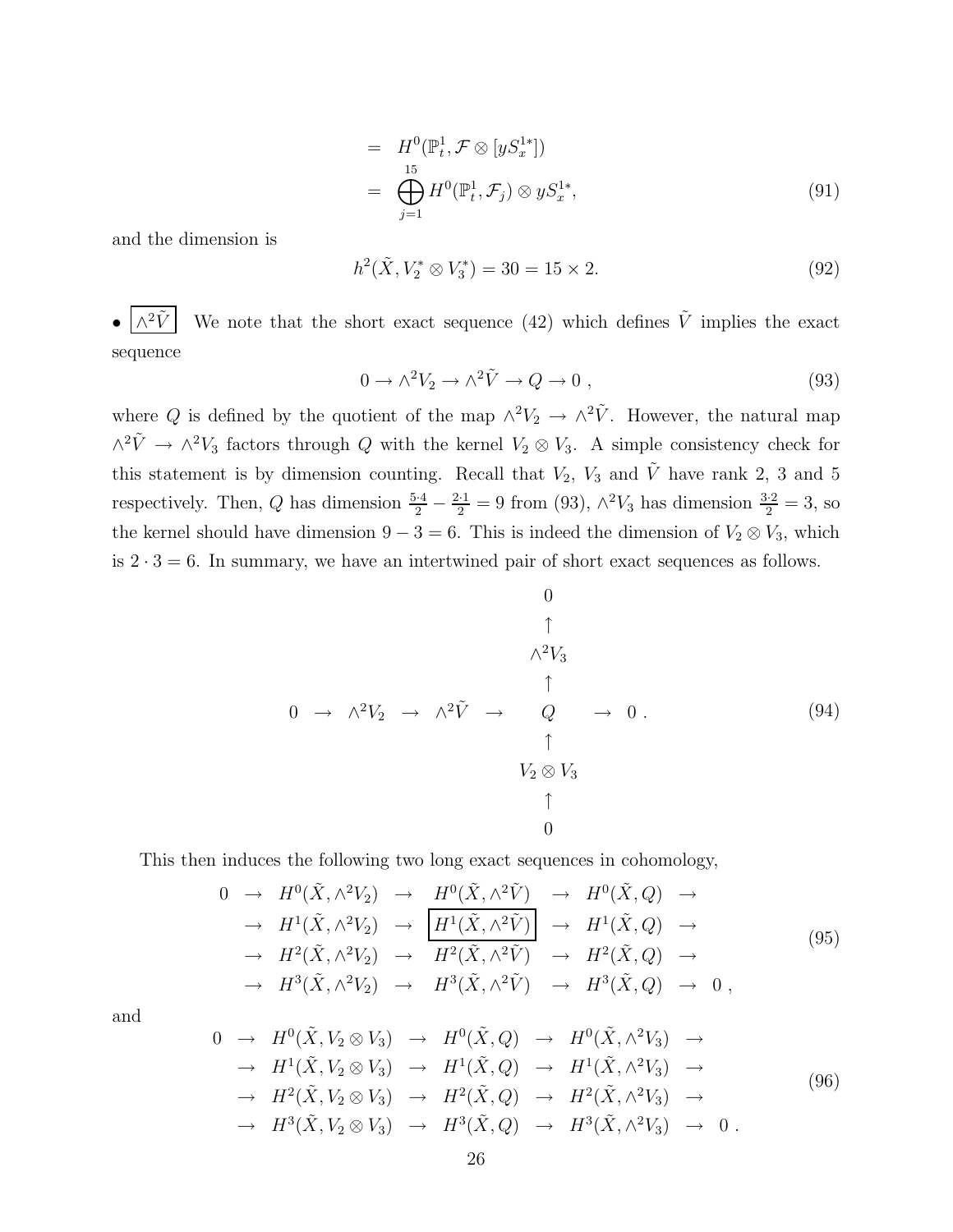$$
\begin{aligned}
&= H^0(\mathbb{P}^1_t, \mathcal{F} \otimes [yS_x^{1*}]) \\
&= \bigoplus_{j=1}^{15} H^0(\mathbb{P}^1_t, \mathcal{F}_j) \otimes yS_x^{1*},
\end{aligned} \tag{91}
$$

and the dimension is

$$
h^2(\tilde{X}, V_2^* \otimes V_3^*) = 30 = 15 \times 2. \tag{92}
$$

• $\boxed{\wedge^2 \tilde{V}}$ We note that the short exact sequence (42) which defines $\tilde{V}$ implies the exact sequence

$$
0 \to \wedge^2 V_2 \to \wedge^2 \tilde{V} \to Q \to 0 \ , \tag{93}
$$

where $Q$ is defined by the quotient of the map $\wedge^2 V_2 \to \wedge^2 \tilde{V}$. However, the natural map $\wedge^2 \tilde{V} \to \wedge^2 V_3$ factors through $Q$ with the kernel $V_2 \otimes V_3$. A simple consistency check for this statement is by dimension counting. Recall that $V_2$, $V_3$ and $\tilde{V}$ have rank 2, 3 and 5 respectively. Then, $Q$ has dimension $\frac{5 \cdot 4}{2} - \frac{2 \cdot 1}{2} = 9$ from (93), $\wedge^2 V_3$ has dimension $\frac{3 \cdot 2}{2} = 3$, so the kernel should have dimension $9 - 3 = 6$. This is indeed the dimension of $V_2 \otimes V_3$, which is $2 \cdot 3 = 6$. In summary, we have an intertwined pair of short exact sequences as follows.

$$
\begin{array}{ccccccccc}
 & & & & 0 & & \\
 & & & & \uparrow & & \\
 & & & & \wedge^2 V_3 & & \\
 & & & & \uparrow & & \\
0 & \to & \wedge^2 V_2 & \to \wedge^2 \tilde{V} \to & Q & \to & 0 \ . \\
 & & & & \uparrow & & \\
 & & & & V_2 \otimes V_3 & & \\
 & & & & \uparrow & & \\
 & & & & 0 & &
\end{array} \tag{94}
$$

This then induces the following two long exact sequences in cohomology,

$$
\begin{array}{ccccccc}
0 & \to & H^0(\tilde{X}, \wedge^2 V_2) & \to & H^0(\tilde{X}, \wedge^2 \tilde{V}) & \to & H^0(\tilde{X}, Q) \ \to \\
 & \to & H^1(\tilde{X}, \wedge^2 V_2) & \to & \boxed{H^1(\tilde{X}, \wedge^2 \tilde{V})} & \to & H^1(\tilde{X}, Q) \ \to \\
 & \to & H^2(\tilde{X}, \wedge^2 V_2) & \to & H^2(\tilde{X}, \wedge^2 \tilde{V}) & \to & H^2(\tilde{X}, Q) \ \to \\
 & \to & H^3(\tilde{X}, \wedge^2 V_2) & \to & H^3(\tilde{X}, \wedge^2 \tilde{V}) & \to & H^3(\tilde{X}, Q) \ \to \ 0 \ ,
\end{array} \tag{95}
$$

and

$$
\begin{array}{ccccccc}
0 & \to & H^0(\tilde{X}, V_2 \otimes V_3) & \to & H^0(\tilde{X}, Q) & \to & H^0(\tilde{X}, \wedge^2 V_3) \ \to \\
 & \to & H^1(\tilde{X}, V_2 \otimes V_3) & \to & H^1(\tilde{X}, Q) & \to & H^1(\tilde{X}, \wedge^2 V_3) \ \to \\
 & \to & H^2(\tilde{X}, V_2 \otimes V_3) & \to & H^2(\tilde{X}, Q) & \to & H^2(\tilde{X}, \wedge^2 V_3) \ \to \\
 & \to & H^3(\tilde{X}, V_2 \otimes V_3) & \to & H^3(\tilde{X}, Q) & \to & H^3(\tilde{X}, \wedge^2 V_3) \ \to \ 0 \ .
\end{array} \tag{96}
$$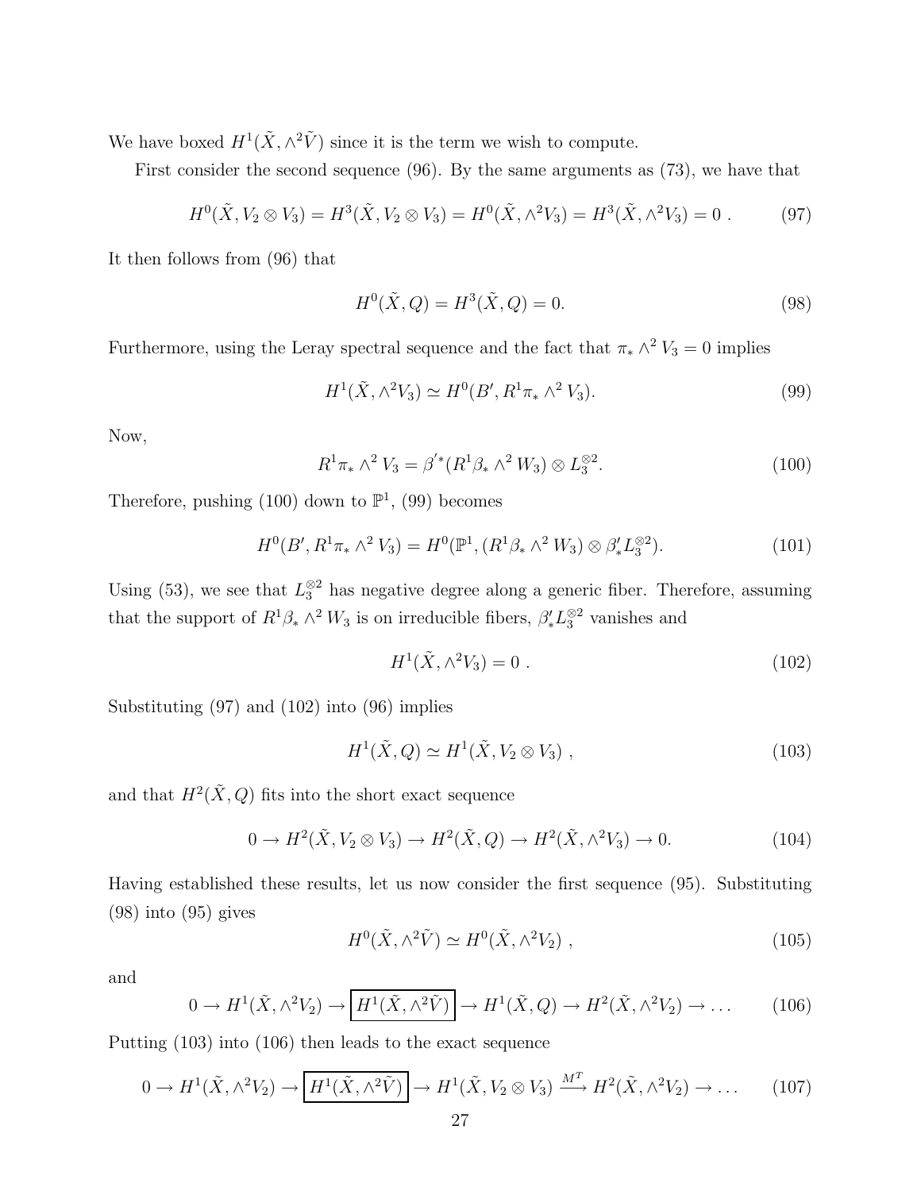We have boxed $H^1(\tilde{X}, \wedge^2\tilde{V})$ since it is the term we wish to compute.

First consider the second sequence (96). By the same arguments as (73), we have that

$$H^0(\tilde{X}, V_2 \otimes V_3) = H^3(\tilde{X}, V_2 \otimes V_3) = H^0(\tilde{X}, \wedge^2 V_3) = H^3(\tilde{X}, \wedge^2 V_3) = 0 \ . \tag{97}$$

It then follows from (96) that

$$H^0(\tilde{X}, Q) = H^3(\tilde{X}, Q) = 0. \tag{98}$$

Furthermore, using the Leray spectral sequence and the fact that $\pi_* \wedge^2 V_3 = 0$ implies

$$H^1(\tilde{X}, \wedge^2 V_3) \simeq H^0(B', R^1\pi_* \wedge^2 V_3). \tag{99}$$

Now,

$$R^1\pi_* \wedge^2 V_3 = \beta^{'*}(R^1\beta_* \wedge^2 W_3) \otimes L_3^{\otimes 2}. \tag{100}$$

Therefore, pushing (100) down to $\mathbb{P}^1$, (99) becomes

$$H^0(B', R^1\pi_* \wedge^2 V_3) = H^0(\mathbb{P}^1, (R^1\beta_* \wedge^2 W_3) \otimes \beta'_* L_3^{\otimes 2}). \tag{101}$$

Using (53), we see that $L_3^{\otimes 2}$ has negative degree along a generic fiber. Therefore, assuming that the support of $R^1\beta_* \wedge^2 W_3$ is on irreducible fibers, $\beta'_* L_3^{\otimes 2}$ vanishes and

$$H^1(\tilde{X}, \wedge^2 V_3) = 0 \ . \tag{102}$$

Substituting (97) and (102) into (96) implies

$$H^1(\tilde{X}, Q) \simeq H^1(\tilde{X}, V_2 \otimes V_3) \ , \tag{103}$$

and that $H^2(\tilde{X}, Q)$ fits into the short exact sequence

$$0 \to H^2(\tilde{X}, V_2 \otimes V_3) \to H^2(\tilde{X}, Q) \to H^2(\tilde{X}, \wedge^2 V_3) \to 0. \tag{104}$$

Having established these results, let us now consider the first sequence (95). Substituting (98) into (95) gives

$$H^0(\tilde{X}, \wedge^2\tilde{V}) \simeq H^0(\tilde{X}, \wedge^2 V_2) \ , \tag{105}$$

and

$$0 \to H^1(\tilde{X}, \wedge^2 V_2) \to \boxed{H^1(\tilde{X}, \wedge^2\tilde{V})} \to H^1(\tilde{X}, Q) \to H^2(\tilde{X}, \wedge^2 V_2) \to \dots \tag{106}$$

Putting (103) into (106) then leads to the exact sequence

$$0 \to H^1(\tilde{X}, \wedge^2 V_2) \to \boxed{H^1(\tilde{X}, \wedge^2\tilde{V})} \to H^1(\tilde{X}, V_2 \otimes V_3) \xrightarrow{M^T} H^2(\tilde{X}, \wedge^2 V_2) \to \dots \tag{107}$$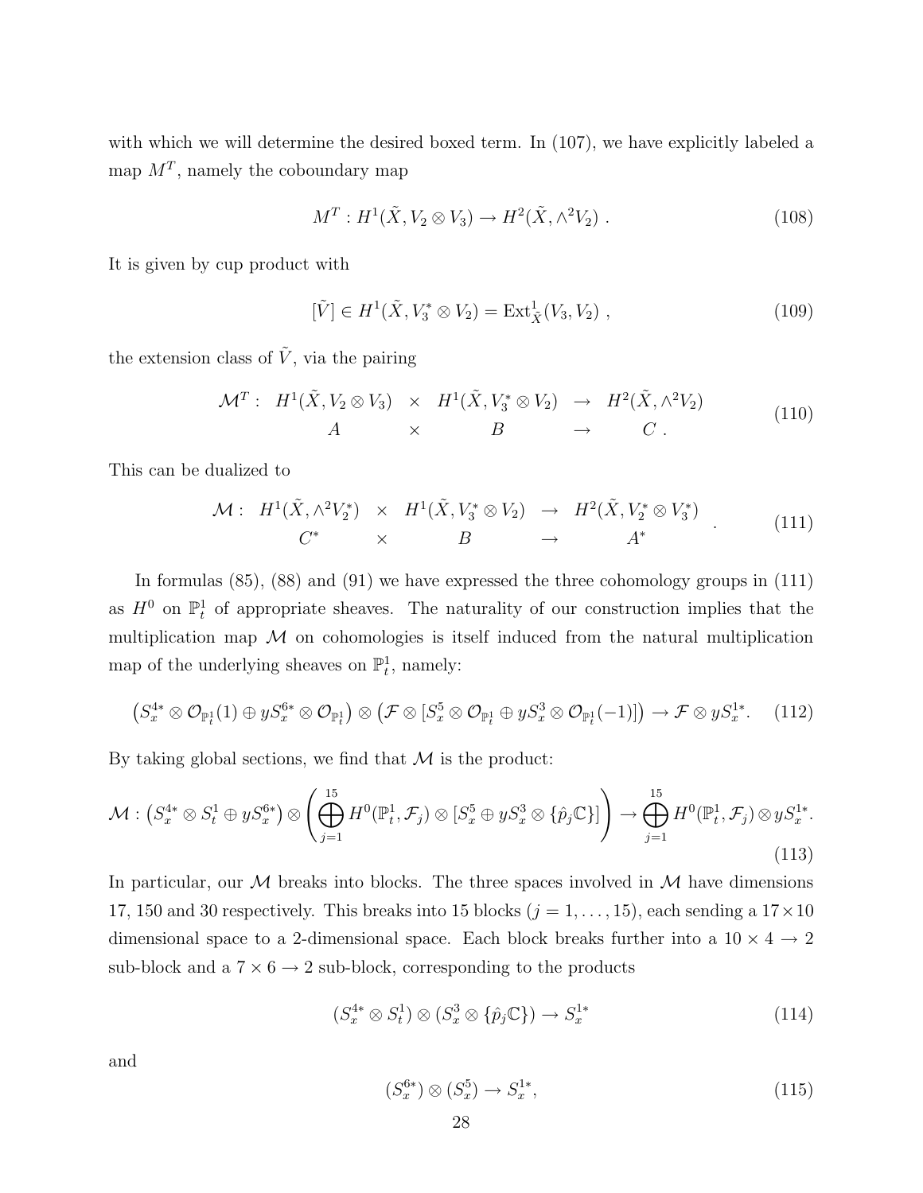with which we will determine the desired boxed term. In (107), we have explicitly labeled a map $M^T$, namely the coboundary map

$$M^T : H^1(\tilde{X}, V_2 \otimes V_3) \to H^2(\tilde{X}, \wedge^2 V_2) \ . \tag{108}$$

It is given by cup product with

$$[\tilde{V}] \in H^1(\tilde{X}, V_3^* \otimes V_2) = \mathrm{Ext}^1_{\tilde{X}}(V_3, V_2) \ , \tag{109}$$

the extension class of $\tilde{V}$, via the pairing

$$\begin{array}{rccccc} \mathcal{M}^T : & H^1(\tilde{X}, V_2 \otimes V_3) & \times & H^1(\tilde{X}, V_3^* \otimes V_2) & \to & H^2(\tilde{X}, \wedge^2 V_2) \\ & A & \times & B & \to & C \ . \end{array} \tag{110}$$

This can be dualized to

$$\begin{array}{rccccc} \mathcal{M} : & H^1(\tilde{X}, \wedge^2 V_2^*) & \times & H^1(\tilde{X}, V_3^* \otimes V_2) & \to & H^2(\tilde{X}, V_2^* \otimes V_3^*) \\ & C^* & \times & B & \to & A^* \end{array} \ . \tag{111}$$

In formulas (85), (88) and (91) we have expressed the three cohomology groups in (111) as $H^0$ on $\mathbb{P}^1_t$ of appropriate sheaves. The naturality of our construction implies that the multiplication map $\mathcal{M}$ on cohomologies is itself induced from the natural multiplication map of the underlying sheaves on $\mathbb{P}^1_t$, namely:

$$\left(S_x^{4*} \otimes \mathcal{O}_{\mathbb{P}^1_t}(1) \oplus y S_x^{6*} \otimes \mathcal{O}_{\mathbb{P}^1_t}\right) \otimes \left(\mathcal{F} \otimes [S_x^5 \otimes \mathcal{O}_{\mathbb{P}^1_t} \oplus y S_x^3 \otimes \mathcal{O}_{\mathbb{P}^1_t}(-1)]\right) \to \mathcal{F} \otimes y S_x^{1*}. \tag{112}$$

By taking global sections, we find that $\mathcal{M}$ is the product:

$$\mathcal{M} : \left(S_x^{4*} \otimes S_t^1 \oplus y S_x^{6*}\right) \otimes \left( \bigoplus_{j=1}^{15} H^0(\mathbb{P}^1_t, \mathcal{F}_j) \otimes [S_x^5 \oplus y S_x^3 \otimes \{\hat{p}_j \mathbb{C}\}] \right) \to \bigoplus_{j=1}^{15} H^0(\mathbb{P}^1_t, \mathcal{F}_j) \otimes y S_x^{1*}. \tag{113}$$

In particular, our $\mathcal{M}$ breaks into blocks. The three spaces involved in $\mathcal{M}$ have dimensions 17, 150 and 30 respectively. This breaks into 15 blocks ($j = 1, \ldots, 15$), each sending a $17 \times 10$ dimensional space to a 2-dimensional space. Each block breaks further into a $10 \times 4 \to 2$ sub-block and a $7 \times 6 \to 2$ sub-block, corresponding to the products

$$(S_x^{4*} \otimes S_t^1) \otimes (S_x^3 \otimes \{\hat{p}_j \mathbb{C}\}) \to S_x^{1*} \tag{114}$$

and

$$(S_x^{6*}) \otimes (S_x^5) \to S_x^{1*}, \tag{115}$$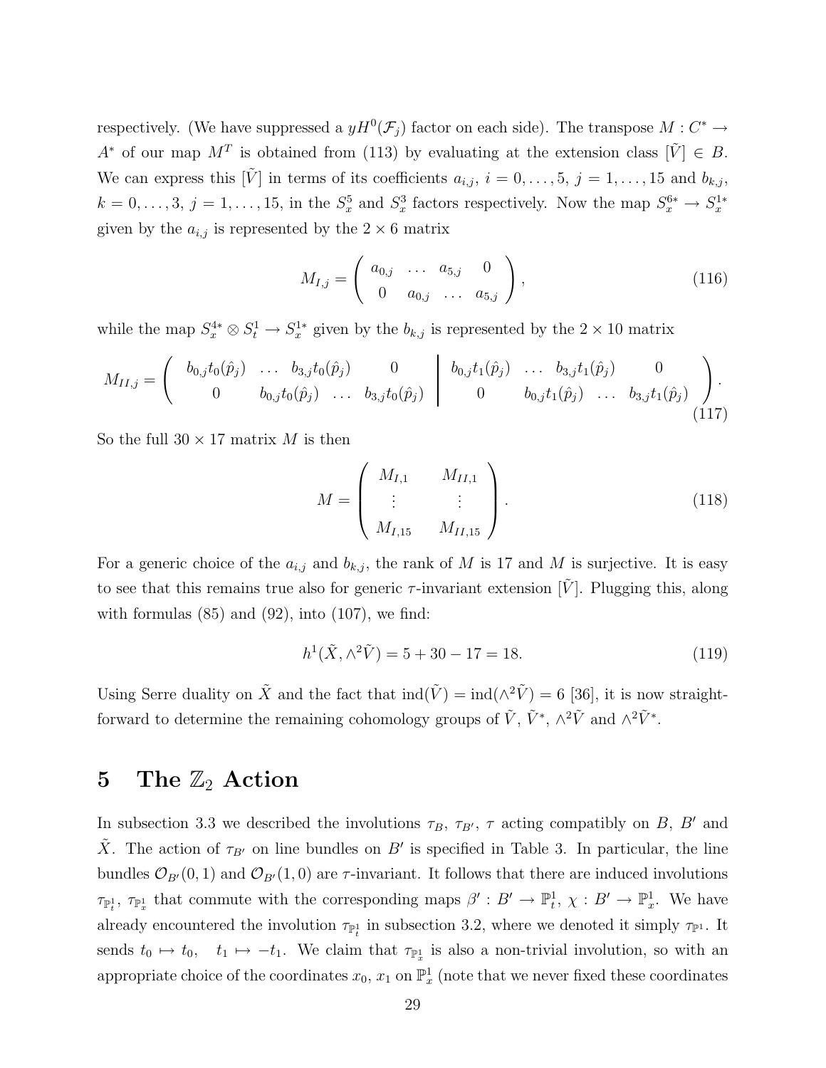respectively. (We have suppressed a $yH^0(\mathcal{F}_j)$ factor on each side). The transpose $M : C^* \to A^*$ of our map $M^T$ is obtained from (113) by evaluating at the extension class $[\tilde{V}] \in B$. We can express this $[\tilde{V}]$ in terms of its coefficients $a_{i,j}$, $i = 0, \ldots, 5$, $j = 1, \ldots, 15$ and $b_{k,j}$, $k = 0, \ldots, 3$, $j = 1, \ldots, 15$, in the $S_x^5$ and $S_x^3$ factors respectively. Now the map $S_x^{6*} \to S_x^{1*}$ given by the $a_{i,j}$ is represented by the $2 \times 6$ matrix

$$M_{I,j} = \begin{pmatrix} a_{0,j} & \ldots & a_{5,j} & 0 \\ 0 & a_{0,j} & \ldots & a_{5,j} \end{pmatrix}, \tag{116}$$

while the map $S_x^{4*} \otimes S_t^1 \to S_x^{1*}$ given by the $b_{k,j}$ is represented by the $2 \times 10$ matrix

$$M_{II,j} = \left( \begin{array}{cccc|cccc} b_{0,j}t_0(\hat{p}_j) & \ldots & b_{3,j}t_0(\hat{p}_j) & 0 & b_{0,j}t_1(\hat{p}_j) & \ldots & b_{3,j}t_1(\hat{p}_j) & 0 \\ 0 & b_{0,j}t_0(\hat{p}_j) & \ldots & b_{3,j}t_0(\hat{p}_j) & 0 & b_{0,j}t_1(\hat{p}_j) & \ldots & b_{3,j}t_1(\hat{p}_j) \end{array} \right). \tag{117}$$

So the full $30 \times 17$ matrix $M$ is then

$$M = \begin{pmatrix} M_{I,1} & M_{II,1} \\ \vdots & \vdots \\ M_{I,15} & M_{II,15} \end{pmatrix}. \tag{118}$$

For a generic choice of the $a_{i,j}$ and $b_{k,j}$, the rank of $M$ is 17 and $M$ is surjective. It is easy to see that this remains true also for generic $\tau$-invariant extension $[\tilde{V}]$. Plugging this, along with formulas (85) and (92), into (107), we find:

$$h^1(\tilde{X}, \wedge^2\tilde{V}) = 5 + 30 - 17 = 18. \tag{119}$$

Using Serre duality on $\tilde{X}$ and the fact that $\text{ind}(\tilde{V}) = \text{ind}(\wedge^2\tilde{V}) = 6$ [36], it is now straightforward to determine the remaining cohomology groups of $\tilde{V}$, $\tilde{V}^*$, $\wedge^2\tilde{V}$ and $\wedge^2\tilde{V}^*$.

# 5 The $\mathbb{Z}_2$ Action

In subsection 3.3 we described the involutions $\tau_B$, $\tau_{B'}$, $\tau$ acting compatibly on $B$, $B'$ and $\tilde{X}$. The action of $\tau_{B'}$ on line bundles on $B'$ is specified in Table 3. In particular, the line bundles $\mathcal{O}_{B'}(0,1)$ and $\mathcal{O}_{B'}(1,0)$ are $\tau$-invariant. It follows that there are induced involutions $\tau_{\mathbb{P}^1_t}$, $\tau_{\mathbb{P}^1_x}$ that commute with the corresponding maps $\beta' : B' \to \mathbb{P}^1_t$, $\chi : B' \to \mathbb{P}^1_x$. We have already encountered the involution $\tau_{\mathbb{P}^1_t}$ in subsection 3.2, where we denoted it simply $\tau_{\mathbb{P}^1}$. It sends $t_0 \mapsto t_0$, $\quad t_1 \mapsto -t_1$. We claim that $\tau_{\mathbb{P}^1_x}$ is also a non-trivial involution, so with an appropriate choice of the coordinates $x_0$, $x_1$ on $\mathbb{P}^1_x$ (note that we never fixed these coordinates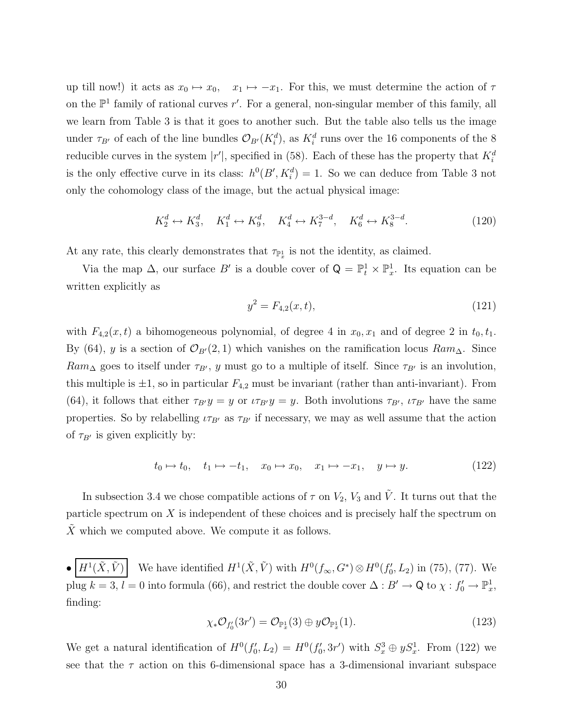up till now!) it acts as $x_0 \mapsto x_0, \quad x_1 \mapsto -x_1$. For this, we must determine the action of $\tau$ on the $\mathbb{P}^1$ family of rational curves $r'$. For a general, non-singular member of this family, all we learn from Table 3 is that it goes to another such. But the table also tells us the image under $\tau_{B'}$ of each of the line bundles $\mathcal{O}_{B'}(K_i^d)$, as $K_i^d$ runs over the 16 components of the 8 reducible curves in the system $|r'|$, specified in (58). Each of these has the property that $K_i^d$ is the only effective curve in its class: $h^0(B', K_i^d) = 1$. So we can deduce from Table 3 not only the cohomology class of the image, but the actual physical image:

$$K_2^d \leftrightarrow K_3^d, \quad K_1^d \leftrightarrow K_9^d, \quad K_4^d \leftrightarrow K_7^{3-d}, \quad K_6^d \leftrightarrow K_8^{3-d}. \tag{120}$$

At any rate, this clearly demonstrates that $\tau_{\mathbb{P}^1_x}$ is not the identity, as claimed.

Via the map $\Delta$, our surface $B'$ is a double cover of $\mathsf{Q} = \mathbb{P}^1_t \times \mathbb{P}^1_x$. Its equation can be written explicitly as

$$y^2 = F_{4,2}(x,t), \tag{121}$$

with $F_{4,2}(x,t)$ a bihomogeneous polynomial, of degree 4 in $x_0, x_1$ and of degree 2 in $t_0, t_1$. By (64), $y$ is a section of $\mathcal{O}_{B'}(2,1)$ which vanishes on the ramification locus $Ram_\Delta$. Since $Ram_\Delta$ goes to itself under $\tau_{B'}$, $y$ must go to a multiple of itself. Since $\tau_{B'}$ is an involution, this multiple is $\pm 1$, so in particular $F_{4,2}$ must be invariant (rather than anti-invariant). From (64), it follows that either $\tau_{B'} y = y$ or $\iota \tau_{B'} y = y$. Both involutions $\tau_{B'}$, $\iota\tau_{B'}$ have the same properties. So by relabelling $\iota\tau_{B'}$ as $\tau_{B'}$ if necessary, we may as well assume that the action of $\tau_{B'}$ is given explicitly by:

$$t_0 \mapsto t_0, \quad t_1 \mapsto -t_1, \quad x_0 \mapsto x_0, \quad x_1 \mapsto -x_1, \quad y \mapsto y. \tag{122}$$

In subsection 3.4 we chose compatible actions of $\tau$ on $V_2$, $V_3$ and $\tilde{V}$. It turns out that the particle spectrum on $X$ is independent of these choices and is precisely half the spectrum on $\tilde{X}$ which we computed above. We compute it as follows.

- $\boxed{H^1(\tilde{X}, \tilde{V})}$ We have identified $H^1(\tilde{X}, \tilde{V})$ with $H^0(f_\infty, G^*) \otimes H^0(f_0', L_2)$ in (75), (77). We plug $k = 3$, $l = 0$ into formula (66), and restrict the double cover $\Delta : B' \to \mathsf{Q}$ to $\chi : f_0' \to \mathbb{P}^1_x$, finding:

$$\chi_* \mathcal{O}_{f_0'}(3r') = \mathcal{O}_{\mathbb{P}^1_x}(3) \oplus y\mathcal{O}_{\mathbb{P}^1_x}(1). \tag{123}$$

We get a natural identification of $H^0(f_0', L_2) = H^0(f_0', 3r')$ with $S_x^3 \oplus yS_x^1$. From (122) we see that the $\tau$ action on this 6-dimensional space has a 3-dimensional invariant subspace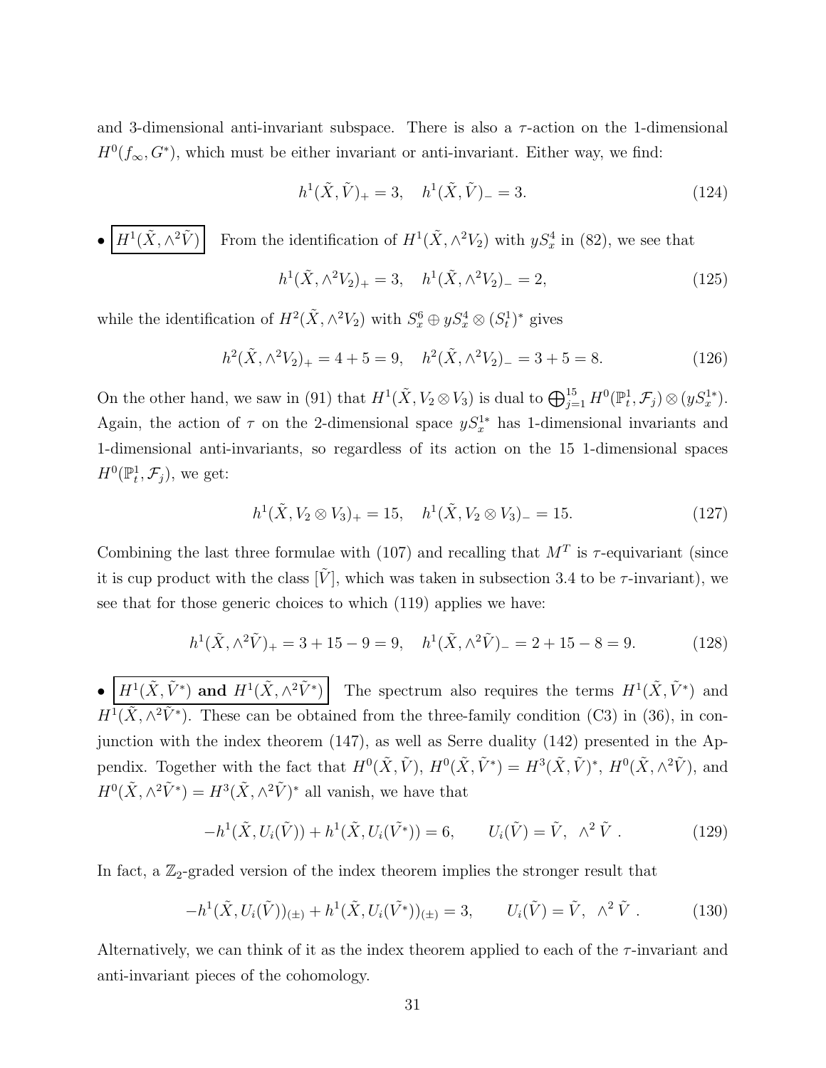and 3-dimensional anti-invariant subspace. There is also a $\tau$-action on the 1-dimensional $H^0(f_\infty, G^*)$, which must be either invariant or anti-invariant. Either way, we find:

$$h^1(\tilde{X}, \tilde{V})_+ = 3, \quad h^1(\tilde{X}, \tilde{V})_- = 3. \tag{124}$$

- $\boxed{H^1(\tilde{X}, \wedge^2 \tilde{V})}$ From the identification of $H^1(\tilde{X}, \wedge^2 V_2)$ with $yS_x^4$ in (82), we see that

$$h^1(\tilde{X}, \wedge^2 V_2)_+ = 3, \quad h^1(\tilde{X}, \wedge^2 V_2)_- = 2, \tag{125}$$

while the identification of $H^2(\tilde{X}, \wedge^2 V_2)$ with $S_x^6 \oplus yS_x^4 \otimes (S_t^1)^*$ gives

$$h^2(\tilde{X}, \wedge^2 V_2)_+ = 4 + 5 = 9, \quad h^2(\tilde{X}, \wedge^2 V_2)_- = 3 + 5 = 8. \tag{126}$$

On the other hand, we saw in (91) that $H^1(\tilde{X}, V_2 \otimes V_3)$ is dual to $\bigoplus_{j=1}^{15} H^0(\mathbb{P}_t^1, \mathcal{F}_j) \otimes (yS_x^{1*})$. Again, the action of $\tau$ on the 2-dimensional space $yS_x^{1*}$ has 1-dimensional invariants and 1-dimensional anti-invariants, so regardless of its action on the 15 1-dimensional spaces $H^0(\mathbb{P}_t^1, \mathcal{F}_j)$, we get:

$$h^1(\tilde{X}, V_2 \otimes V_3)_+ = 15, \quad h^1(\tilde{X}, V_2 \otimes V_3)_- = 15. \tag{127}$$

Combining the last three formulae with (107) and recalling that $M^T$ is $\tau$-equivariant (since it is cup product with the class $[\tilde{V}]$, which was taken in subsection 3.4 to be $\tau$-invariant), we see that for those generic choices to which (119) applies we have:

$$h^1(\tilde{X}, \wedge^2 \tilde{V})_+ = 3 + 15 - 9 = 9, \quad h^1(\tilde{X}, \wedge^2 \tilde{V})_- = 2 + 15 - 8 = 9. \tag{128}$$

- $\boxed{H^1(\tilde{X}, \tilde{V}^*) \textbf{ and } H^1(\tilde{X}, \wedge^2 \tilde{V}^*)}$ The spectrum also requires the terms $H^1(\tilde{X}, \tilde{V}^*)$ and $H^1(\tilde{X}, \wedge^2 \tilde{V}^*)$. These can be obtained from the three-family condition (C3) in (36), in conjunction with the index theorem (147), as well as Serre duality (142) presented in the Appendix. Together with the fact that $H^0(\tilde{X}, \tilde{V})$, $H^0(\tilde{X}, \tilde{V}^*) = H^3(\tilde{X}, \tilde{V})^*$, $H^0(\tilde{X}, \wedge^2 \tilde{V})$, and $H^0(\tilde{X}, \wedge^2 \tilde{V}^*) = H^3(\tilde{X}, \wedge^2 \tilde{V})^*$ all vanish, we have that

$$-h^1(\tilde{X}, U_i(\tilde{V})) + h^1(\tilde{X}, U_i(\tilde{V^*})) = 6, \qquad U_i(\tilde{V}) = \tilde{V}, \ \wedge^2 \tilde{V} \ . \tag{129}$$

In fact, a $\mathbb{Z}_2$-graded version of the index theorem implies the stronger result that

$$-h^1(\tilde{X}, U_i(\tilde{V}))_{(\pm)} + h^1(\tilde{X}, U_i(\tilde{V^*}))_{(\pm)} = 3, \qquad U_i(\tilde{V}) = \tilde{V}, \ \wedge^2 \tilde{V} \ . \tag{130}$$

Alternatively, we can think of it as the index theorem applied to each of the $\tau$-invariant and anti-invariant pieces of the cohomology.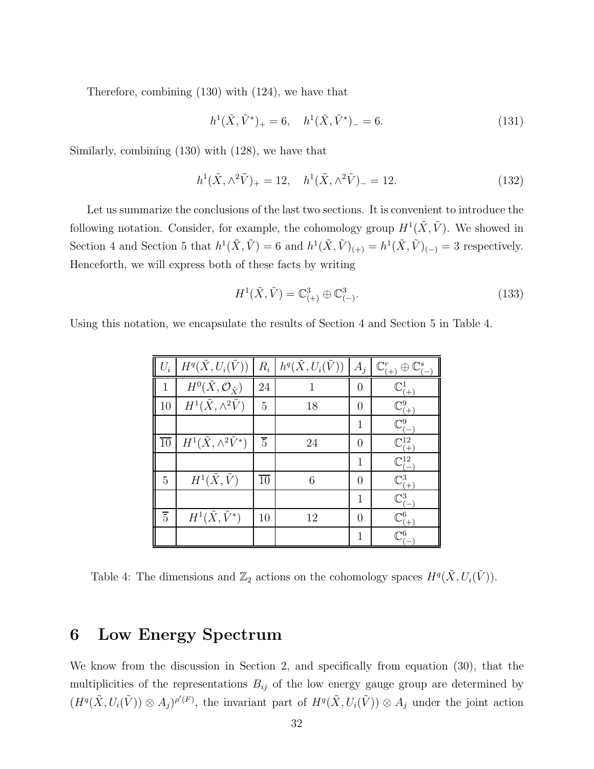Therefore, combining (130) with (124), we have that

$$h^1(\tilde{X}, \tilde{V}^*)_+ = 6, \quad h^1(\tilde{X}, \tilde{V}^*)_- = 6. \tag{131}$$

Similarly, combining (130) with (128), we have that

$$h^1(\tilde{X}, \wedge^2 \tilde{V})_+ = 12, \quad h^1(\tilde{X}, \wedge^2 \tilde{V})_- = 12. \tag{132}$$

Let us summarize the conclusions of the last two sections. It is convenient to introduce the following notation. Consider, for example, the cohomology group $H^1(\tilde{X}, \tilde{V})$. We showed in Section 4 and Section 5 that $h^1(\tilde{X}, \tilde{V}) = 6$ and $h^1(\tilde{X}, \tilde{V})_{(+)} = h^1(\tilde{X}, \tilde{V})_{(-)} = 3$ respectively. Henceforth, we will express both of these facts by writing

$$H^1(\tilde{X}, \tilde{V}) = \mathbb{C}^3_{(+)} \oplus \mathbb{C}^3_{(-)}. \tag{133}$$

Using this notation, we encapsulate the results of Section 4 and Section 5 in Table 4.

| $U_i$ | $H^q(\tilde{X}, U_i(\tilde{V}))$ | $R_i$ | $h^q(\tilde{X}, U_i(\tilde{V}))$ | $A_j$ | $\mathbb{C}^r_{(+)} \oplus \mathbb{C}^s_{(-)}$ |
|---|---|---|---|---|---|
| $1$ | $H^0(\tilde{X}, \mathcal{O}_{\tilde{X}})$ | $24$ | $1$ | $0$ | $\mathbb{C}^1_{(+)}$ |
| $10$ | $H^1(\tilde{X}, \wedge^2 \tilde{V})$ | $5$ | $18$ | $0$ | $\mathbb{C}^9_{(+)}$ |
| | | | | $1$ | $\mathbb{C}^9_{(-)}$ |
| $\overline{10}$ | $H^1(\tilde{X}, \wedge^2 \tilde{V}^*)$ | $\overline{5}$ | $24$ | $0$ | $\mathbb{C}^{12}_{(+)}$ |
| | | | | $1$ | $\mathbb{C}^{12}_{(-)}$ |
| $5$ | $H^1(\tilde{X}, \tilde{V})$ | $\overline{10}$ | $6$ | $0$ | $\mathbb{C}^3_{(+)}$ |
| | | | | $1$ | $\mathbb{C}^3_{(-)}$ |
| $\overline{5}$ | $H^1(\tilde{X}, \tilde{V}^*)$ | $10$ | $12$ | $0$ | $\mathbb{C}^6_{(+)}$ |
| | | | | $1$ | $\mathbb{C}^6_{(-)}$ |

Table 4: The dimensions and $\mathbb{Z}_2$ actions on the cohomology spaces $H^q(\tilde{X}, U_i(\tilde{V}))$.

## 6 Low Energy Spectrum

We know from the discussion in Section 2, and specifically from equation (30), that the multiplicities of the representations $B_{ij}$ of the low energy gauge group are determined by $(H^q(\tilde{X}, U_i(\tilde{V})) \otimes A_j)^{\rho'(F)}$, the invariant part of $H^q(\tilde{X}, U_i(\tilde{V})) \otimes A_j$ under the joint action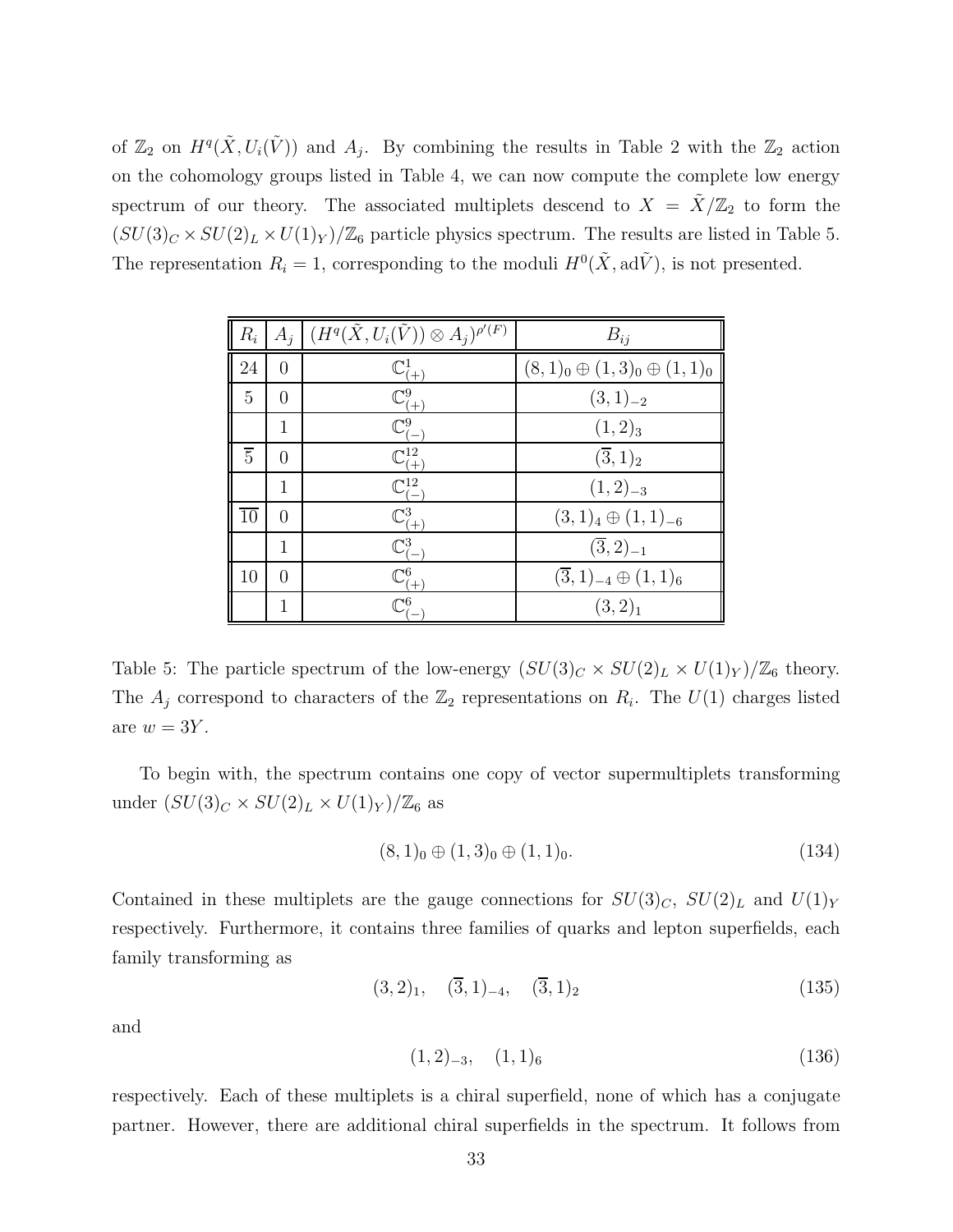of $\mathbb{Z}_2$ on $H^q(\tilde{X}, U_i(\tilde{V}))$ and $A_j$. By combining the results in Table 2 with the $\mathbb{Z}_2$ action on the cohomology groups listed in Table 4, we can now compute the complete low energy spectrum of our theory. The associated multiplets descend to $X = \tilde{X}/\mathbb{Z}_2$ to form the $(SU(3)_C \times SU(2)_L \times U(1)_Y)/\mathbb{Z}_6$ particle physics spectrum. The results are listed in Table 5. The representation $R_i = 1$, corresponding to the moduli $H^0(\tilde{X}, \mathrm{ad}\tilde{V})$, is not presented.

| $R_i$ | $A_j$ | $(H^q(\tilde{X}, U_i(\tilde{V})) \otimes A_j)^{\rho'(F)}$ | $B_{ij}$ |
|---|---|---|---|
| 24 | 0 | $\mathbb{C}^1_{(+)}$ | $(8,1)_0 \oplus (1,3)_0 \oplus (1,1)_0$ |
| 5 | 0 | $\mathbb{C}^9_{(+)}$ | $(3,1)_{-2}$ |
| | 1 | $\mathbb{C}^9_{(-)}$ | $(1,2)_3$ |
| $\overline{5}$ | 0 | $\mathbb{C}^{12}_{(+)}$ | $(\overline{3},1)_2$ |
| | 1 | $\mathbb{C}^{12}_{(-)}$ | $(1,2)_{-3}$ |
| $\overline{10}$ | 0 | $\mathbb{C}^3_{(+)}$ | $(3,1)_4 \oplus (1,1)_{-6}$ |
| | 1 | $\mathbb{C}^3_{(-)}$ | $(\overline{3},2)_{-1}$ |
| 10 | 0 | $\mathbb{C}^6_{(+)}$ | $(\overline{3},1)_{-4} \oplus (1,1)_6$ |
| | 1 | $\mathbb{C}^6_{(-)}$ | $(3,2)_1$ |

Table 5: The particle spectrum of the low-energy $(SU(3)_C \times SU(2)_L \times U(1)_Y)/\mathbb{Z}_6$ theory. The $A_j$ correspond to characters of the $\mathbb{Z}_2$ representations on $R_i$. The $U(1)$ charges listed are $w = 3Y$.

To begin with, the spectrum contains one copy of vector supermultiplets transforming under $(SU(3)_C \times SU(2)_L \times U(1)_Y)/\mathbb{Z}_6$ as

$$(8,1)_0 \oplus (1,3)_0 \oplus (1,1)_0. \tag{134}$$

Contained in these multiplets are the gauge connections for $SU(3)_C$, $SU(2)_L$ and $U(1)_Y$ respectively. Furthermore, it contains three families of quarks and lepton superfields, each family transforming as

$$(3,2)_1, \quad (\overline{3},1)_{-4}, \quad (\overline{3},1)_2 \tag{135}$$

and

$$(1,2)_{-3}, \quad (1,1)_6 \tag{136}$$

respectively. Each of these multiplets is a chiral superfield, none of which has a conjugate partner. However, there are additional chiral superfields in the spectrum. It follows from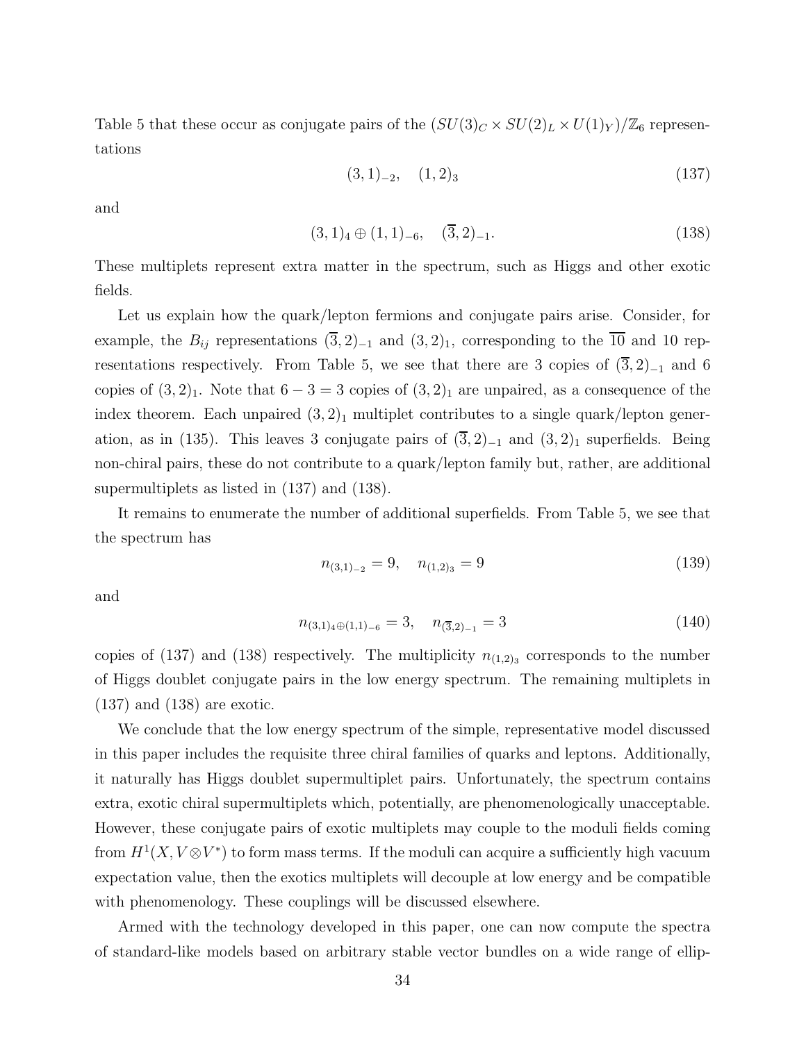Table 5 that these occur as conjugate pairs of the $(SU(3)_C \times SU(2)_L \times U(1)_Y)/\mathbb{Z}_6$ representations

$$(3,1)_{-2}, \quad (1,2)_3 \tag{137}$$

and

$$(3,1)_4 \oplus (1,1)_{-6}, \quad (\overline{3},2)_{-1}. \tag{138}$$

These multiplets represent extra matter in the spectrum, such as Higgs and other exotic fields.

Let us explain how the quark/lepton fermions and conjugate pairs arise. Consider, for example, the $B_{ij}$ representations $(\overline{3},2)_{-1}$ and $(3,2)_1$, corresponding to the $\overline{10}$ and 10 representations respectively. From Table 5, we see that there are 3 copies of $(\overline{3},2)_{-1}$ and 6 copies of $(3,2)_1$. Note that $6-3=3$ copies of $(3,2)_1$ are unpaired, as a consequence of the index theorem. Each unpaired $(3,2)_1$ multiplet contributes to a single quark/lepton generation, as in (135). This leaves 3 conjugate pairs of $(\overline{3},2)_{-1}$ and $(3,2)_1$ superfields. Being non-chiral pairs, these do not contribute to a quark/lepton family but, rather, are additional supermultiplets as listed in (137) and (138).

It remains to enumerate the number of additional superfields. From Table 5, we see that the spectrum has

$$n_{(3,1)_{-2}} = 9, \quad n_{(1,2)_3} = 9 \tag{139}$$

and

$$n_{(3,1)_4 \oplus (1,1)_{-6}} = 3, \quad n_{(\overline{3},2)_{-1}} = 3 \tag{140}$$

copies of (137) and (138) respectively. The multiplicity $n_{(1,2)_3}$ corresponds to the number of Higgs doublet conjugate pairs in the low energy spectrum. The remaining multiplets in (137) and (138) are exotic.

We conclude that the low energy spectrum of the simple, representative model discussed in this paper includes the requisite three chiral families of quarks and leptons. Additionally, it naturally has Higgs doublet supermultiplet pairs. Unfortunately, the spectrum contains extra, exotic chiral supermultiplets which, potentially, are phenomenologically unacceptable. However, these conjugate pairs of exotic multiplets may couple to the moduli fields coming from $H^1(X, V \otimes V^*)$ to form mass terms. If the moduli can acquire a sufficiently high vacuum expectation value, then the exotics multiplets will decouple at low energy and be compatible with phenomenology. These couplings will be discussed elsewhere.

Armed with the technology developed in this paper, one can now compute the spectra of standard-like models based on arbitrary stable vector bundles on a wide range of ellip-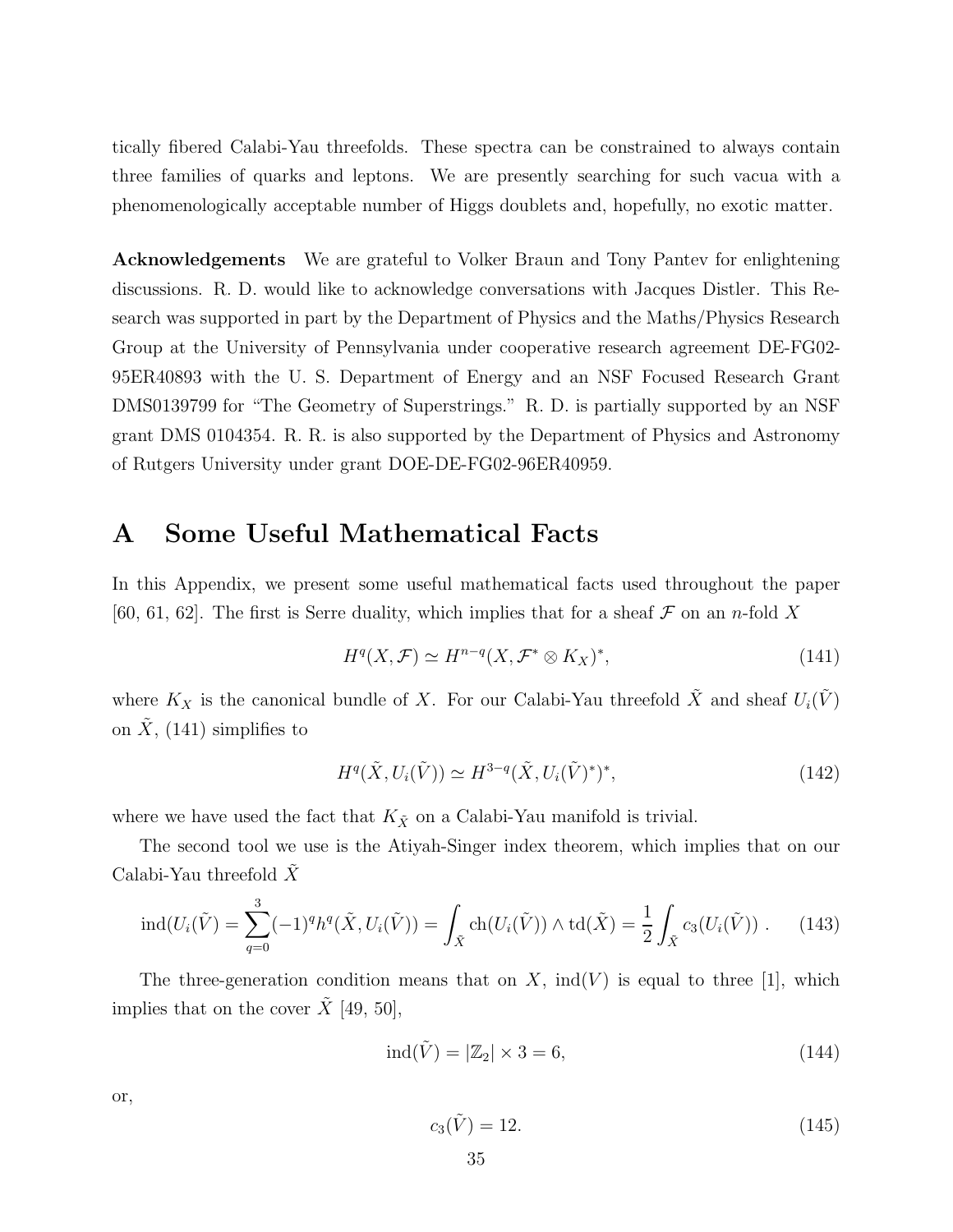tically fibered Calabi-Yau threefolds. These spectra can be constrained to always contain three families of quarks and leptons. We are presently searching for such vacua with a phenomenologically acceptable number of Higgs doublets and, hopefully, no exotic matter.

**Acknowledgements** We are grateful to Volker Braun and Tony Pantev for enlightening discussions. R. D. would like to acknowledge conversations with Jacques Distler. This Research was supported in part by the Department of Physics and the Maths/Physics Research Group at the University of Pennsylvania under cooperative research agreement DE-FG02-95ER40893 with the U. S. Department of Energy and an NSF Focused Research Grant DMS0139799 for "The Geometry of Superstrings." R. D. is partially supported by an NSF grant DMS 0104354. R. R. is also supported by the Department of Physics and Astronomy of Rutgers University under grant DOE-DE-FG02-96ER40959.

# A Some Useful Mathematical Facts

In this Appendix, we present some useful mathematical facts used throughout the paper [60, 61, 62]. The first is Serre duality, which implies that for a sheaf $\mathcal{F}$ on an $n$-fold $X$

$$H^q(X, \mathcal{F}) \simeq H^{n-q}(X, \mathcal{F}^* \otimes K_X)^*, \tag{141}$$

where $K_X$ is the canonical bundle of $X$. For our Calabi-Yau threefold $\tilde{X}$ and sheaf $U_i(\tilde{V})$ on $\tilde{X}$, (141) simplifies to

$$H^q(\tilde{X}, U_i(\tilde{V})) \simeq H^{3-q}(\tilde{X}, U_i(\tilde{V})^*)^*, \tag{142}$$

where we have used the fact that $K_{\tilde{X}}$ on a Calabi-Yau manifold is trivial.

The second tool we use is the Atiyah-Singer index theorem, which implies that on our Calabi-Yau threefold $\tilde{X}$

$$\text{ind}(U_i(\tilde{V}) = \sum_{q=0}^{3}(-1)^q h^q(\tilde{X}, U_i(\tilde{V})) = \int_{\tilde{X}} \text{ch}(U_i(\tilde{V})) \wedge \text{td}(\tilde{X}) = \frac{1}{2}\int_{\tilde{X}} c_3(U_i(\tilde{V})) \ . \tag{143}$$

The three-generation condition means that on $X$, $\text{ind}(V)$ is equal to three [1], which implies that on the cover $\tilde{X}$ [49, 50],

$$\text{ind}(\tilde{V}) = |\mathbb{Z}_2| \times 3 = 6, \tag{144}$$

or,

$$c_3(\tilde{V}) = 12. \tag{145}$$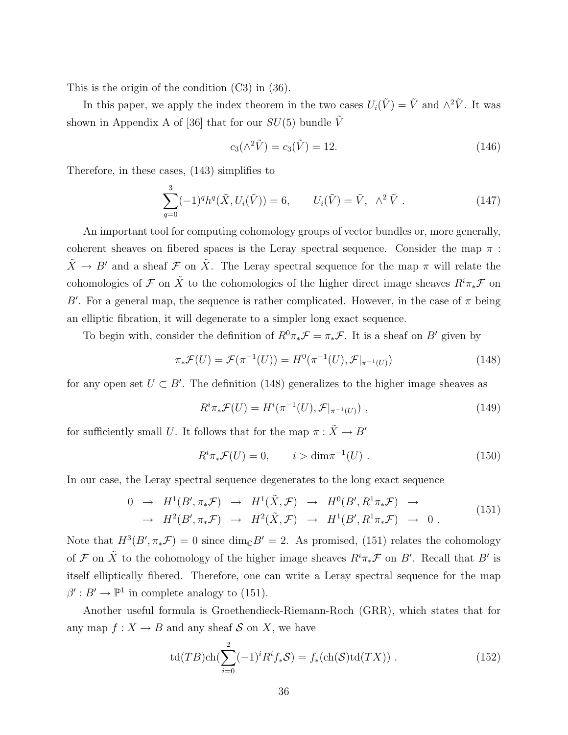This is the origin of the condition (C3) in (36).

In this paper, we apply the index theorem in the two cases $U_i(\tilde{V}) = \tilde{V}$ and $\wedge^2\tilde{V}$. It was shown in Appendix A of [36] that for our $SU(5)$ bundle $\tilde{V}$

$$c_3(\wedge^2\tilde{V}) = c_3(\tilde{V}) = 12. \tag{146}$$

Therefore, in these cases, (143) simplifies to

$$\sum_{q=0}^{3}(-1)^q h^q(\tilde{X}, U_i(\tilde{V})) = 6, \qquad U_i(\tilde{V}) = \tilde{V}, \ \wedge^2 \tilde{V} \ . \tag{147}$$

An important tool for computing cohomology groups of vector bundles or, more generally, coherent sheaves on fibered spaces is the Leray spectral sequence. Consider the map $\pi : \tilde{X} \to B'$ and a sheaf $\mathcal{F}$ on $\tilde{X}$. The Leray spectral sequence for the map $\pi$ will relate the cohomologies of $\mathcal{F}$ on $\tilde{X}$ to the cohomologies of the higher direct image sheaves $R^i\pi_*\mathcal{F}$ on $B'$. For a general map, the sequence is rather complicated. However, in the case of $\pi$ being an elliptic fibration, it will degenerate to a simpler long exact sequence.

To begin with, consider the definition of $R^0\pi_*\mathcal{F} = \pi_*\mathcal{F}$. It is a sheaf on $B'$ given by

$$\pi_*\mathcal{F}(U) = \mathcal{F}(\pi^{-1}(U)) = H^0(\pi^{-1}(U), \mathcal{F}|_{\pi^{-1}(U)}) \tag{148}$$

for any open set $U \subset B'$. The definition (148) generalizes to the higher image sheaves as

$$R^i\pi_*\mathcal{F}(U) = H^i(\pi^{-1}(U), \mathcal{F}|_{\pi^{-1}(U)}) \ , \tag{149}$$

for sufficiently small $U$. It follows that for the map $\pi : \tilde{X} \to B'$

$$R^i\pi_*\mathcal{F}(U) = 0, \qquad i > \dim\pi^{-1}(U) \ . \tag{150}$$

In our case, the Leray spectral sequence degenerates to the long exact sequence

$$\begin{array}{ccccccccc} 0 & \to & H^1(B', \pi_*\mathcal{F}) & \to & H^1(\tilde{X}, \mathcal{F}) & \to & H^0(B', R^1\pi_*\mathcal{F}) & \to & \\ & \to & H^2(B', \pi_*\mathcal{F}) & \to & H^2(\tilde{X}, \mathcal{F}) & \to & H^1(B', R^1\pi_*\mathcal{F}) & \to & 0 \ . \end{array} \tag{151}$$

Note that $H^3(B', \pi_*\mathcal{F}) = 0$ since $\dim_{\mathbb{C}} B' = 2$. As promised, (151) relates the cohomology of $\mathcal{F}$ on $\tilde{X}$ to the cohomology of the higher image sheaves $R^i\pi_*\mathcal{F}$ on $B'$. Recall that $B'$ is itself elliptically fibered. Therefore, one can write a Leray spectral sequence for the map $\beta' : B' \to \mathbb{P}^1$ in complete analogy to (151).

Another useful formula is Groethendieck-Riemann-Roch (GRR), which states that for any map $f : X \to B$ and any sheaf $\mathcal{S}$ on $X$, we have

$$\mathrm{td}(TB)\mathrm{ch}(\sum_{i=0}^{2}(-1)^i R^i f_*\mathcal{S}) = f_*(\mathrm{ch}(\mathcal{S})\mathrm{td}(TX)) \ . \tag{152}$$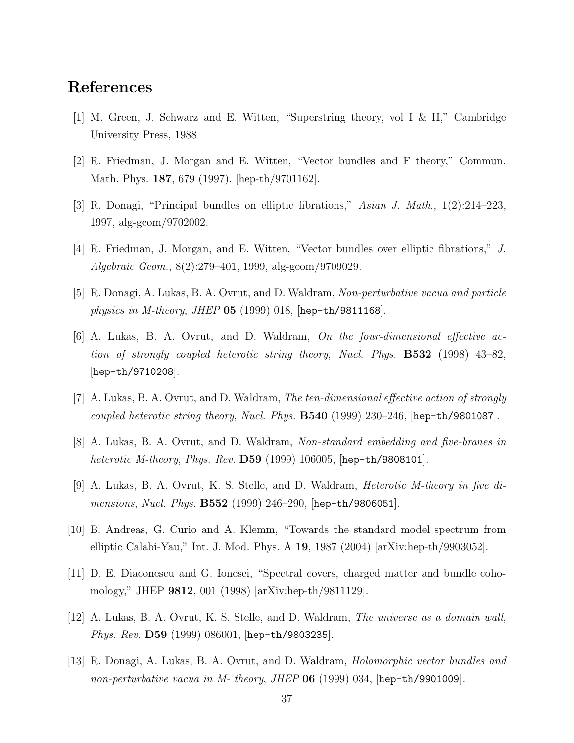# References

[1] M. Green, J. Schwarz and E. Witten, “Superstring theory, vol I & II,” Cambridge University Press, 1988

[2] R. Friedman, J. Morgan and E. Witten, “Vector bundles and F theory,” Commun. Math. Phys. **187**, 679 (1997). [hep-th/9701162].

[3] R. Donagi, “Principal bundles on elliptic fibrations,” *Asian J. Math.*, 1(2):214–223, 1997, alg-geom/9702002.

[4] R. Friedman, J. Morgan, and E. Witten, “Vector bundles over elliptic fibrations,” *J. Algebraic Geom.*, 8(2):279–401, 1999, alg-geom/9709029.

[5] R. Donagi, A. Lukas, B. A. Ovrut, and D. Waldram, *Non-perturbative vacua and particle physics in M-theory*, *JHEP* **05** (1999) 018, [hep-th/9811168].

[6] A. Lukas, B. A. Ovrut, and D. Waldram, *On the four-dimensional effective action of strongly coupled heterotic string theory*, *Nucl. Phys.* **B532** (1998) 43–82, [hep-th/9710208].

[7] A. Lukas, B. A. Ovrut, and D. Waldram, *The ten-dimensional effective action of strongly coupled heterotic string theory*, *Nucl. Phys.* **B540** (1999) 230–246, [hep-th/9801087].

[8] A. Lukas, B. A. Ovrut, and D. Waldram, *Non-standard embedding and five-branes in heterotic M-theory*, *Phys. Rev.* **D59** (1999) 106005, [hep-th/9808101].

[9] A. Lukas, B. A. Ovrut, K. S. Stelle, and D. Waldram, *Heterotic M-theory in five dimensions*, *Nucl. Phys.* **B552** (1999) 246–290, [hep-th/9806051].

[10] B. Andreas, G. Curio and A. Klemm, “Towards the standard model spectrum from elliptic Calabi-Yau,” Int. J. Mod. Phys. A **19**, 1987 (2004) [arXiv:hep-th/9903052].

[11] D. E. Diaconescu and G. Ionesei, “Spectral covers, charged matter and bundle cohomology,” JHEP **9812**, 001 (1998) [arXiv:hep-th/9811129].

[12] A. Lukas, B. A. Ovrut, K. S. Stelle, and D. Waldram, *The universe as a domain wall*, *Phys. Rev.* **D59** (1999) 086001, [hep-th/9803235].

[13] R. Donagi, A. Lukas, B. A. Ovrut, and D. Waldram, *Holomorphic vector bundles and non-perturbative vacua in M- theory*, *JHEP* **06** (1999) 034, [hep-th/9901009].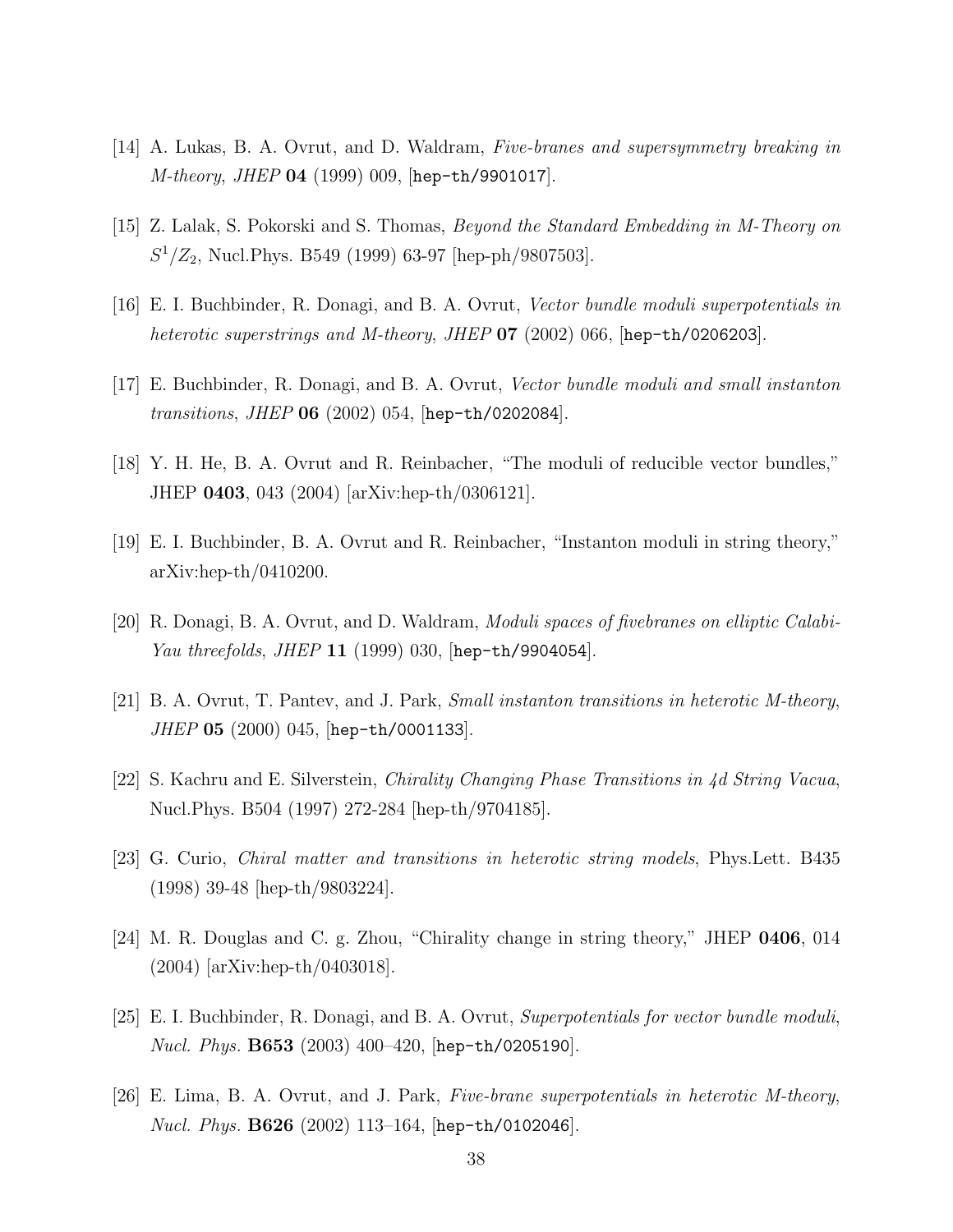[14] A. Lukas, B. A. Ovrut, and D. Waldram, *Five-branes and supersymmetry breaking in M-theory*, *JHEP* **04** (1999) 009, [hep-th/9901017].

[15] Z. Lalak, S. Pokorski and S. Thomas, *Beyond the Standard Embedding in M-Theory on* $S^1/Z_2$, Nucl.Phys. B549 (1999) 63-97 [hep-ph/9807503].

[16] E. I. Buchbinder, R. Donagi, and B. A. Ovrut, *Vector bundle moduli superpotentials in heterotic superstrings and M-theory*, *JHEP* **07** (2002) 066, [hep-th/0206203].

[17] E. Buchbinder, R. Donagi, and B. A. Ovrut, *Vector bundle moduli and small instanton transitions*, *JHEP* **06** (2002) 054, [hep-th/0202084].

[18] Y. H. He, B. A. Ovrut and R. Reinbacher, "The moduli of reducible vector bundles," JHEP **0403**, 043 (2004) [arXiv:hep-th/0306121].

[19] E. I. Buchbinder, B. A. Ovrut and R. Reinbacher, "Instanton moduli in string theory," arXiv:hep-th/0410200.

[20] R. Donagi, B. A. Ovrut, and D. Waldram, *Moduli spaces of fivebranes on elliptic Calabi-Yau threefolds*, *JHEP* **11** (1999) 030, [hep-th/9904054].

[21] B. A. Ovrut, T. Pantev, and J. Park, *Small instanton transitions in heterotic M-theory*, *JHEP* **05** (2000) 045, [hep-th/0001133].

[22] S. Kachru and E. Silverstein, *Chirality Changing Phase Transitions in 4d String Vacua*, Nucl.Phys. B504 (1997) 272-284 [hep-th/9704185].

[23] G. Curio, *Chiral matter and transitions in heterotic string models*, Phys.Lett. B435 (1998) 39-48 [hep-th/9803224].

[24] M. R. Douglas and C. g. Zhou, "Chirality change in string theory," JHEP **0406**, 014 (2004) [arXiv:hep-th/0403018].

[25] E. I. Buchbinder, R. Donagi, and B. A. Ovrut, *Superpotentials for vector bundle moduli*, *Nucl. Phys.* **B653** (2003) 400–420, [hep-th/0205190].

[26] E. Lima, B. A. Ovrut, and J. Park, *Five-brane superpotentials in heterotic M-theory*, *Nucl. Phys.* **B626** (2002) 113–164, [hep-th/0102046].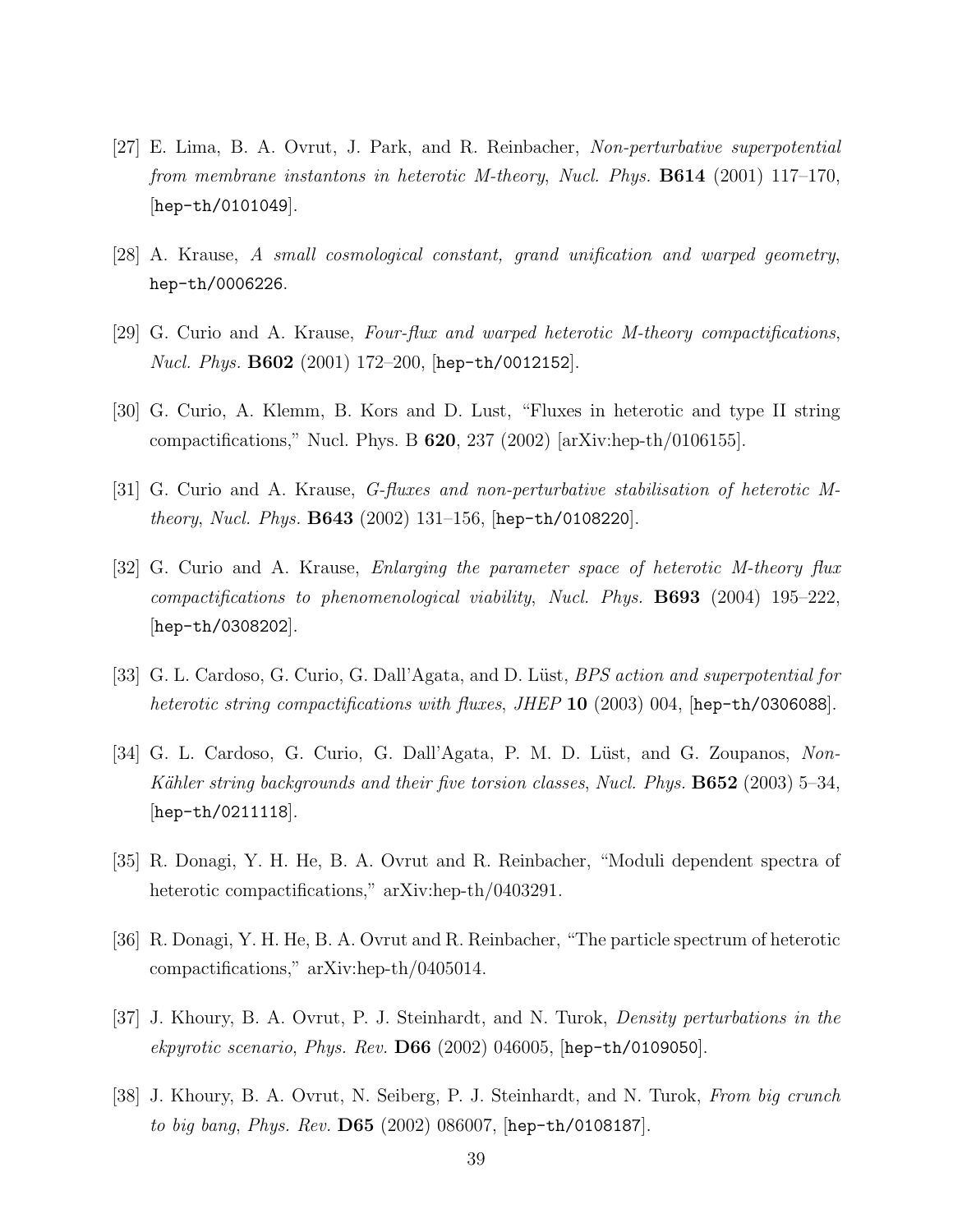[27] E. Lima, B. A. Ovrut, J. Park, and R. Reinbacher, *Non-perturbative superpotential from membrane instantons in heterotic M-theory*, *Nucl. Phys.* **B614** (2001) 117–170, [hep-th/0101049].

[28] A. Krause, *A small cosmological constant, grand unification and warped geometry*, hep-th/0006226.

[29] G. Curio and A. Krause, *Four-flux and warped heterotic M-theory compactifications*, *Nucl. Phys.* **B602** (2001) 172–200, [hep-th/0012152].

[30] G. Curio, A. Klemm, B. Kors and D. Lust, "Fluxes in heterotic and type II string compactifications," Nucl. Phys. B **620**, 237 (2002) [arXiv:hep-th/0106155].

[31] G. Curio and A. Krause, *G-fluxes and non-perturbative stabilisation of heterotic M-theory*, *Nucl. Phys.* **B643** (2002) 131–156, [hep-th/0108220].

[32] G. Curio and A. Krause, *Enlarging the parameter space of heterotic M-theory flux compactifications to phenomenological viability*, *Nucl. Phys.* **B693** (2004) 195–222, [hep-th/0308202].

[33] G. L. Cardoso, G. Curio, G. Dall'Agata, and D. Lüst, *BPS action and superpotential for heterotic string compactifications with fluxes*, *JHEP* **10** (2003) 004, [hep-th/0306088].

[34] G. L. Cardoso, G. Curio, G. Dall'Agata, P. M. D. Lüst, and G. Zoupanos, *Non-Kähler string backgrounds and their five torsion classes*, *Nucl. Phys.* **B652** (2003) 5–34, [hep-th/0211118].

[35] R. Donagi, Y. H. He, B. A. Ovrut and R. Reinbacher, "Moduli dependent spectra of heterotic compactifications," arXiv:hep-th/0403291.

[36] R. Donagi, Y. H. He, B. A. Ovrut and R. Reinbacher, "The particle spectrum of heterotic compactifications," arXiv:hep-th/0405014.

[37] J. Khoury, B. A. Ovrut, P. J. Steinhardt, and N. Turok, *Density perturbations in the ekpyrotic scenario*, *Phys. Rev.* **D66** (2002) 046005, [hep-th/0109050].

[38] J. Khoury, B. A. Ovrut, N. Seiberg, P. J. Steinhardt, and N. Turok, *From big crunch to big bang*, *Phys. Rev.* **D65** (2002) 086007, [hep-th/0108187].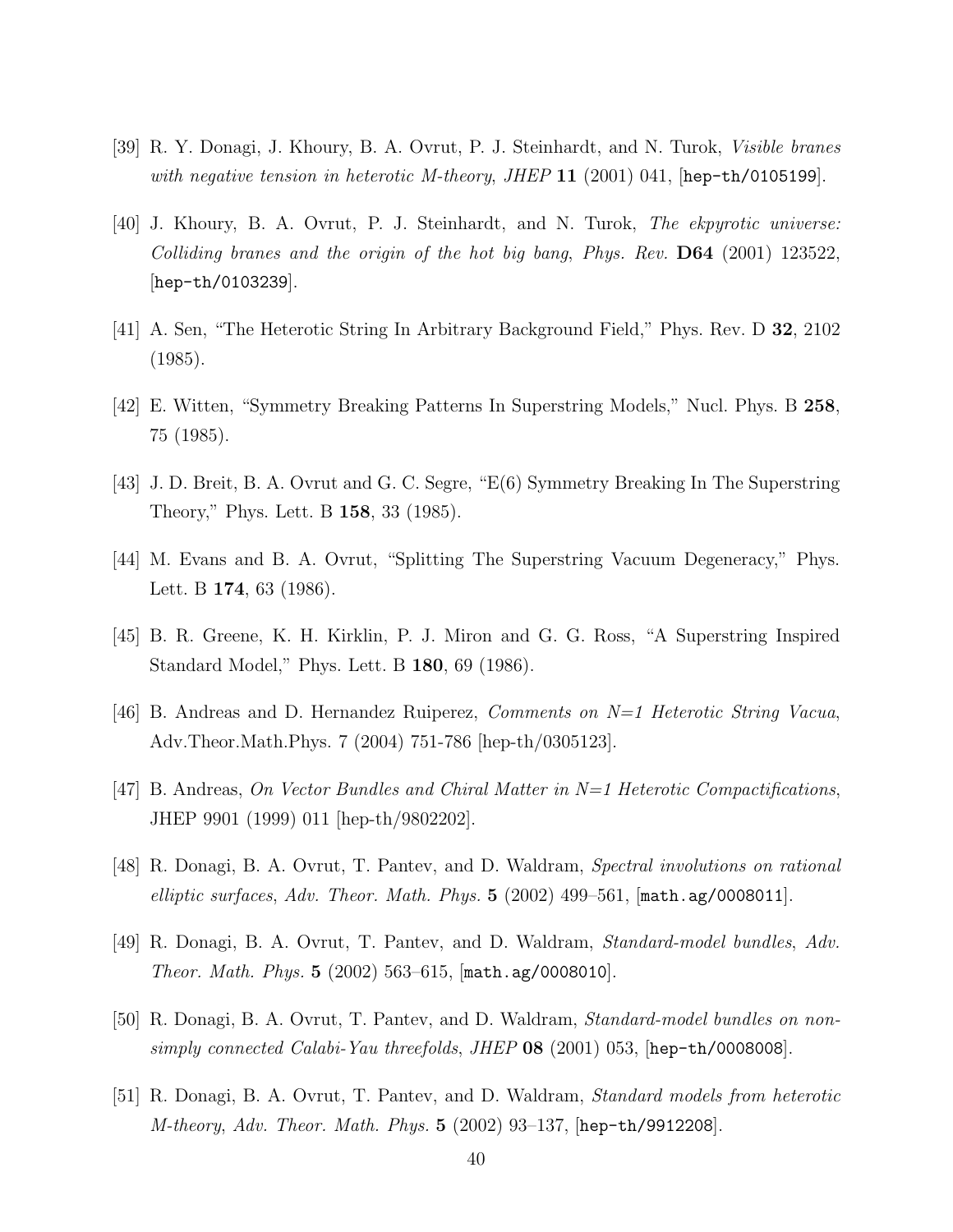[39] R. Y. Donagi, J. Khoury, B. A. Ovrut, P. J. Steinhardt, and N. Turok, *Visible branes with negative tension in heterotic M-theory*, *JHEP* **11** (2001) 041, [hep-th/0105199].

[40] J. Khoury, B. A. Ovrut, P. J. Steinhardt, and N. Turok, *The ekpyrotic universe: Colliding branes and the origin of the hot big bang*, *Phys. Rev.* **D64** (2001) 123522, [hep-th/0103239].

[41] A. Sen, "The Heterotic String In Arbitrary Background Field," Phys. Rev. D **32**, 2102 (1985).

[42] E. Witten, "Symmetry Breaking Patterns In Superstring Models," Nucl. Phys. B **258**, 75 (1985).

[43] J. D. Breit, B. A. Ovrut and G. C. Segre, "E(6) Symmetry Breaking In The Superstring Theory," Phys. Lett. B **158**, 33 (1985).

[44] M. Evans and B. A. Ovrut, "Splitting The Superstring Vacuum Degeneracy," Phys. Lett. B **174**, 63 (1986).

[45] B. R. Greene, K. H. Kirklin, P. J. Miron and G. G. Ross, "A Superstring Inspired Standard Model," Phys. Lett. B **180**, 69 (1986).

[46] B. Andreas and D. Hernandez Ruiperez, *Comments on N=1 Heterotic String Vacua*, Adv.Theor.Math.Phys. 7 (2004) 751-786 [hep-th/0305123].

[47] B. Andreas, *On Vector Bundles and Chiral Matter in N=1 Heterotic Compactifications*, JHEP 9901 (1999) 011 [hep-th/9802202].

[48] R. Donagi, B. A. Ovrut, T. Pantev, and D. Waldram, *Spectral involutions on rational elliptic surfaces*, *Adv. Theor. Math. Phys.* **5** (2002) 499–561, [math.ag/0008011].

[49] R. Donagi, B. A. Ovrut, T. Pantev, and D. Waldram, *Standard-model bundles*, *Adv. Theor. Math. Phys.* **5** (2002) 563–615, [math.ag/0008010].

[50] R. Donagi, B. A. Ovrut, T. Pantev, and D. Waldram, *Standard-model bundles on non-simply connected Calabi-Yau threefolds*, *JHEP* **08** (2001) 053, [hep-th/0008008].

[51] R. Donagi, B. A. Ovrut, T. Pantev, and D. Waldram, *Standard models from heterotic M-theory*, *Adv. Theor. Math. Phys.* **5** (2002) 93–137, [hep-th/9912208].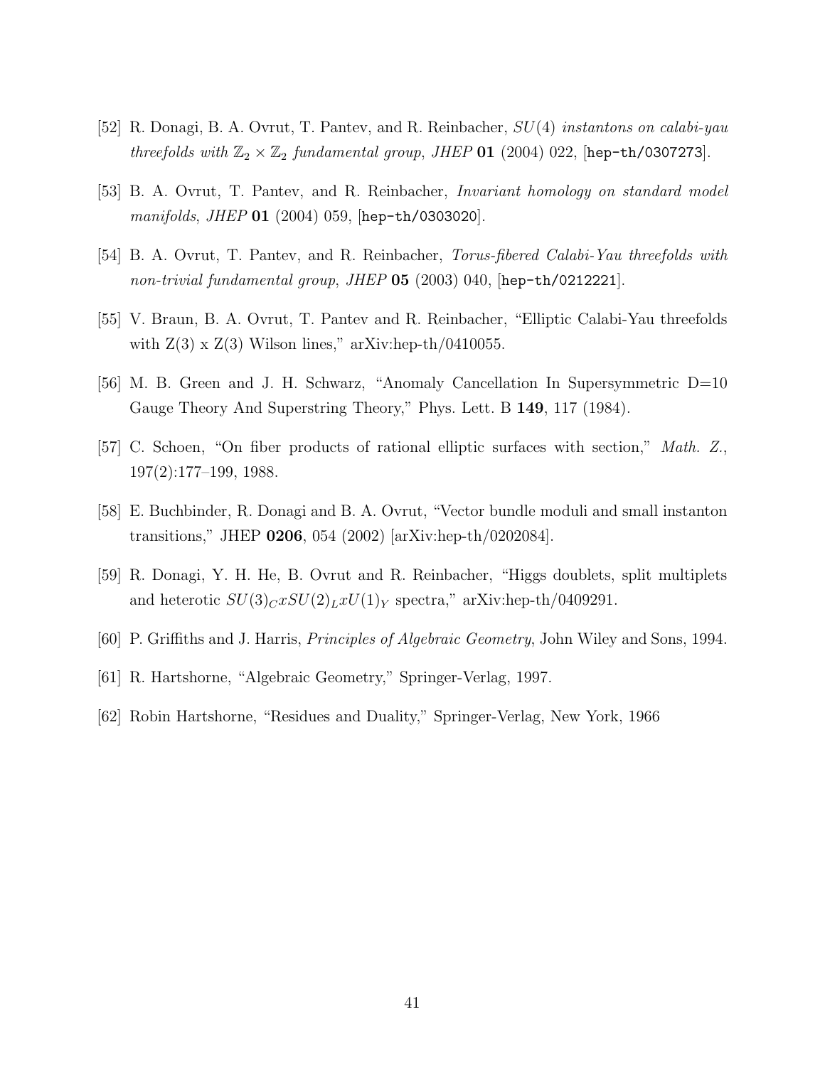[52] R. Donagi, B. A. Ovrut, T. Pantev, and R. Reinbacher, *$SU(4)$ instantons on calabi-yau threefolds with $\mathbb{Z}_2 \times \mathbb{Z}_2$ fundamental group*, *JHEP* **01** (2004) 022, [hep-th/0307273].

[53] B. A. Ovrut, T. Pantev, and R. Reinbacher, *Invariant homology on standard model manifolds*, *JHEP* **01** (2004) 059, [hep-th/0303020].

[54] B. A. Ovrut, T. Pantev, and R. Reinbacher, *Torus-fibered Calabi-Yau threefolds with non-trivial fundamental group*, *JHEP* **05** (2003) 040, [hep-th/0212221].

[55] V. Braun, B. A. Ovrut, T. Pantev and R. Reinbacher, "Elliptic Calabi-Yau threefolds with Z(3) x Z(3) Wilson lines," arXiv:hep-th/0410055.

[56] M. B. Green and J. H. Schwarz, "Anomaly Cancellation In Supersymmetric D=10 Gauge Theory And Superstring Theory," Phys. Lett. B **149**, 117 (1984).

[57] C. Schoen, "On fiber products of rational elliptic surfaces with section," *Math. Z.*, 197(2):177–199, 1988.

[58] E. Buchbinder, R. Donagi and B. A. Ovrut, "Vector bundle moduli and small instanton transitions," JHEP **0206**, 054 (2002) [arXiv:hep-th/0202084].

[59] R. Donagi, Y. H. He, B. Ovrut and R. Reinbacher, "Higgs doublets, split multiplets and heterotic $SU(3)_C x SU(2)_L x U(1)_Y$ spectra," arXiv:hep-th/0409291.

[60] P. Griffiths and J. Harris, *Principles of Algebraic Geometry*, John Wiley and Sons, 1994.

[61] R. Hartshorne, "Algebraic Geometry," Springer-Verlag, 1997.

[62] Robin Hartshorne, "Residues and Duality," Springer-Verlag, New York, 1966